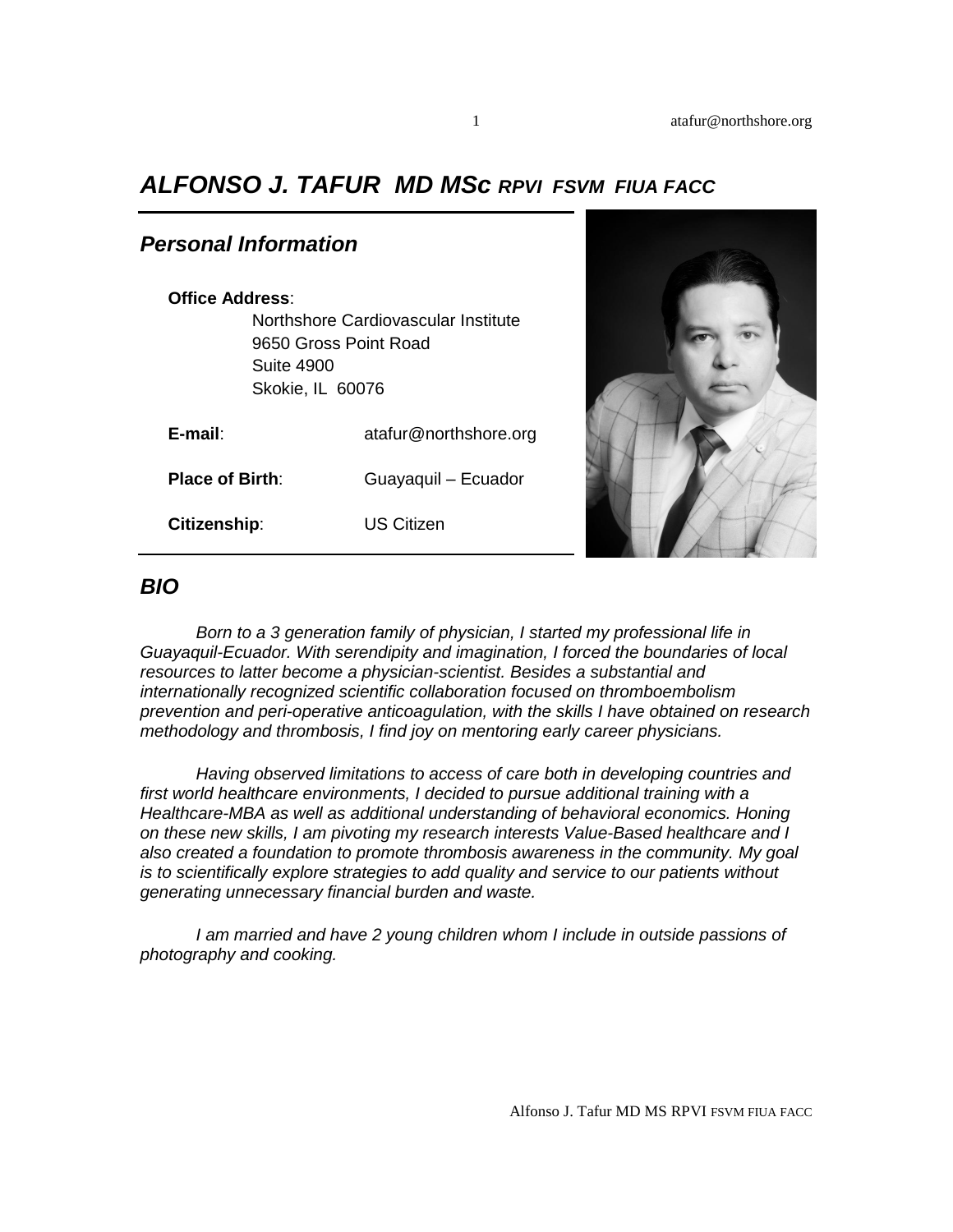# *ALFONSO J. TAFUR MD MSc RPVI FSVM FIUA FACC*

## *Personal Information*

**Office Address**:

Northshore Cardiovascular Institute
9650 Gross Point Road
Suite 4900
Skokie, IL 60076

**E-mail**: atafur@northshore.org

**Place of Birth**: Guayaquil – Ecuador

**Citizenship**: US Citizen

## *BIO*

*Born to a 3 generation family of physician, I started my professional life in Guayaquil-Ecuador. With serendipity and imagination, I forced the boundaries of local resources to latter become a physician-scientist. Besides a substantial and internationally recognized scientific collaboration focused on thromboembolism prevention and peri-operative anticoagulation, with the skills I have obtained on research methodology and thrombosis, I find joy on mentoring early career physicians.*

*Having observed limitations to access of care both in developing countries and first world healthcare environments, I decided to pursue additional training with a Healthcare-MBA as well as additional understanding of behavioral economics. Honing on these new skills, I am pivoting my research interests Value-Based healthcare and I also created a foundation to promote thrombosis awareness in the community. My goal is to scientifically explore strategies to add quality and service to our patients without generating unnecessary financial burden and waste.*

*I am married and have 2 young children whom I include in outside passions of photography and cooking.*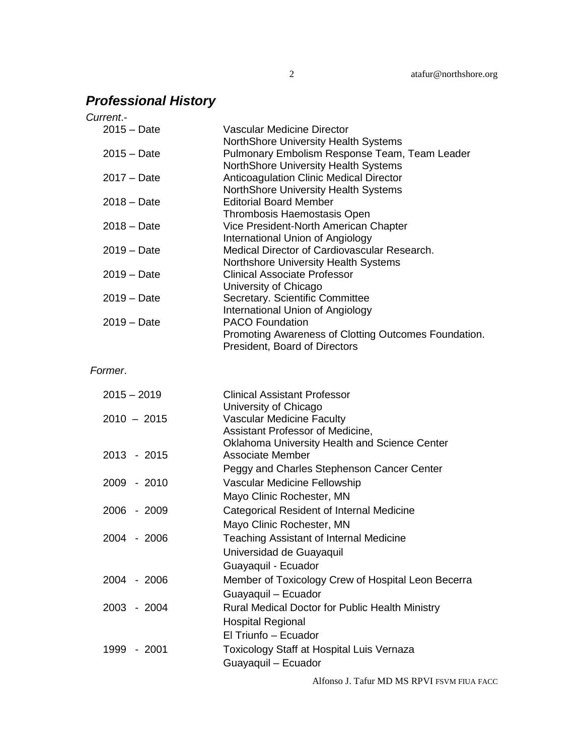## *Professional History*

*Current*.-

| | |
|---|---|
| 2015 – Date | Vascular Medicine Director<br>NorthShore University Health Systems |
| 2015 – Date | Pulmonary Embolism Response Team, Team Leader<br>NorthShore University Health Systems |
| 2017 – Date | Anticoagulation Clinic Medical Director<br>NorthShore University Health Systems |
| 2018 – Date | Editorial Board Member<br>Thrombosis Haemostasis Open |
| 2018 – Date | Vice President-North American Chapter<br>International Union of Angiology |
| 2019 – Date | Medical Director of Cardiovascular Research.<br>Northshore University Health Systems |
| 2019 – Date | Clinical Associate Professor<br>University of Chicago |
| 2019 – Date | Secretary. Scientific Committee<br>International Union of Angiology |
| 2019 – Date | PACO Foundation<br>Promoting Awareness of Clotting Outcomes Foundation.<br>President, Board of Directors |

*Former*.

| | |
|---|---|
| 2015 – 2019 | Clinical Assistant Professor<br>University of Chicago |
| 2010 – 2015 | Vascular Medicine Faculty<br>Assistant Professor of Medicine,<br>Oklahoma University Health and Science Center |
| 2013 - 2015 | Associate Member<br>Peggy and Charles Stephenson Cancer Center |
| 2009 - 2010 | Vascular Medicine Fellowship<br>Mayo Clinic Rochester, MN |
| 2006 - 2009 | Categorical Resident of Internal Medicine<br>Mayo Clinic Rochester, MN |
| 2004 - 2006 | Teaching Assistant of Internal Medicine<br>Universidad de Guayaquil<br>Guayaquil - Ecuador |
| 2004 - 2006 | Member of Toxicology Crew of Hospital Leon Becerra<br>Guayaquil – Ecuador |
| 2003 - 2004 | Rural Medical Doctor for Public Health Ministry<br>Hospital Regional<br>El Triunfo – Ecuador |
| 1999 - 2001 | Toxicology Staff at Hospital Luis Vernaza<br>Guayaquil – Ecuador |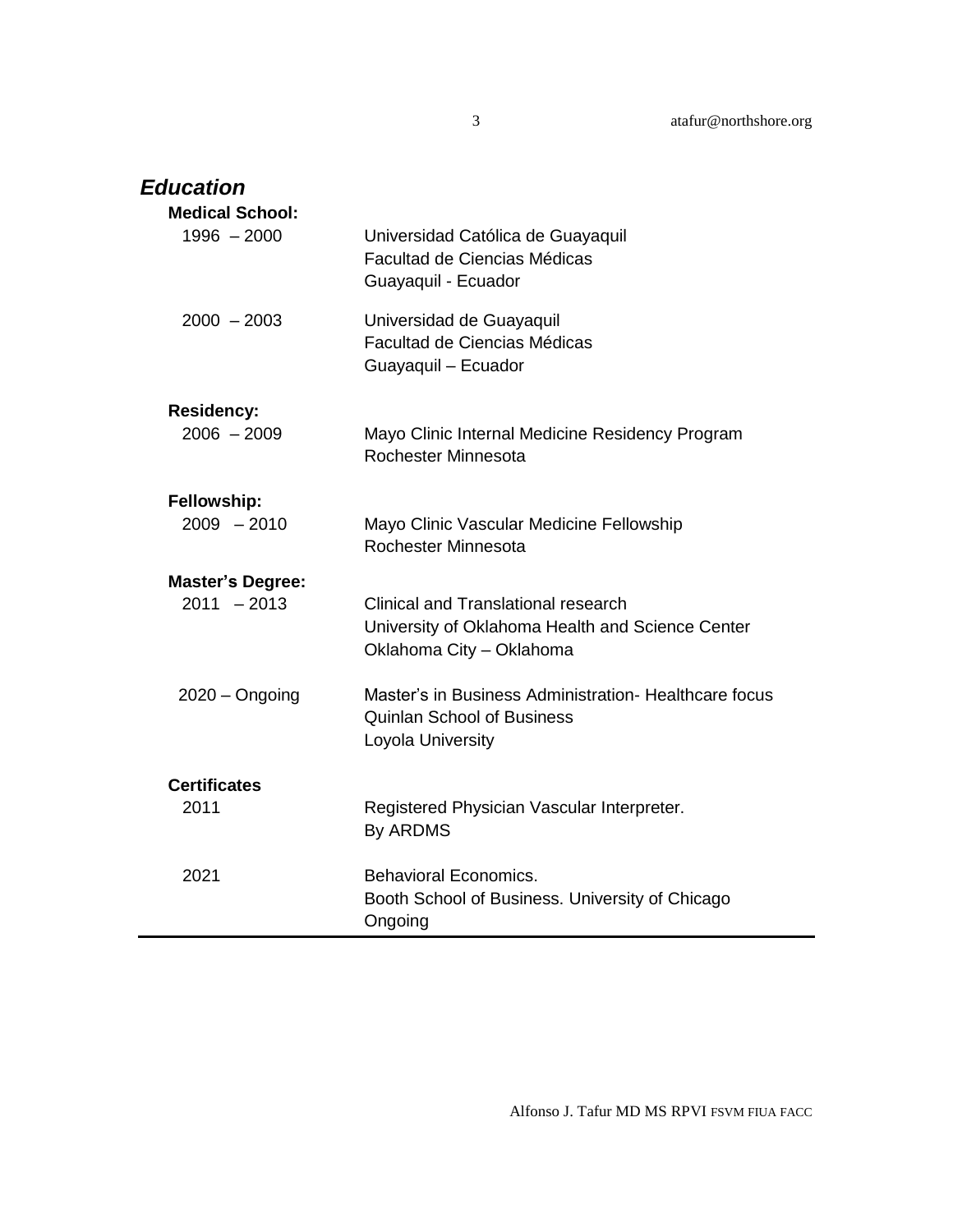## *Education*

### Medical School:

| | |
|---|---|
| 1996 – 2000 | Universidad Católica de Guayaquil<br>Facultad de Ciencias Médicas<br>Guayaquil - Ecuador |
| 2000 – 2003 | Universidad de Guayaquil<br>Facultad de Ciencias Médicas<br>Guayaquil – Ecuador |

### Residency:

| | |
|---|---|
| 2006 – 2009 | Mayo Clinic Internal Medicine Residency Program<br>Rochester Minnesota |

### Fellowship:

| | |
|---|---|
| 2009 – 2010 | Mayo Clinic Vascular Medicine Fellowship<br>Rochester Minnesota |

### Master's Degree:

| | |
|---|---|
| 2011 – 2013 | Clinical and Translational research<br>University of Oklahoma Health and Science Center<br>Oklahoma City – Oklahoma |
| 2020 – Ongoing | Master's in Business Administration- Healthcare focus<br>Quinlan School of Business<br>Loyola University |

### Certificates

| | |
|---|---|
| 2011 | Registered Physician Vascular Interpreter.<br>By ARDMS |
| 2021 | Behavioral Economics.<br>Booth School of Business. University of Chicago<br>Ongoing |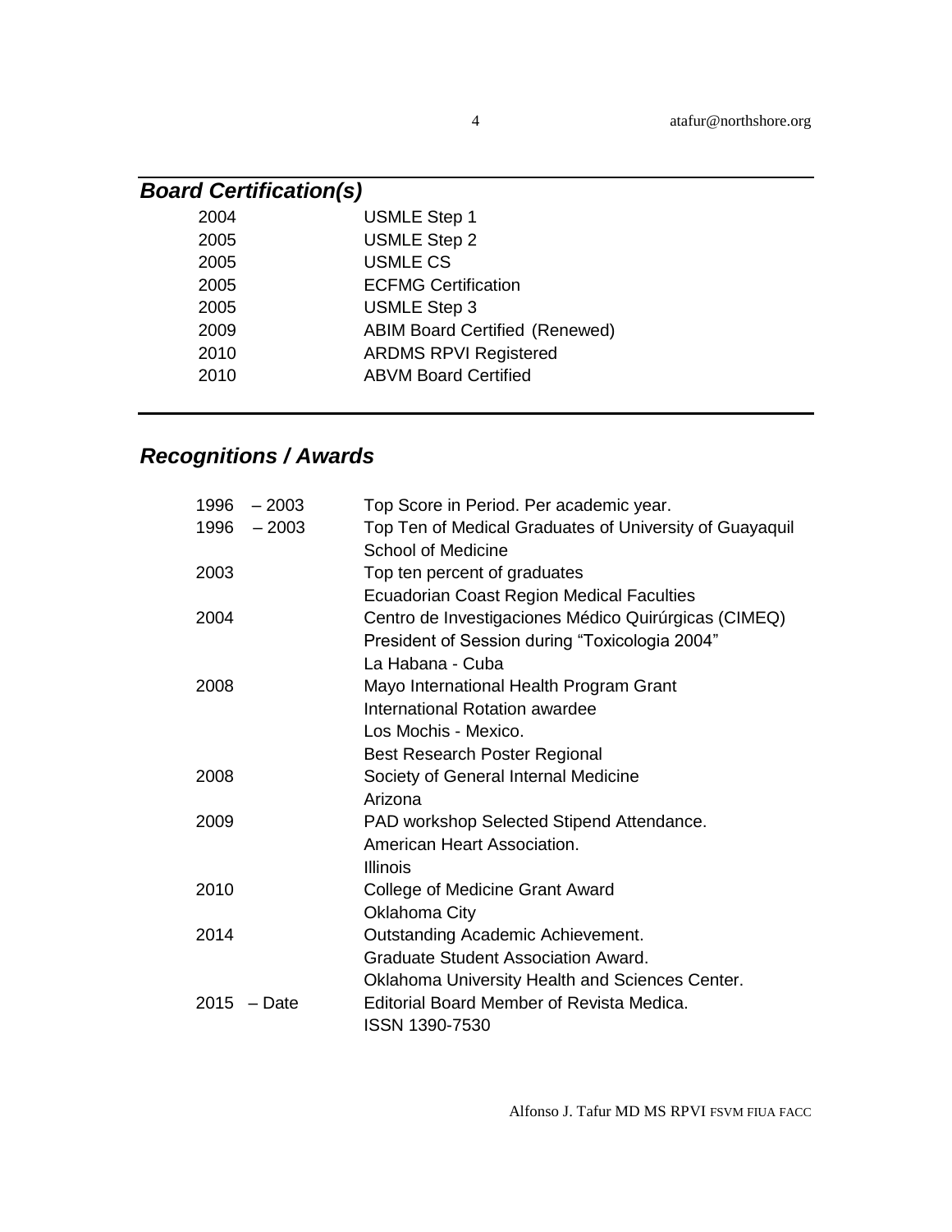## *Board Certification(s)*

| | |
|---|---|
| 2004 | USMLE Step 1 |
| 2005 | USMLE Step 2 |
| 2005 | USMLE CS |
| 2005 | ECFMG Certification |
| 2005 | USMLE Step 3 |
| 2009 | ABIM Board Certified (Renewed) |
| 2010 | ARDMS RPVI Registered |
| 2010 | ABVM Board Certified |

## *Recognitions / Awards*

| | |
|---|---|
| 1996 – 2003 | Top Score in Period. Per academic year. |
| 1996 – 2003 | Top Ten of Medical Graduates of University of Guayaquil School of Medicine |
| 2003 | Top ten percent of graduates<br>Ecuadorian Coast Region Medical Faculties |
| 2004 | Centro de Investigaciones Médico Quirúrgicas (CIMEQ)<br>President of Session during "Toxicologia 2004"<br>La Habana - Cuba |
| 2008 | Mayo International Health Program Grant<br>International Rotation awardee<br>Los Mochis - Mexico.<br>Best Research Poster Regional |
| 2008 | Society of General Internal Medicine<br>Arizona |
| 2009 | PAD workshop Selected Stipend Attendance.<br>American Heart Association.<br>Illinois |
| 2010 | College of Medicine Grant Award<br>Oklahoma City |
| 2014 | Outstanding Academic Achievement.<br>Graduate Student Association Award.<br>Oklahoma University Health and Sciences Center. |
| 2015 – Date | Editorial Board Member of Revista Medica.<br>ISSN 1390-7530 |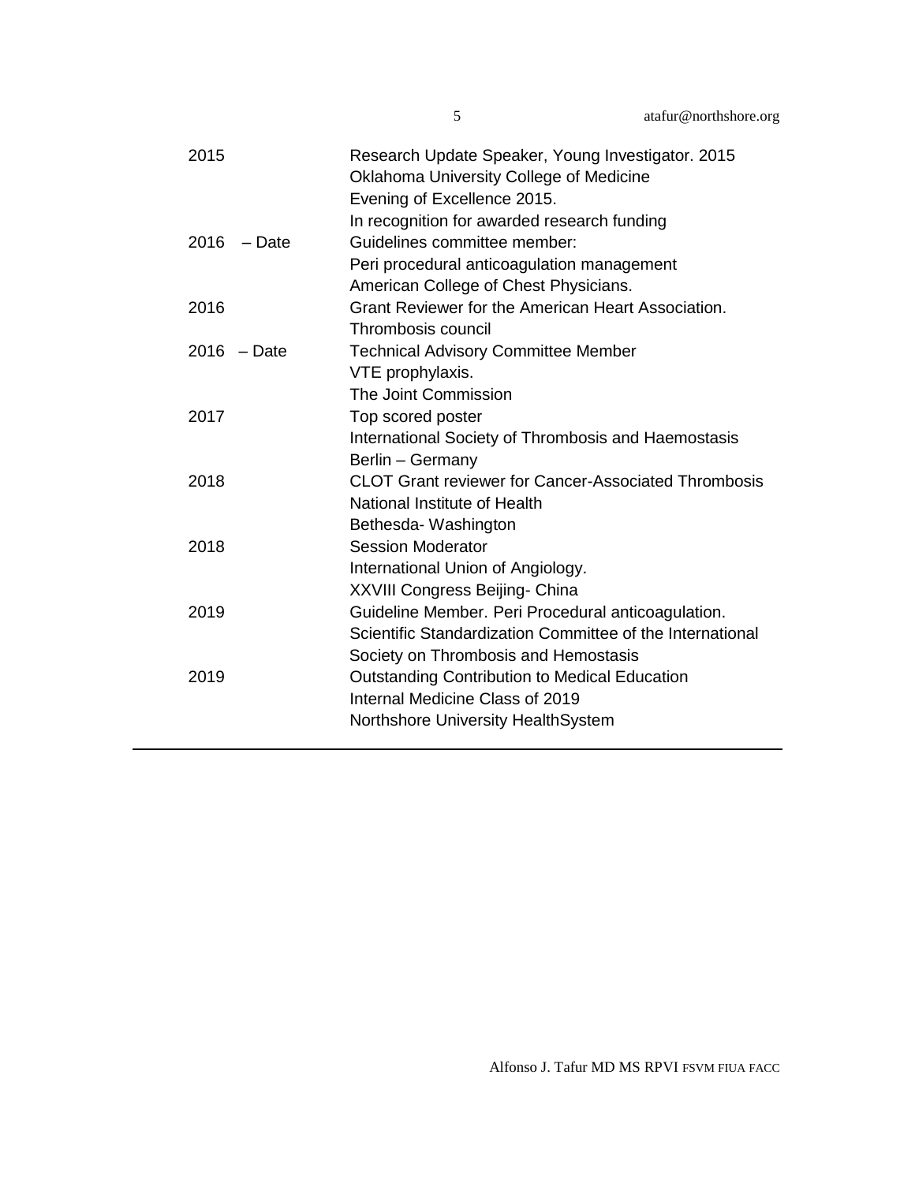| | |
|---|---|
| 2015 | Research Update Speaker, Young Investigator. 2015<br>Oklahoma University College of Medicine<br>Evening of Excellence 2015.<br>In recognition for awarded research funding |
| 2016 – Date | Guidelines committee member:<br>Peri procedural anticoagulation management<br>American College of Chest Physicians. |
| 2016 | Grant Reviewer for the American Heart Association.<br>Thrombosis council |
| 2016 – Date | Technical Advisory Committee Member<br>VTE prophylaxis.<br>The Joint Commission |
| 2017 | Top scored poster<br>International Society of Thrombosis and Haemostasis<br>Berlin – Germany |
| 2018 | CLOT Grant reviewer for Cancer-Associated Thrombosis<br>National Institute of Health<br>Bethesda- Washington |
| 2018 | Session Moderator<br>International Union of Angiology.<br>XXVIII Congress Beijing- China |
| 2019 | Guideline Member. Peri Procedural anticoagulation.<br>Scientific Standardization Committee of the International<br>Society on Thrombosis and Hemostasis |
| 2019 | Outstanding Contribution to Medical Education<br>Internal Medicine Class of 2019<br>Northshore University HealthSystem |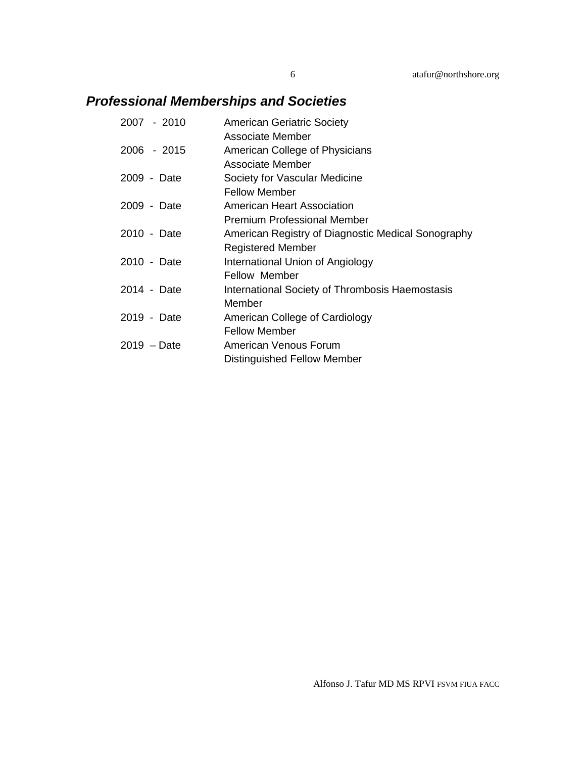## ***Professional Memberships and Societies***

| | |
|---|---|
| 2007 - 2010 | American Geriatric Society<br>Associate Member |
| 2006 - 2015 | American College of Physicians<br>Associate Member |
| 2009 - Date | Society for Vascular Medicine<br>Fellow Member |
| 2009 - Date | American Heart Association<br>Premium Professional Member |
| 2010 - Date | American Registry of Diagnostic Medical Sonography<br>Registered Member |
| 2010 - Date | International Union of Angiology<br>Fellow Member |
| 2014 - Date | International Society of Thrombosis Haemostasis<br>Member |
| 2019 - Date | American College of Cardiology<br>Fellow Member |
| 2019 – Date | American Venous Forum<br>Distinguished Fellow Member |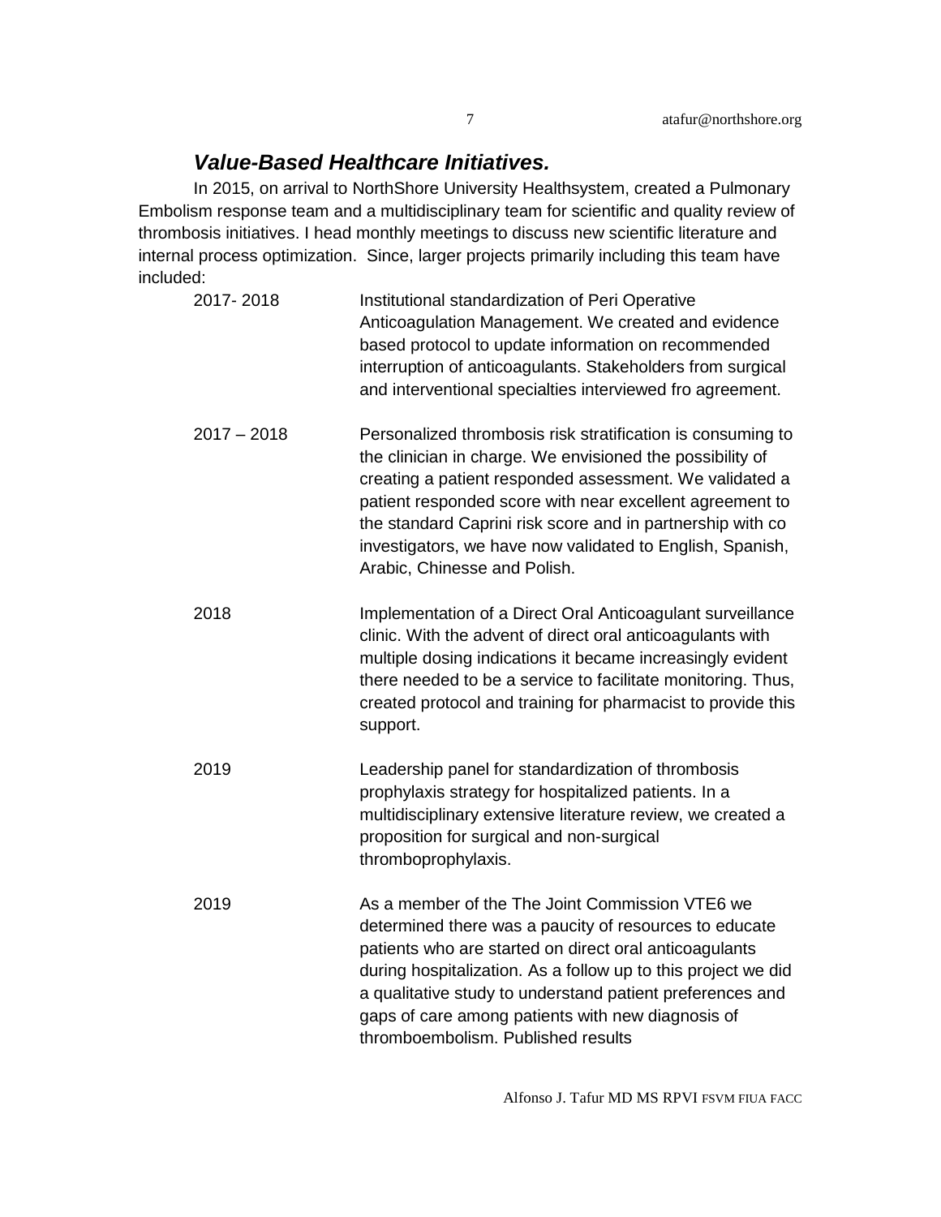### *Value-Based Healthcare Initiatives.*

In 2015, on arrival to NorthShore University Healthsystem, created a Pulmonary Embolism response team and a multidisciplinary team for scientific and quality review of thrombosis initiatives. I head monthly meetings to discuss new scientific literature and internal process optimization. Since, larger projects primarily including this team have included:

| | |
|---|---|
| 2017- 2018 | Institutional standardization of Peri Operative Anticoagulation Management. We created and evidence based protocol to update information on recommended interruption of anticoagulants. Stakeholders from surgical and interventional specialties interviewed fro agreement. |
| 2017 – 2018 | Personalized thrombosis risk stratification is consuming to the clinician in charge. We envisioned the possibility of creating a patient responded assessment. We validated a patient responded score with near excellent agreement to the standard Caprini risk score and in partnership with co investigators, we have now validated to English, Spanish, Arabic, Chinesse and Polish. |
| 2018 | Implementation of a Direct Oral Anticoagulant surveillance clinic. With the advent of direct oral anticoagulants with multiple dosing indications it became increasingly evident there needed to be a service to facilitate monitoring. Thus, created protocol and training for pharmacist to provide this support. |
| 2019 | Leadership panel for standardization of thrombosis prophylaxis strategy for hospitalized patients. In a multidisciplinary extensive literature review, we created a proposition for surgical and non-surgical thromboprophylaxis. |
| 2019 | As a member of the The Joint Commission VTE6 we determined there was a paucity of resources to educate patients who are started on direct oral anticoagulants during hospitalization. As a follow up to this project we did a qualitative study to understand patient preferences and gaps of care among patients with new diagnosis of thromboembolism. Published results |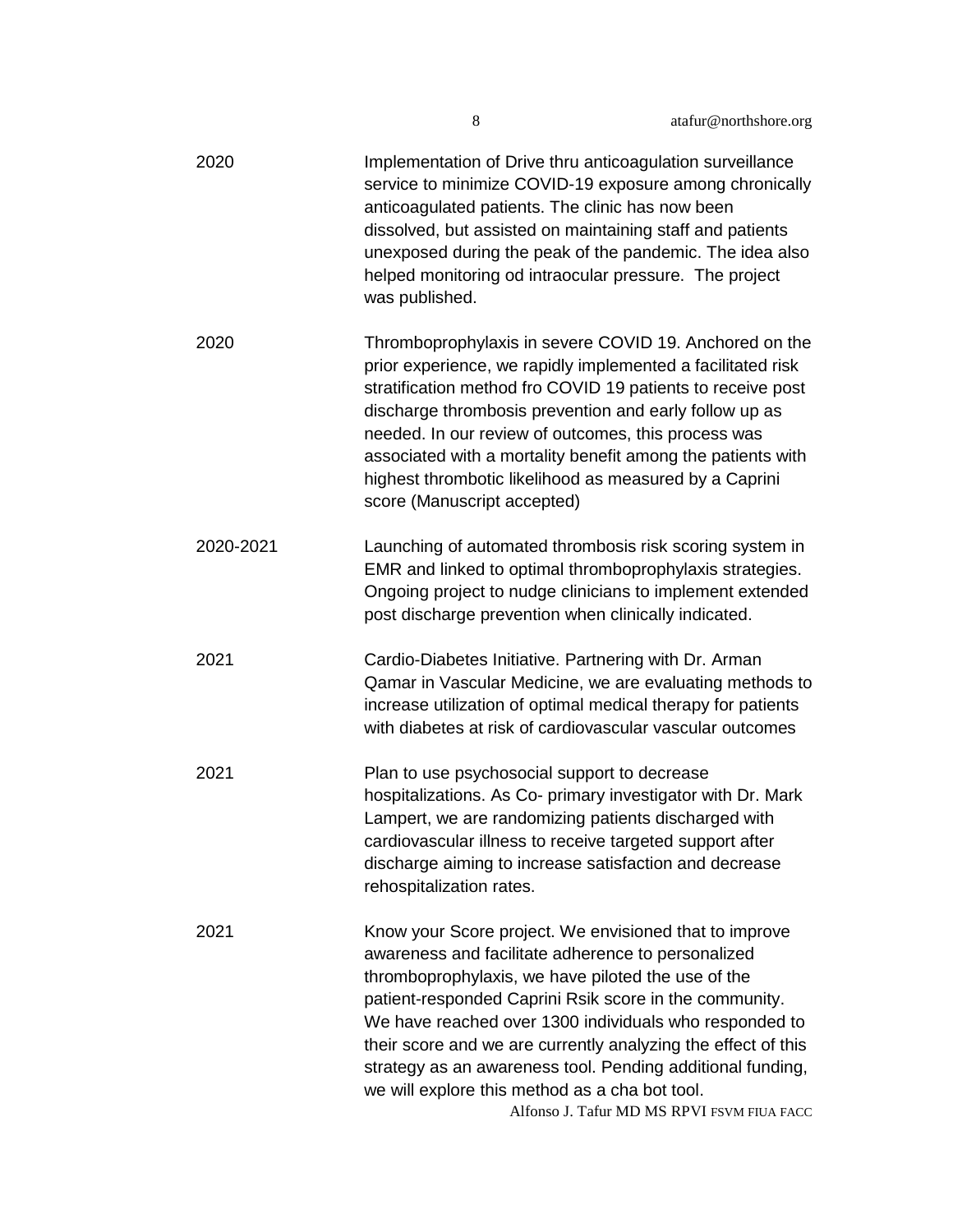| | |
|---|---|
| 2020 | Implementation of Drive thru anticoagulation surveillance service to minimize COVID-19 exposure among chronically anticoagulated patients. The clinic has now been dissolved, but assisted on maintaining staff and patients unexposed during the peak of the pandemic. The idea also helped monitoring od intraocular pressure. The project was published. |
| 2020 | Thromboprophylaxis in severe COVID 19. Anchored on the prior experience, we rapidly implemented a facilitated risk stratification method fro COVID 19 patients to receive post discharge thrombosis prevention and early follow up as needed. In our review of outcomes, this process was associated with a mortality benefit among the patients with highest thrombotic likelihood as measured by a Caprini score (Manuscript accepted) |
| 2020-2021 | Launching of automated thrombosis risk scoring system in EMR and linked to optimal thromboprophylaxis strategies. Ongoing project to nudge clinicians to implement extended post discharge prevention when clinically indicated. |
| 2021 | Cardio-Diabetes Initiative. Partnering with Dr. Arman Qamar in Vascular Medicine, we are evaluating methods to increase utilization of optimal medical therapy for patients with diabetes at risk of cardiovascular vascular outcomes |
| 2021 | Plan to use psychosocial support to decrease hospitalizations. As Co- primary investigator with Dr. Mark Lampert, we are randomizing patients discharged with cardiovascular illness to receive targeted support after discharge aiming to increase satisfaction and decrease rehospitalization rates. |
| 2021 | Know your Score project. We envisioned that to improve awareness and facilitate adherence to personalized thromboprophylaxis, we have piloted the use of the patient-responded Caprini Rsik score in the community. We have reached over 1300 individuals who responded to their score and we are currently analyzing the effect of this strategy as an awareness tool. Pending additional funding, we will explore this method as a cha bot tool. |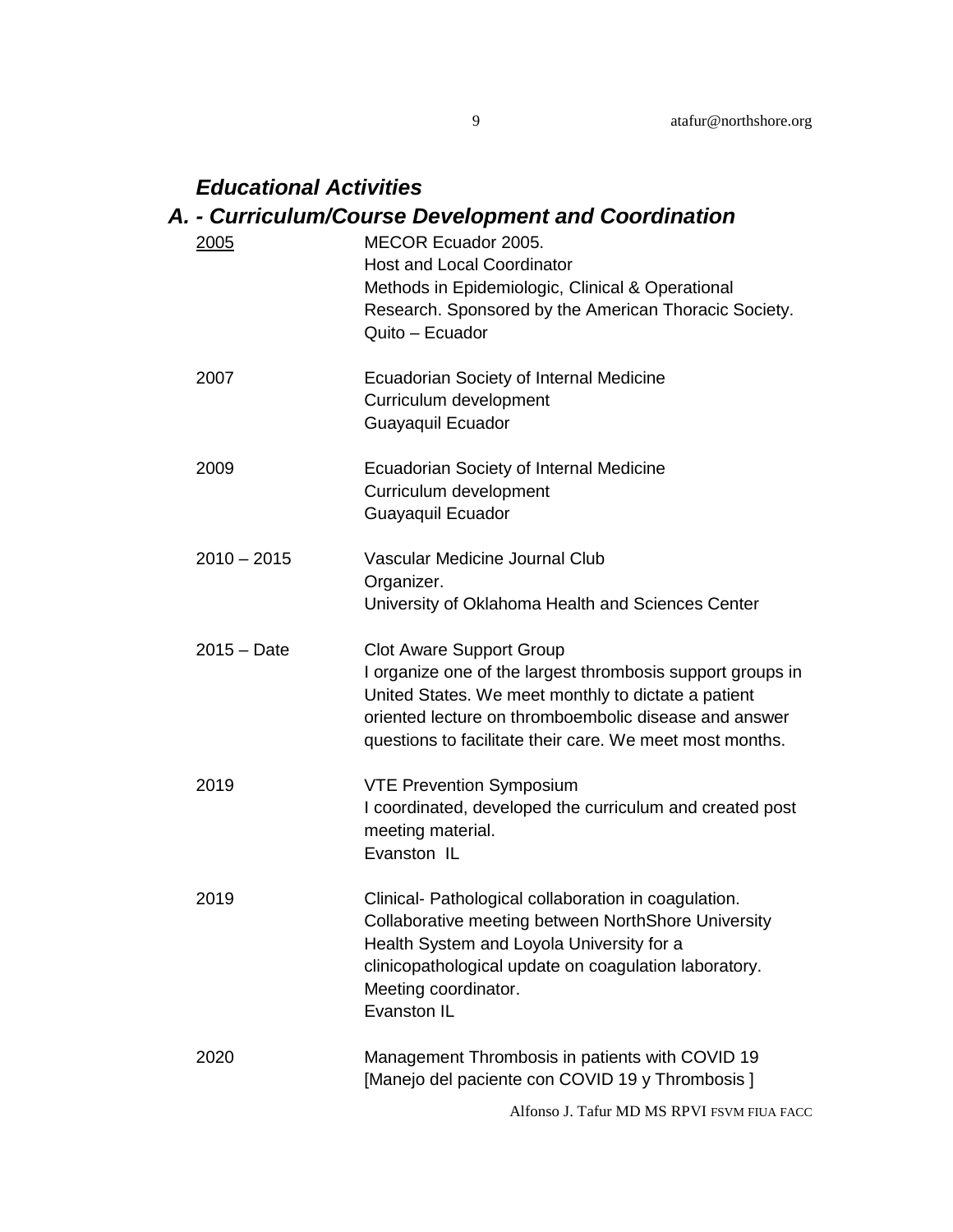## *Educational Activities*

## *A. - Curriculum/Course Development and Coordination*

| | |
|---|---|
| 2005 | MECOR Ecuador 2005.<br>Host and Local Coordinator<br>Methods in Epidemiologic, Clinical & Operational Research. Sponsored by the American Thoracic Society.<br>Quito – Ecuador |
| 2007 | Ecuadorian Society of Internal Medicine<br>Curriculum development<br>Guayaquil Ecuador |
| 2009 | Ecuadorian Society of Internal Medicine<br>Curriculum development<br>Guayaquil Ecuador |
| 2010 – 2015 | Vascular Medicine Journal Club<br>Organizer.<br>University of Oklahoma Health and Sciences Center |
| 2015 – Date | Clot Aware Support Group<br>I organize one of the largest thrombosis support groups in United States. We meet monthly to dictate a patient oriented lecture on thromboembolic disease and answer questions to facilitate their care. We meet most months. |
| 2019 | VTE Prevention Symposium<br>I coordinated, developed the curriculum and created post meeting material.<br>Evanston IL |
| 2019 | Clinical- Pathological collaboration in coagulation.<br>Collaborative meeting between NorthShore University Health System and Loyola University for a clinicopathological update on coagulation laboratory.<br>Meeting coordinator.<br>Evanston IL |
| 2020 | Management Thrombosis in patients with COVID 19<br>[Manejo del paciente con COVID 19 y Thrombosis ] |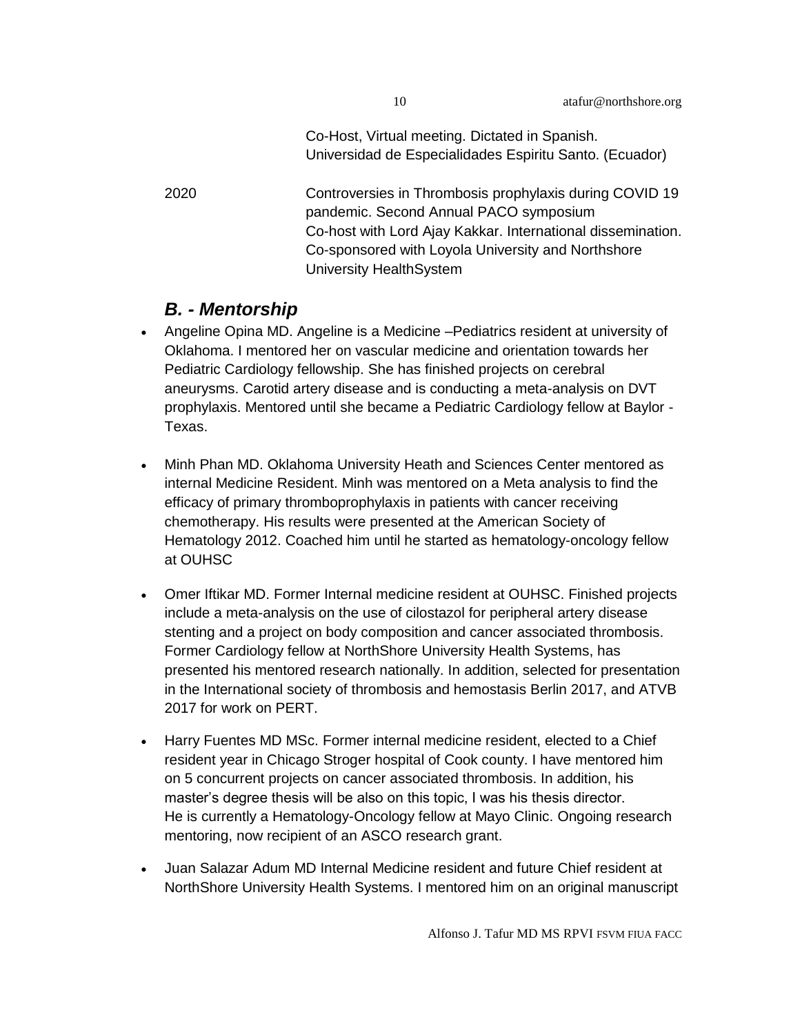Co-Host, Virtual meeting. Dictated in Spanish.
Universidad de Especialidades Espiritu Santo. (Ecuador)

2020 Controversies in Thrombosis prophylaxis during COVID 19 pandemic. Second Annual PACO symposium
Co-host with Lord Ajay Kakkar. International dissemination.
Co-sponsored with Loyola University and Northshore University HealthSystem

## *B. - Mentorship*

- Angeline Opina MD. Angeline is a Medicine –Pediatrics resident at university of Oklahoma. I mentored her on vascular medicine and orientation towards her Pediatric Cardiology fellowship. She has finished projects on cerebral aneurysms. Carotid artery disease and is conducting a meta-analysis on DVT prophylaxis. Mentored until she became a Pediatric Cardiology fellow at Baylor - Texas.

- Minh Phan MD. Oklahoma University Heath and Sciences Center mentored as internal Medicine Resident. Minh was mentored on a Meta analysis to find the efficacy of primary thromboprophylaxis in patients with cancer receiving chemotherapy. His results were presented at the American Society of Hematology 2012. Coached him until he started as hematology-oncology fellow at OUHSC

- Omer Iftikar MD. Former Internal medicine resident at OUHSC. Finished projects include a meta-analysis on the use of cilostazol for peripheral artery disease stenting and a project on body composition and cancer associated thrombosis. Former Cardiology fellow at NorthShore University Health Systems, has presented his mentored research nationally. In addition, selected for presentation in the International society of thrombosis and hemostasis Berlin 2017, and ATVB 2017 for work on PERT.

- Harry Fuentes MD MSc. Former internal medicine resident, elected to a Chief resident year in Chicago Stroger hospital of Cook county. I have mentored him on 5 concurrent projects on cancer associated thrombosis. In addition, his master's degree thesis will be also on this topic, I was his thesis director. He is currently a Hematology-Oncology fellow at Mayo Clinic. Ongoing research mentoring, now recipient of an ASCO research grant.

- Juan Salazar Adum MD Internal Medicine resident and future Chief resident at NorthShore University Health Systems. I mentored him on an original manuscript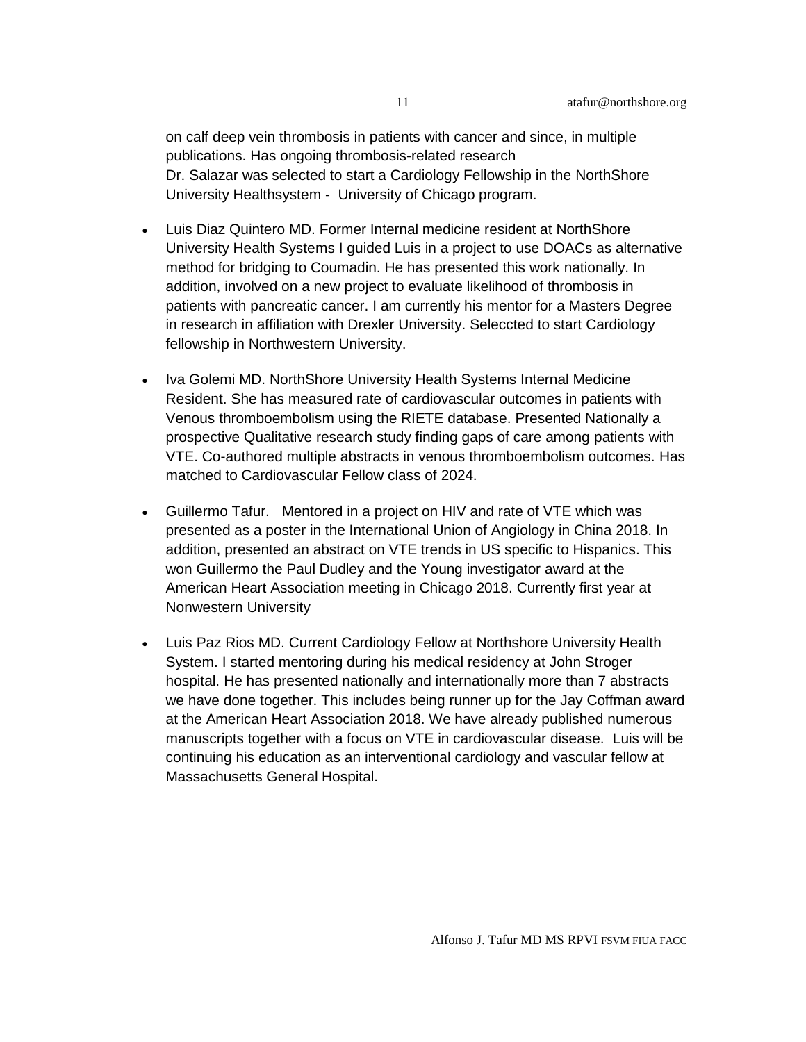on calf deep vein thrombosis in patients with cancer and since, in multiple publications. Has ongoing thrombosis-related research
Dr. Salazar was selected to start a Cardiology Fellowship in the NorthShore University Healthsystem - University of Chicago program.

- Luis Diaz Quintero MD. Former Internal medicine resident at NorthShore University Health Systems I guided Luis in a project to use DOACs as alternative method for bridging to Coumadin. He has presented this work nationally. In addition, involved on a new project to evaluate likelihood of thrombosis in patients with pancreatic cancer. I am currently his mentor for a Masters Degree in research in affiliation with Drexler University. Seleccted to start Cardiology fellowship in Northwestern University.

- Iva Golemi MD. NorthShore University Health Systems Internal Medicine Resident. She has measured rate of cardiovascular outcomes in patients with Venous thromboembolism using the RIETE database. Presented Nationally a prospective Qualitative research study finding gaps of care among patients with VTE. Co-authored multiple abstracts in venous thromboembolism outcomes. Has matched to Cardiovascular Fellow class of 2024.

- Guillermo Tafur. Mentored in a project on HIV and rate of VTE which was presented as a poster in the International Union of Angiology in China 2018. In addition, presented an abstract on VTE trends in US specific to Hispanics. This won Guillermo the Paul Dudley and the Young investigator award at the American Heart Association meeting in Chicago 2018. Currently first year at Nonwestern University

- Luis Paz Rios MD. Current Cardiology Fellow at Northshore University Health System. I started mentoring during his medical residency at John Stroger hospital. He has presented nationally and internationally more than 7 abstracts we have done together. This includes being runner up for the Jay Coffman award at the American Heart Association 2018. We have already published numerous manuscripts together with a focus on VTE in cardiovascular disease. Luis will be continuing his education as an interventional cardiology and vascular fellow at Massachusetts General Hospital.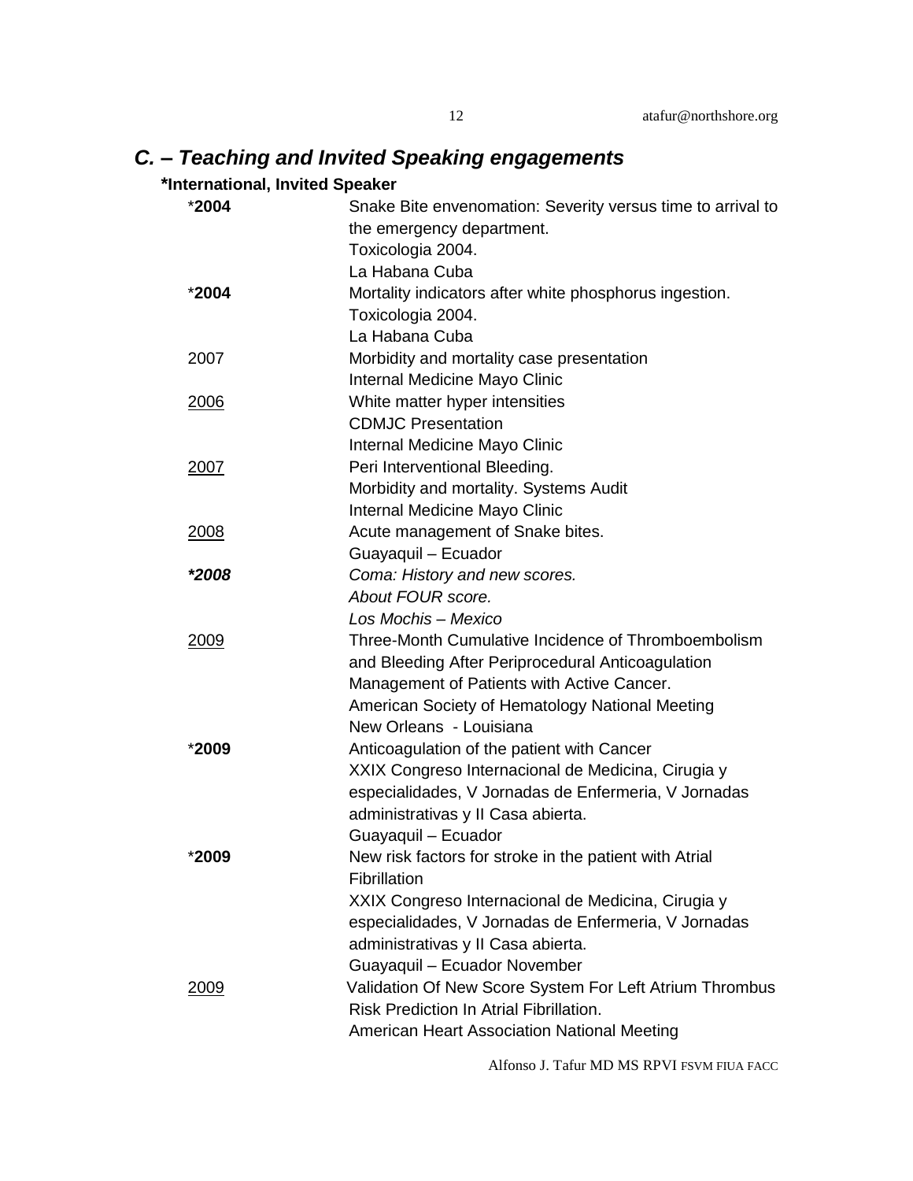## C. – Teaching and Invited Speaking engagements

***International, Invited Speaker**

| | |
|---|---|
| ***2004** | Snake Bite envenomation: Severity versus time to arrival to the emergency department.<br>Toxicologia 2004.<br>La Habana Cuba |
| ***2004** | Mortality indicators after white phosphorus ingestion.<br>Toxicologia 2004.<br>La Habana Cuba |
| 2007 | Morbidity and mortality case presentation<br>Internal Medicine Mayo Clinic |
| <u>2006</u> | White matter hyper intensities<br>CDMJC Presentation<br>Internal Medicine Mayo Clinic |
| <u>2007</u> | Peri Interventional Bleeding.<br>Morbidity and mortality. Systems Audit<br>Internal Medicine Mayo Clinic |
| <u>2008</u> | Acute management of Snake bites.<br>Guayaquil – Ecuador |
| ***\*2008*** | *Coma: History and new scores.*<br>*About FOUR score.*<br>*Los Mochis – Mexico* |
| <u>2009</u> | Three-Month Cumulative Incidence of Thromboembolism and Bleeding After Periprocedural Anticoagulation Management of Patients with Active Cancer.<br>American Society of Hematology National Meeting<br>New Orleans - Louisiana |
| ***2009** | Anticoagulation of the patient with Cancer<br>XXIX Congreso Internacional de Medicina, Cirugia y especialidades, V Jornadas de Enfermeria, V Jornadas administrativas y II Casa abierta.<br>Guayaquil – Ecuador |
| ***2009** | New risk factors for stroke in the patient with Atrial Fibrillation<br>XXIX Congreso Internacional de Medicina, Cirugia y especialidades, V Jornadas de Enfermeria, V Jornadas administrativas y II Casa abierta.<br>Guayaquil – Ecuador November |
| <u>2009</u> | Validation Of New Score System For Left Atrium Thrombus Risk Prediction In Atrial Fibrillation.<br>American Heart Association National Meeting |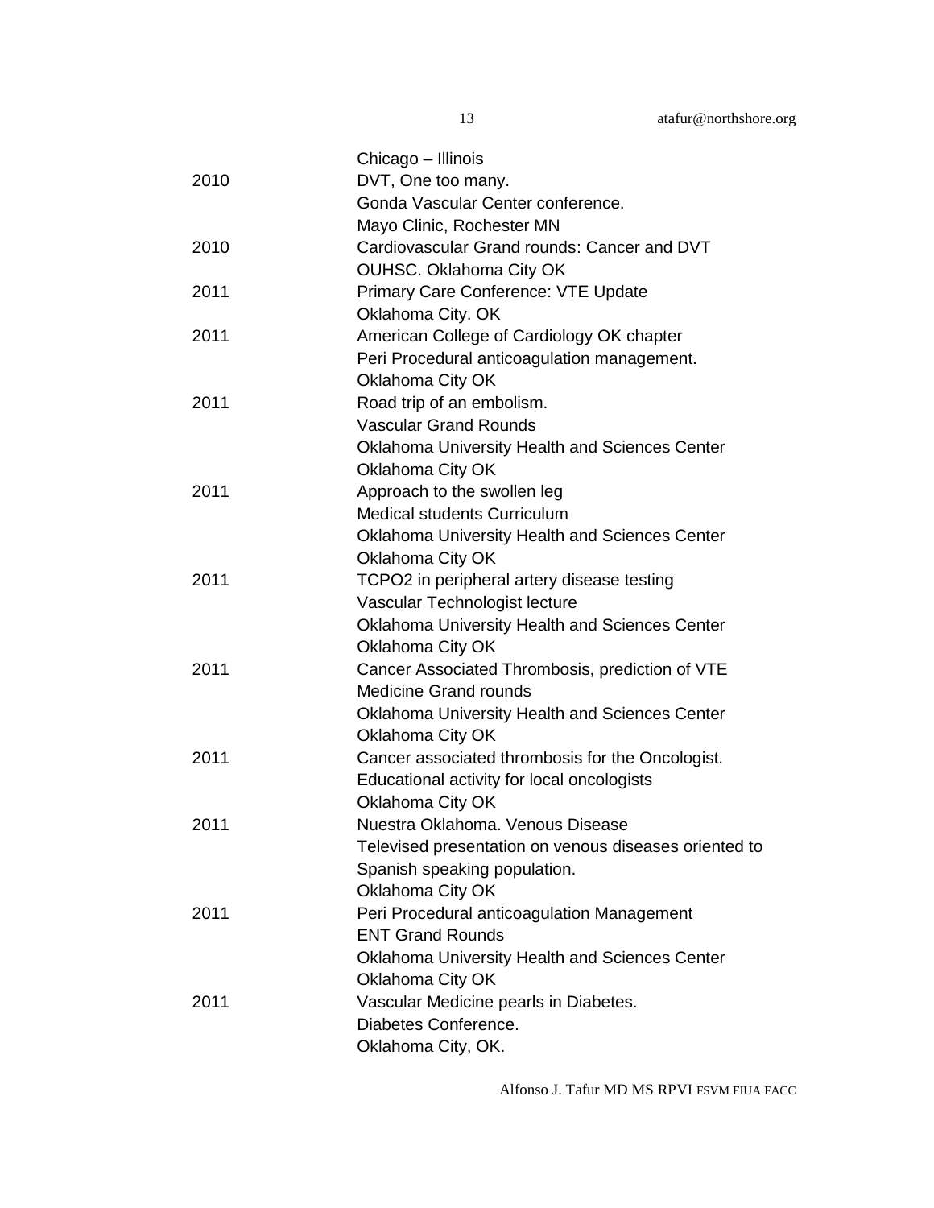| | |
|---|---|
| | Chicago – Illinois |
| 2010 | DVT, One too many.<br>Gonda Vascular Center conference.<br>Mayo Clinic, Rochester MN |
| 2010 | Cardiovascular Grand rounds: Cancer and DVT<br>OUHSC. Oklahoma City OK |
| 2011 | Primary Care Conference: VTE Update<br>Oklahoma City. OK |
| 2011 | American College of Cardiology OK chapter<br>Peri Procedural anticoagulation management.<br>Oklahoma City OK |
| 2011 | Road trip of an embolism.<br>Vascular Grand Rounds<br>Oklahoma University Health and Sciences Center<br>Oklahoma City OK |
| 2011 | Approach to the swollen leg<br>Medical students Curriculum<br>Oklahoma University Health and Sciences Center<br>Oklahoma City OK |
| 2011 | TCPO2 in peripheral artery disease testing<br>Vascular Technologist lecture<br>Oklahoma University Health and Sciences Center<br>Oklahoma City OK |
| 2011 | Cancer Associated Thrombosis, prediction of VTE<br>Medicine Grand rounds<br>Oklahoma University Health and Sciences Center<br>Oklahoma City OK |
| 2011 | Cancer associated thrombosis for the Oncologist.<br>Educational activity for local oncologists<br>Oklahoma City OK |
| 2011 | Nuestra Oklahoma. Venous Disease<br>Televised presentation on venous diseases oriented to Spanish speaking population.<br>Oklahoma City OK |
| 2011 | Peri Procedural anticoagulation Management<br>ENT Grand Rounds<br>Oklahoma University Health and Sciences Center<br>Oklahoma City OK |
| 2011 | Vascular Medicine pearls in Diabetes.<br>Diabetes Conference.<br>Oklahoma City, OK. |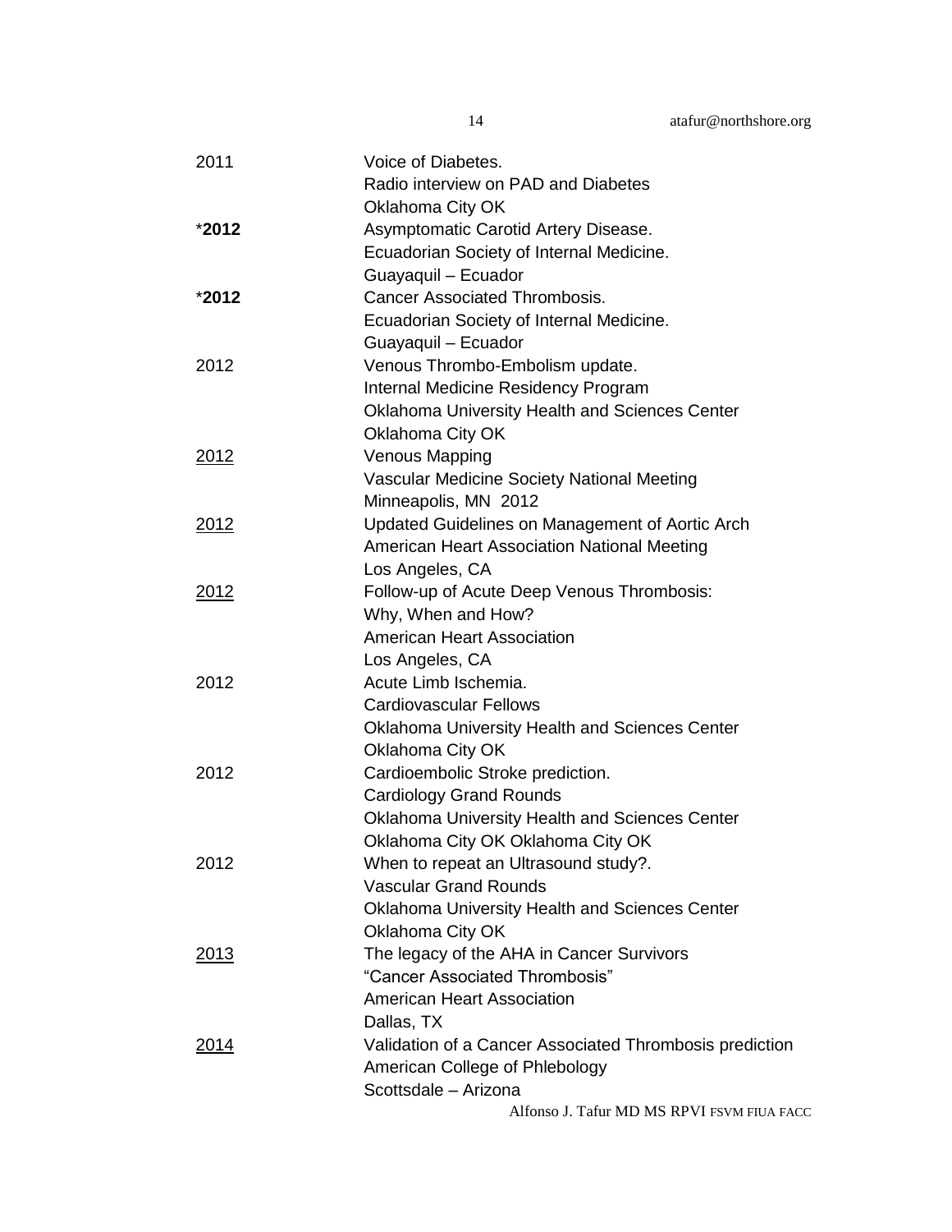| | |
|---|---|
| 2011 | Voice of Diabetes.<br>Radio interview on PAD and Diabetes<br>Oklahoma City OK |
| ***2012** | Asymptomatic Carotid Artery Disease.<br>Ecuadorian Society of Internal Medicine.<br>Guayaquil – Ecuador |
| ***2012** | Cancer Associated Thrombosis.<br>Ecuadorian Society of Internal Medicine.<br>Guayaquil – Ecuador |
| 2012 | Venous Thrombo-Embolism update.<br>Internal Medicine Residency Program<br>Oklahoma University Health and Sciences Center<br>Oklahoma City OK |
| <u>2012</u> | Venous Mapping<br>Vascular Medicine Society National Meeting<br>Minneapolis, MN 2012 |
| <u>2012</u> | Updated Guidelines on Management of Aortic Arch<br>American Heart Association National Meeting<br>Los Angeles, CA |
| <u>2012</u> | Follow-up of Acute Deep Venous Thrombosis:<br>Why, When and How?<br>American Heart Association<br>Los Angeles, CA |
| 2012 | Acute Limb Ischemia.<br>Cardiovascular Fellows<br>Oklahoma University Health and Sciences Center<br>Oklahoma City OK |
| 2012 | Cardioembolic Stroke prediction.<br>Cardiology Grand Rounds<br>Oklahoma University Health and Sciences Center<br>Oklahoma City OK Oklahoma City OK |
| 2012 | When to repeat an Ultrasound study?.<br>Vascular Grand Rounds<br>Oklahoma University Health and Sciences Center<br>Oklahoma City OK |
| <u>2013</u> | The legacy of the AHA in Cancer Survivors<br>"Cancer Associated Thrombosis"<br>American Heart Association<br>Dallas, TX |
| <u>2014</u> | Validation of a Cancer Associated Thrombosis prediction<br>American College of Phlebology<br>Scottsdale – Arizona |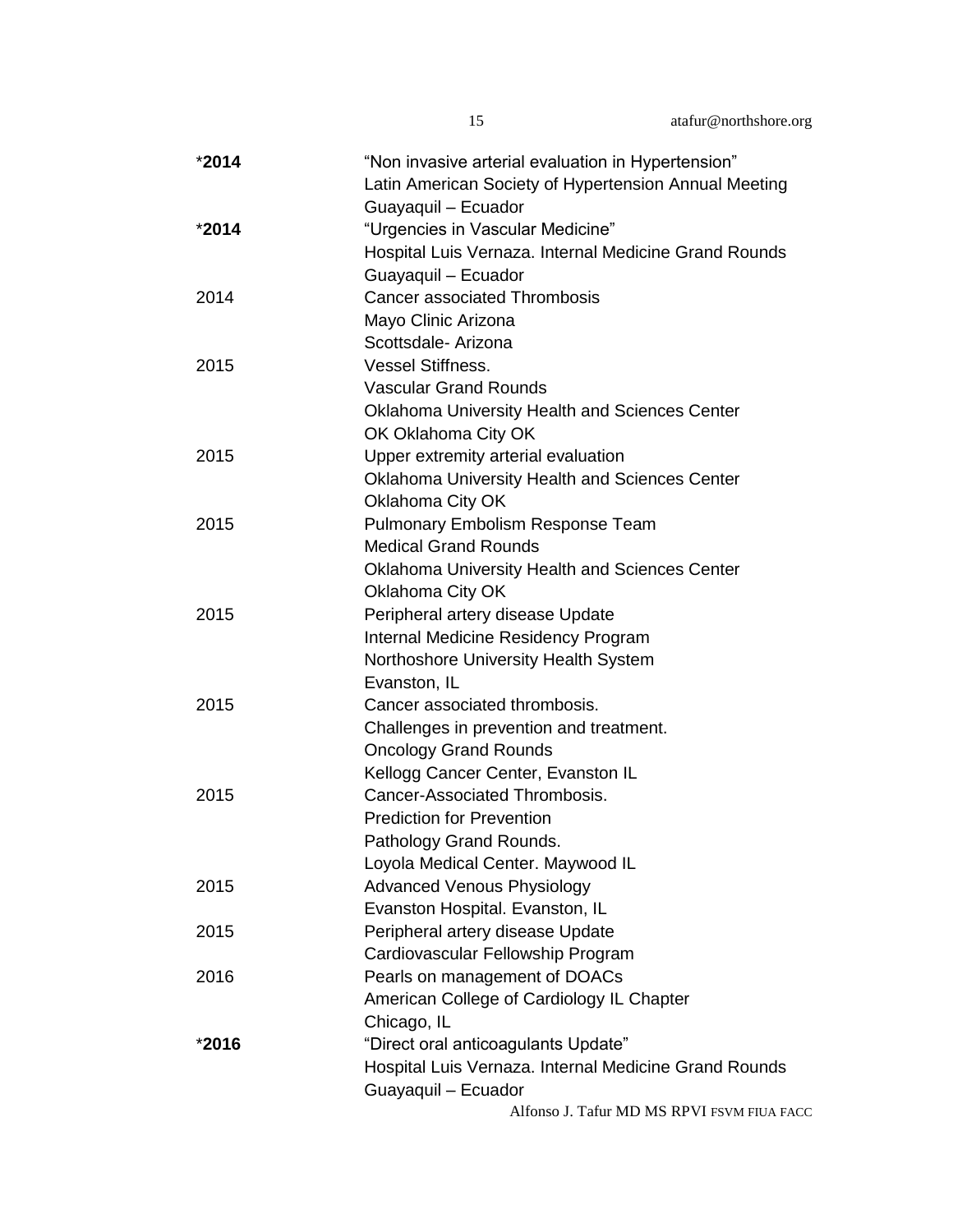| | |
|---|---|
| ***2014** | "Non invasive arterial evaluation in Hypertension"<br>Latin American Society of Hypertension Annual Meeting<br>Guayaquil – Ecuador |
| ***2014** | "Urgencies in Vascular Medicine"<br>Hospital Luis Vernaza. Internal Medicine Grand Rounds<br>Guayaquil – Ecuador |
| 2014 | Cancer associated Thrombosis<br>Mayo Clinic Arizona<br>Scottsdale- Arizona |
| 2015 | Vessel Stiffness.<br>Vascular Grand Rounds<br>Oklahoma University Health and Sciences Center<br>OK Oklahoma City OK |
| 2015 | Upper extremity arterial evaluation<br>Oklahoma University Health and Sciences Center<br>Oklahoma City OK |
| 2015 | Pulmonary Embolism Response Team<br>Medical Grand Rounds<br>Oklahoma University Health and Sciences Center<br>Oklahoma City OK |
| 2015 | Peripheral artery disease Update<br>Internal Medicine Residency Program<br>Northoshore University Health System<br>Evanston, IL |
| 2015 | Cancer associated thrombosis.<br>Challenges in prevention and treatment.<br>Oncology Grand Rounds<br>Kellogg Cancer Center, Evanston IL |
| 2015 | Cancer-Associated Thrombosis.<br>Prediction for Prevention<br>Pathology Grand Rounds.<br>Loyola Medical Center. Maywood IL |
| 2015 | Advanced Venous Physiology<br>Evanston Hospital. Evanston, IL |
| 2015 | Peripheral artery disease Update<br>Cardiovascular Fellowship Program |
| 2016 | Pearls on management of DOACs<br>American College of Cardiology IL Chapter<br>Chicago, IL |
| ***2016** | "Direct oral anticoagulants Update"<br>Hospital Luis Vernaza. Internal Medicine Grand Rounds<br>Guayaquil – Ecuador |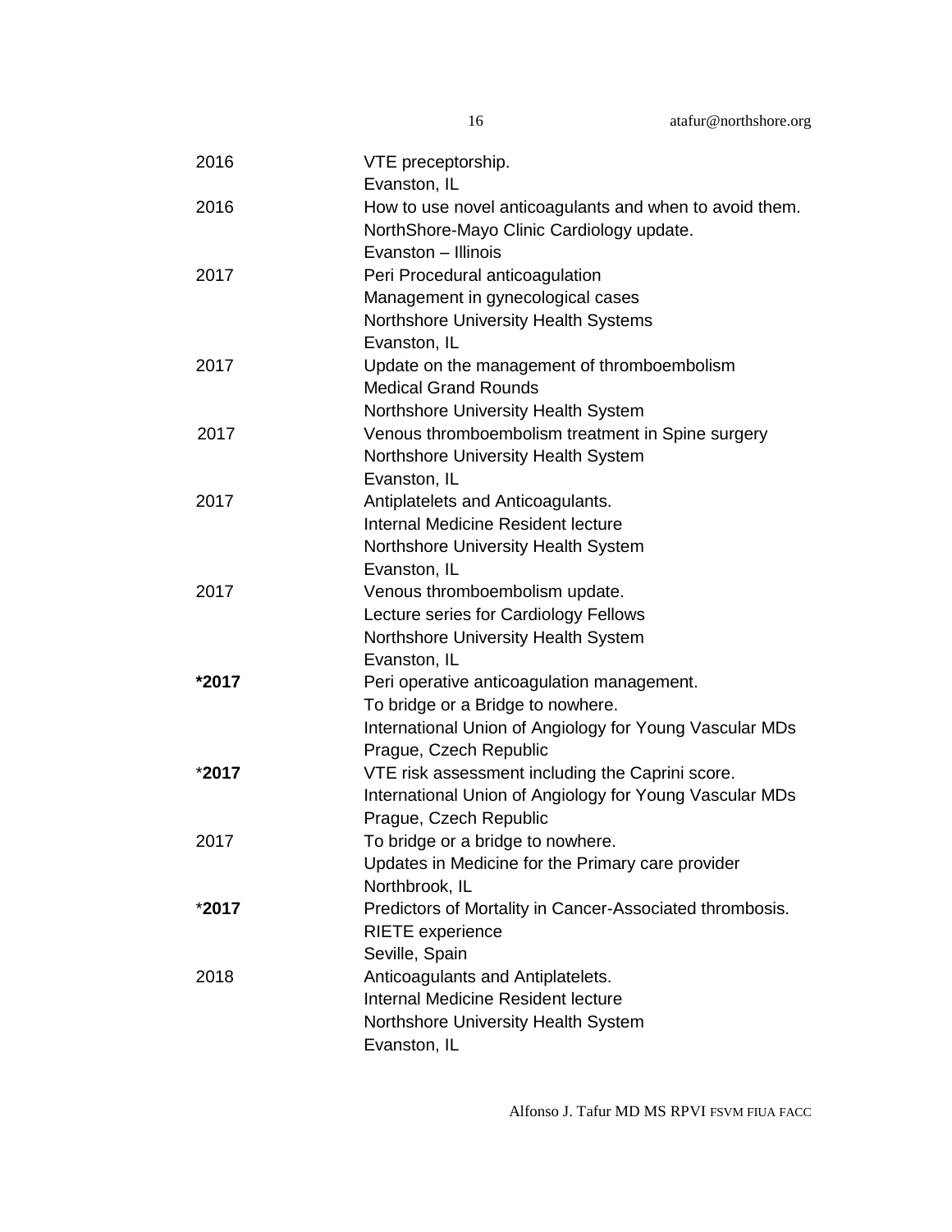| | |
|---|---|
| 2016 | VTE preceptorship.<br>Evanston, IL |
| 2016 | How to use novel anticoagulants and when to avoid them.<br>NorthShore-Mayo Clinic Cardiology update.<br>Evanston – Illinois |
| 2017 | Peri Procedural anticoagulation<br>Management in gynecological cases<br>Northshore University Health Systems<br>Evanston, IL |
| 2017 | Update on the management of thromboembolism<br>Medical Grand Rounds<br>Northshore University Health System |
| 2017 | Venous thromboembolism treatment in Spine surgery<br>Northshore University Health System<br>Evanston, IL |
| 2017 | Antiplatelets and Anticoagulants.<br>Internal Medicine Resident lecture<br>Northshore University Health System<br>Evanston, IL |
| 2017 | Venous thromboembolism update.<br>Lecture series for Cardiology Fellows<br>Northshore University Health System<br>Evanston, IL |
| **\*2017** | Peri operative anticoagulation management.<br>To bridge or a Bridge to nowhere.<br>International Union of Angiology for Young Vascular MDs<br>Prague, Czech Republic |
| *__2017__ | VTE risk assessment including the Caprini score.<br>International Union of Angiology for Young Vascular MDs<br>Prague, Czech Republic |
| 2017 | To bridge or a bridge to nowhere.<br>Updates in Medicine for the Primary care provider<br>Northbrook, IL |
| *__2017__ | Predictors of Mortality in Cancer-Associated thrombosis.<br>RIETE experience<br>Seville, Spain |
| 2018 | Anticoagulants and Antiplatelets.<br>Internal Medicine Resident lecture<br>Northshore University Health System<br>Evanston, IL |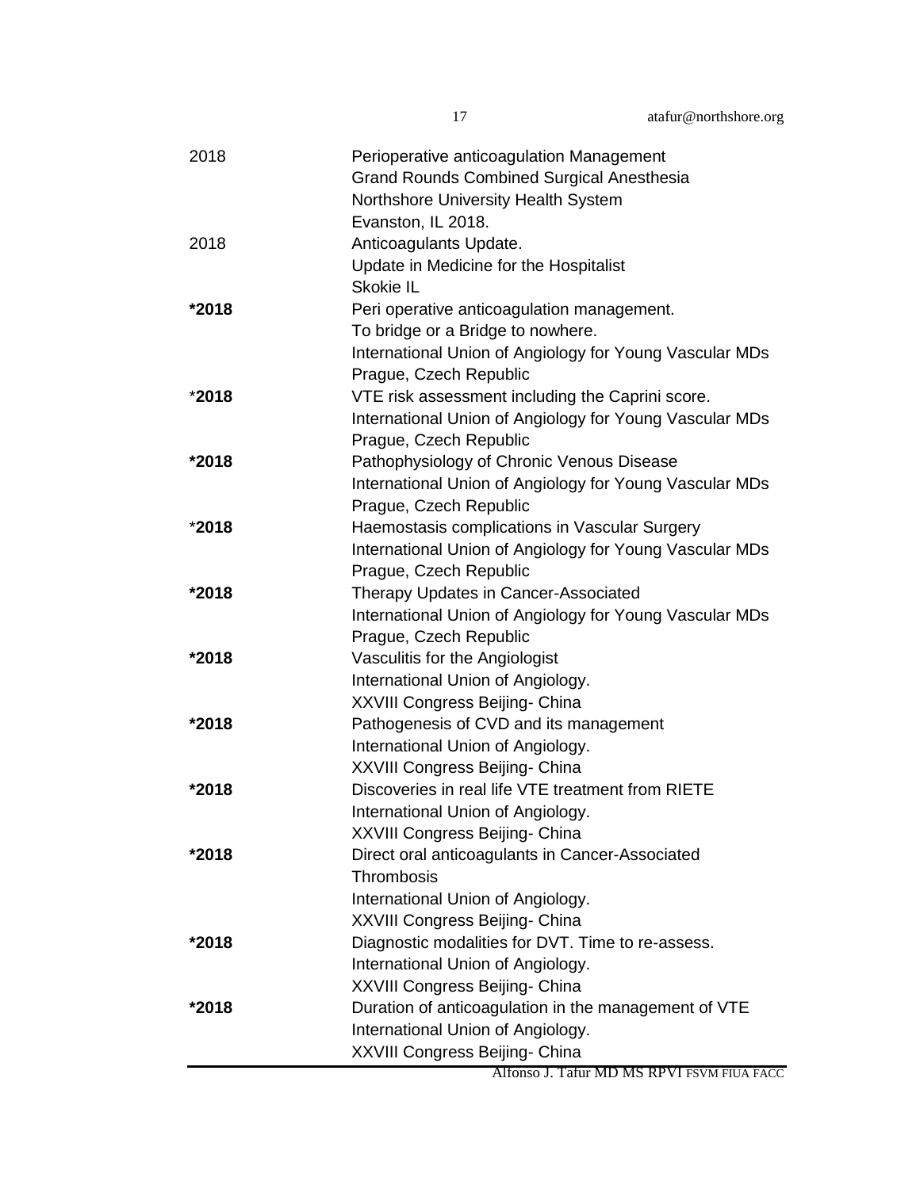| | |
|---|---|
| 2018 | Perioperative anticoagulation Management<br>Grand Rounds Combined Surgical Anesthesia<br>Northshore University Health System<br>Evanston, IL 2018. |
| 2018 | Anticoagulants Update.<br>Update in Medicine for the Hospitalist<br>Skokie IL |
| **\*2018** | Peri operative anticoagulation management.<br>To bridge or a Bridge to nowhere.<br>International Union of Angiology for Young Vascular MDs<br>Prague, Czech Republic |
| \***2018** | VTE risk assessment including the Caprini score.<br>International Union of Angiology for Young Vascular MDs<br>Prague, Czech Republic |
| **\*2018** | Pathophysiology of Chronic Venous Disease<br>International Union of Angiology for Young Vascular MDs<br>Prague, Czech Republic |
| \***2018** | Haemostasis complications in Vascular Surgery<br>International Union of Angiology for Young Vascular MDs<br>Prague, Czech Republic |
| **\*2018** | Therapy Updates in Cancer-Associated<br>International Union of Angiology for Young Vascular MDs<br>Prague, Czech Republic |
| **\*2018** | Vasculitis for the Angiologist<br>International Union of Angiology.<br>XXVIII Congress Beijing- China |
| **\*2018** | Pathogenesis of CVD and its management<br>International Union of Angiology.<br>XXVIII Congress Beijing- China |
| **\*2018** | Discoveries in real life VTE treatment from RIETE<br>International Union of Angiology.<br>XXVIII Congress Beijing- China |
| **\*2018** | Direct oral anticoagulants in Cancer-Associated Thrombosis<br>International Union of Angiology.<br>XXVIII Congress Beijing- China |
| **\*2018** | Diagnostic modalities for DVT. Time to re-assess.<br>International Union of Angiology.<br>XXVIII Congress Beijing- China |
| **\*2018** | Duration of anticoagulation in the management of VTE<br>International Union of Angiology.<br>XXVIII Congress Beijing- China |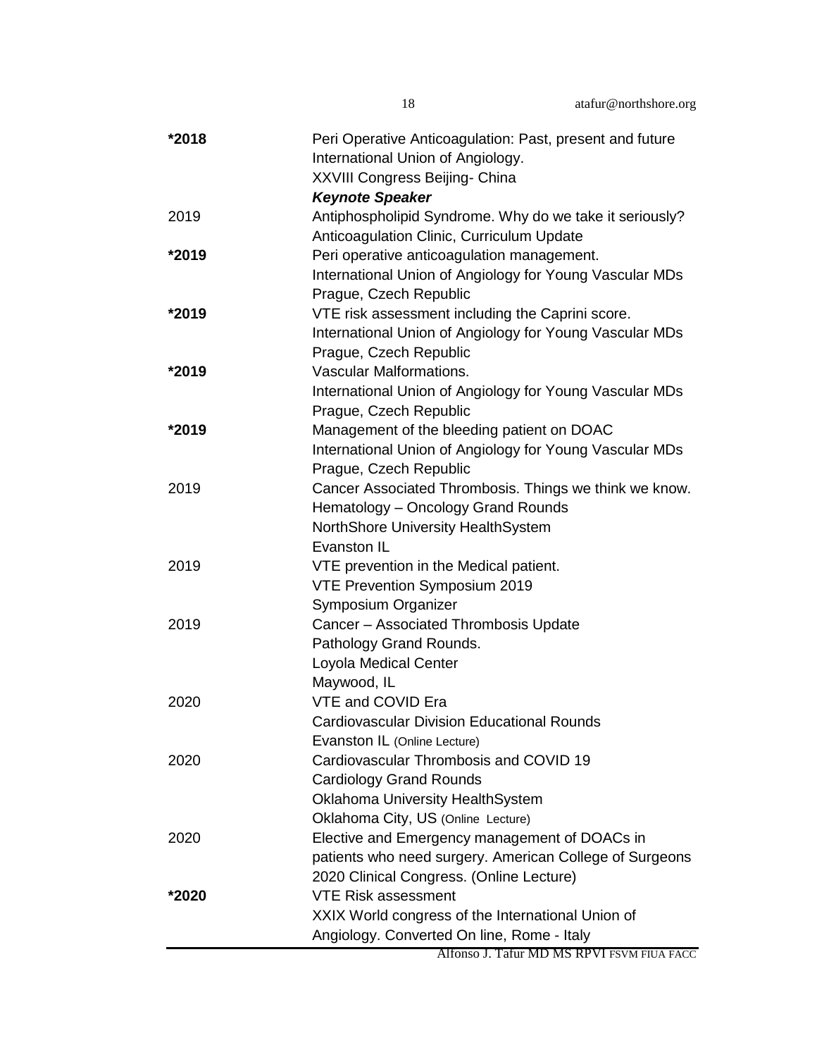| | |
|---|---|
| **\*2018** | Peri Operative Anticoagulation: Past, present and future<br>International Union of Angiology.<br>XXVIII Congress Beijing- China<br>***Keynote Speaker*** |
| 2019 | Antiphospholipid Syndrome. Why do we take it seriously?<br>Anticoagulation Clinic, Curriculum Update |
| **\*2019** | Peri operative anticoagulation management.<br>International Union of Angiology for Young Vascular MDs<br>Prague, Czech Republic |
| **\*2019** | VTE risk assessment including the Caprini score.<br>International Union of Angiology for Young Vascular MDs<br>Prague, Czech Republic |
| **\*2019** | Vascular Malformations.<br>International Union of Angiology for Young Vascular MDs<br>Prague, Czech Republic |
| **\*2019** | Management of the bleeding patient on DOAC<br>International Union of Angiology for Young Vascular MDs<br>Prague, Czech Republic |
| 2019 | Cancer Associated Thrombosis. Things we think we know.<br>Hematology – Oncology Grand Rounds<br>NorthShore University HealthSystem<br>Evanston IL |
| 2019 | VTE prevention in the Medical patient.<br>VTE Prevention Symposium 2019<br>Symposium Organizer |
| 2019 | Cancer – Associated Thrombosis Update<br>Pathology Grand Rounds.<br>Loyola Medical Center<br>Maywood, IL |
| 2020 | VTE and COVID Era<br>Cardiovascular Division Educational Rounds<br>Evanston IL (Online Lecture) |
| 2020 | Cardiovascular Thrombosis and COVID 19<br>Cardiology Grand Rounds<br>Oklahoma University HealthSystem<br>Oklahoma City, US (Online Lecture) |
| 2020 | Elective and Emergency management of DOACs in patients who need surgery. American College of Surgeons 2020 Clinical Congress. (Online Lecture) |
| **\*2020** | VTE Risk assessment<br>XXIX World congress of the International Union of Angiology. Converted On line, Rome - Italy |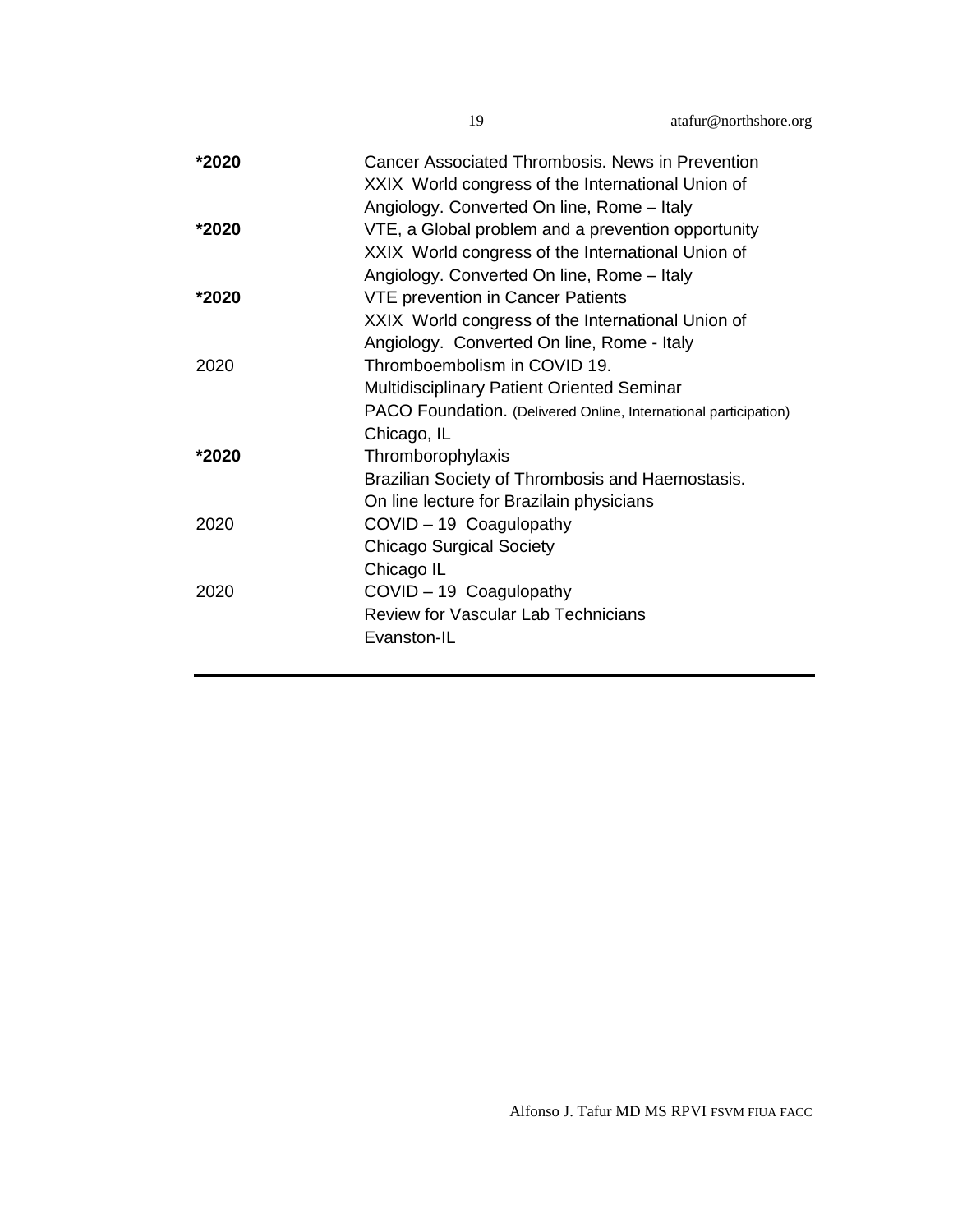| | |
|---|---|
| **\*2020** | Cancer Associated Thrombosis. News in Prevention<br>XXIX World congress of the International Union of Angiology. Converted On line, Rome – Italy |
| **\*2020** | VTE, a Global problem and a prevention opportunity<br>XXIX World congress of the International Union of Angiology. Converted On line, Rome – Italy |
| **\*2020** | VTE prevention in Cancer Patients<br>XXIX World congress of the International Union of Angiology. Converted On line, Rome - Italy |
| 2020 | Thromboembolism in COVID 19.<br>Multidisciplinary Patient Oriented Seminar<br>PACO Foundation. (Delivered Online, International participation)<br>Chicago, IL |
| **\*2020** | Thromborophylaxis<br>Brazilian Society of Thrombosis and Haemostasis.<br>On line lecture for Brazilain physicians |
| 2020 | COVID – 19 Coagulopathy<br>Chicago Surgical Society<br>Chicago IL |
| 2020 | COVID – 19 Coagulopathy<br>Review for Vascular Lab Technicians<br>Evanston-IL |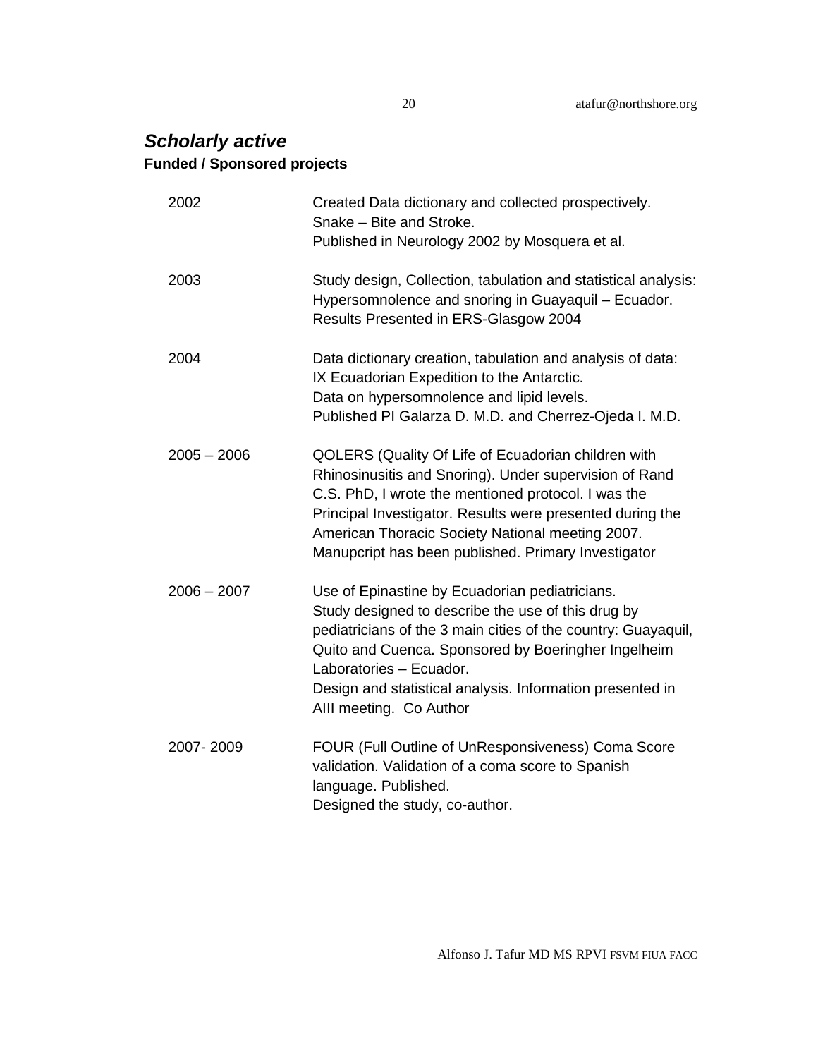## *Scholarly active*

**Funded / Sponsored projects**

| | |
|---|---|
| 2002 | Created Data dictionary and collected prospectively.<br>Snake – Bite and Stroke.<br>Published in Neurology 2002 by Mosquera et al. |
| 2003 | Study design, Collection, tabulation and statistical analysis:<br>Hypersomnolence and snoring in Guayaquil – Ecuador.<br>Results Presented in ERS-Glasgow 2004 |
| 2004 | Data dictionary creation, tabulation and analysis of data:<br>IX Ecuadorian Expedition to the Antarctic.<br>Data on hypersomnolence and lipid levels.<br>Published PI Galarza D. M.D. and Cherrez-Ojeda I. M.D. |
| 2005 – 2006 | QOLERS (Quality Of Life of Ecuadorian children with Rhinosinusitis and Snoring). Under supervision of Rand C.S. PhD, I wrote the mentioned protocol. I was the Principal Investigator. Results were presented during the American Thoracic Society National meeting 2007.<br>Manupcript has been published. Primary Investigator |
| 2006 – 2007 | Use of Epinastine by Ecuadorian pediatricians.<br>Study designed to describe the use of this drug by pediatricians of the 3 main cities of the country: Guayaquil, Quito and Cuenca. Sponsored by Boeringher Ingelheim Laboratories – Ecuador.<br>Design and statistical analysis. Information presented in AIII meeting. Co Author |
| 2007- 2009 | FOUR (Full Outline of UnResponsiveness) Coma Score validation. Validation of a coma score to Spanish language. Published.<br>Designed the study, co-author. |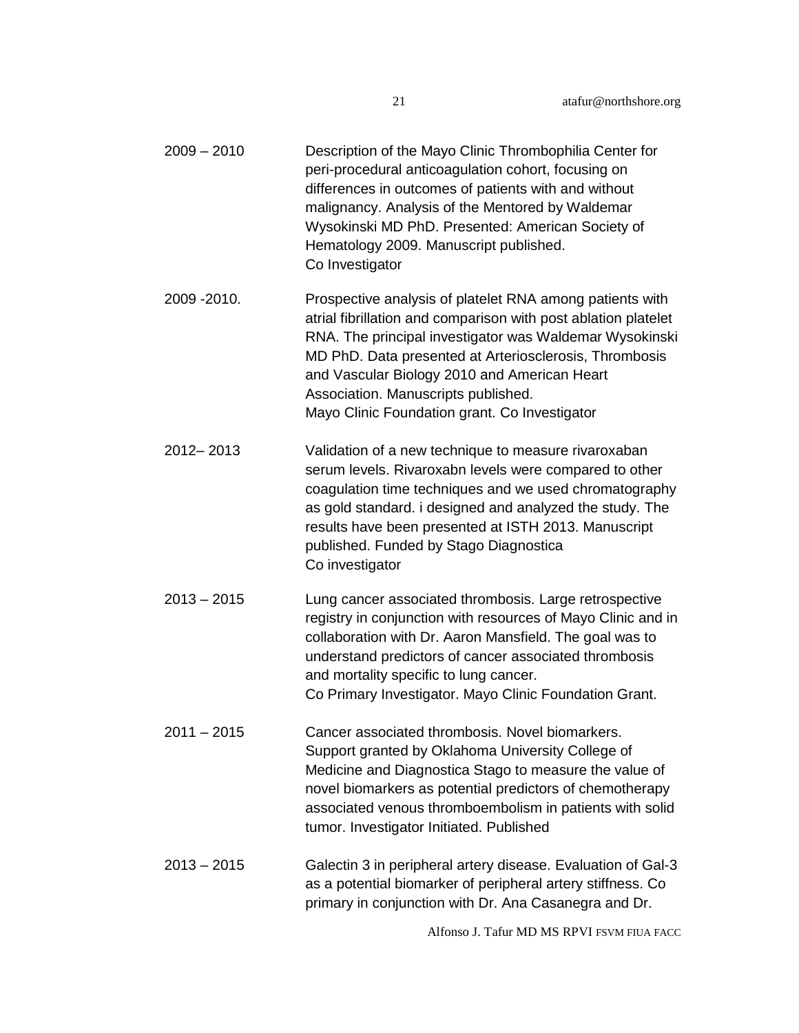| | |
|---|---|
| 2009 – 2010 | Description of the Mayo Clinic Thrombophilia Center for peri-procedural anticoagulation cohort, focusing on differences in outcomes of patients with and without malignancy. Analysis of the Mentored by Waldemar Wysokinski MD PhD. Presented: American Society of Hematology 2009. Manuscript published.<br>Co Investigator |
| 2009 -2010. | Prospective analysis of platelet RNA among patients with atrial fibrillation and comparison with post ablation platelet RNA. The principal investigator was Waldemar Wysokinski MD PhD. Data presented at Arteriosclerosis, Thrombosis and Vascular Biology 2010 and American Heart Association. Manuscripts published.<br>Mayo Clinic Foundation grant. Co Investigator |
| 2012– 2013 | Validation of a new technique to measure rivaroxaban serum levels. Rivaroxabn levels were compared to other coagulation time techniques and we used chromatography as gold standard. i designed and analyzed the study. The results have been presented at ISTH 2013. Manuscript published. Funded by Stago Diagnostica<br>Co investigator |
| 2013 – 2015 | Lung cancer associated thrombosis. Large retrospective registry in conjunction with resources of Mayo Clinic and in collaboration with Dr. Aaron Mansfield. The goal was to understand predictors of cancer associated thrombosis and mortality specific to lung cancer.<br>Co Primary Investigator. Mayo Clinic Foundation Grant. |
| 2011 – 2015 | Cancer associated thrombosis. Novel biomarkers. Support granted by Oklahoma University College of Medicine and Diagnostica Stago to measure the value of novel biomarkers as potential predictors of chemotherapy associated venous thromboembolism in patients with solid tumor. Investigator Initiated. Published |
| 2013 – 2015 | Galectin 3 in peripheral artery disease. Evaluation of Gal-3 as a potential biomarker of peripheral artery stiffness. Co primary in conjunction with Dr. Ana Casanegra and Dr. |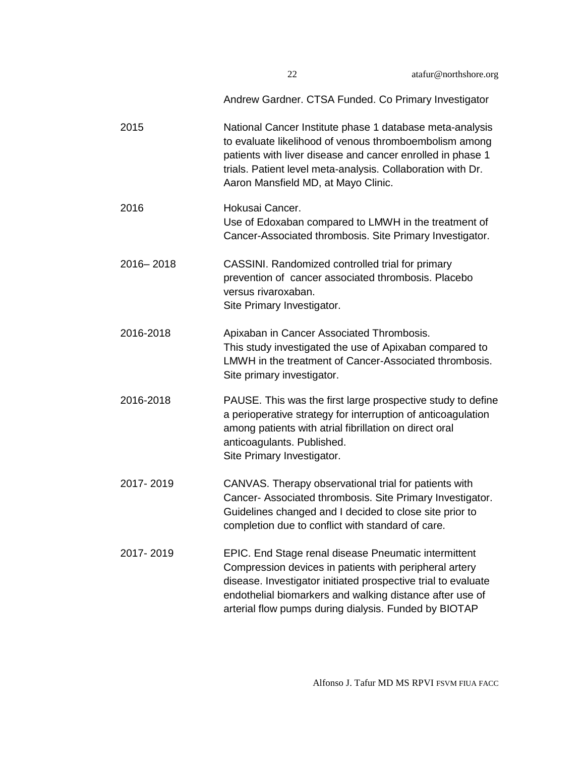Andrew Gardner. CTSA Funded. Co Primary Investigator

| | |
|---|---|
| 2015 | National Cancer Institute phase 1 database meta-analysis to evaluate likelihood of venous thromboembolism among patients with liver disease and cancer enrolled in phase 1 trials. Patient level meta-analysis. Collaboration with Dr. Aaron Mansfield MD, at Mayo Clinic. |
| 2016 | Hokusai Cancer. Use of Edoxaban compared to LMWH in the treatment of Cancer-Associated thrombosis. Site Primary Investigator. |
| 2016– 2018 | CASSINI. Randomized controlled trial for primary prevention of cancer associated thrombosis. Placebo versus rivaroxaban. Site Primary Investigator. |
| 2016-2018 | Apixaban in Cancer Associated Thrombosis. This study investigated the use of Apixaban compared to LMWH in the treatment of Cancer-Associated thrombosis. Site primary investigator. |
| 2016-2018 | PAUSE. This was the first large prospective study to define a perioperative strategy for interruption of anticoagulation among patients with atrial fibrillation on direct oral anticoagulants. Published. Site Primary Investigator. |
| 2017- 2019 | CANVAS. Therapy observational trial for patients with Cancer- Associated thrombosis. Site Primary Investigator. Guidelines changed and I decided to close site prior to completion due to conflict with standard of care. |
| 2017- 2019 | EPIC. End Stage renal disease Pneumatic intermittent Compression devices in patients with peripheral artery disease. Investigator initiated prospective trial to evaluate endothelial biomarkers and walking distance after use of arterial flow pumps during dialysis. Funded by BIOTAP |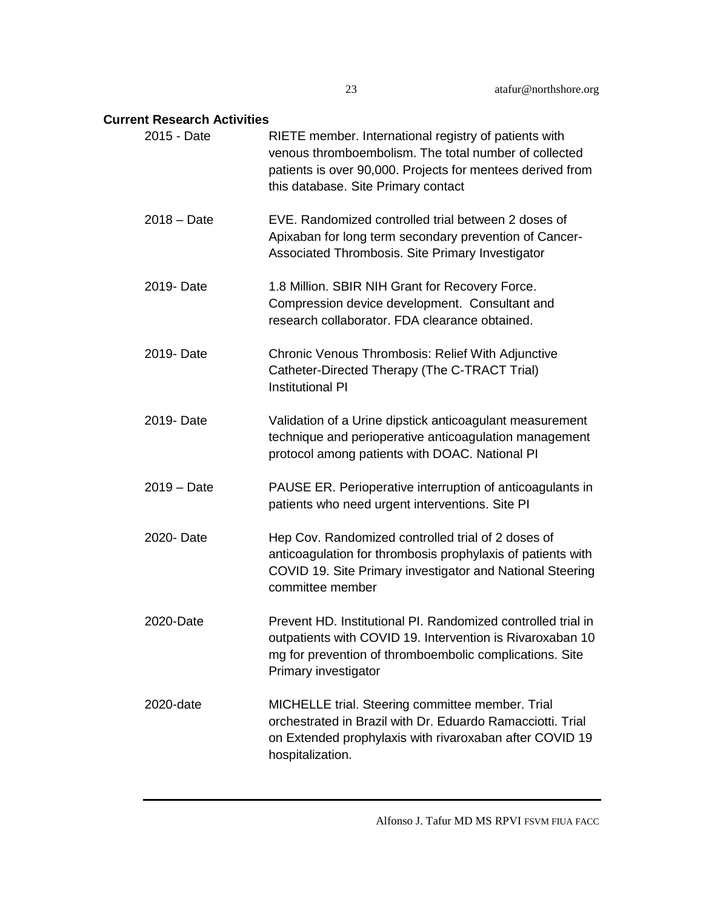## Current Research Activities

| | |
|---|---|
| 2015 - Date | RIETE member. International registry of patients with venous thromboembolism. The total number of collected patients is over 90,000. Projects for mentees derived from this database. Site Primary contact |
| 2018 – Date | EVE. Randomized controlled trial between 2 doses of Apixaban for long term secondary prevention of Cancer-Associated Thrombosis. Site Primary Investigator |
| 2019- Date | 1.8 Million. SBIR NIH Grant for Recovery Force. Compression device development. Consultant and research collaborator. FDA clearance obtained. |
| 2019- Date | Chronic Venous Thrombosis: Relief With Adjunctive Catheter-Directed Therapy (The C-TRACT Trial) Institutional PI |
| 2019- Date | Validation of a Urine dipstick anticoagulant measurement technique and perioperative anticoagulation management protocol among patients with DOAC. National PI |
| 2019 – Date | PAUSE ER. Perioperative interruption of anticoagulants in patients who need urgent interventions. Site PI |
| 2020- Date | Hep Cov. Randomized controlled trial of 2 doses of anticoagulation for thrombosis prophylaxis of patients with COVID 19. Site Primary investigator and National Steering committee member |
| 2020-Date | Prevent HD. Institutional PI. Randomized controlled trial in outpatients with COVID 19. Intervention is Rivaroxaban 10 mg for prevention of thromboembolic complications. Site Primary investigator |
| 2020-date | MICHELLE trial. Steering committee member. Trial orchestrated in Brazil with Dr. Eduardo Ramacciotti. Trial on Extended prophylaxis with rivaroxaban after COVID 19 hospitalization. |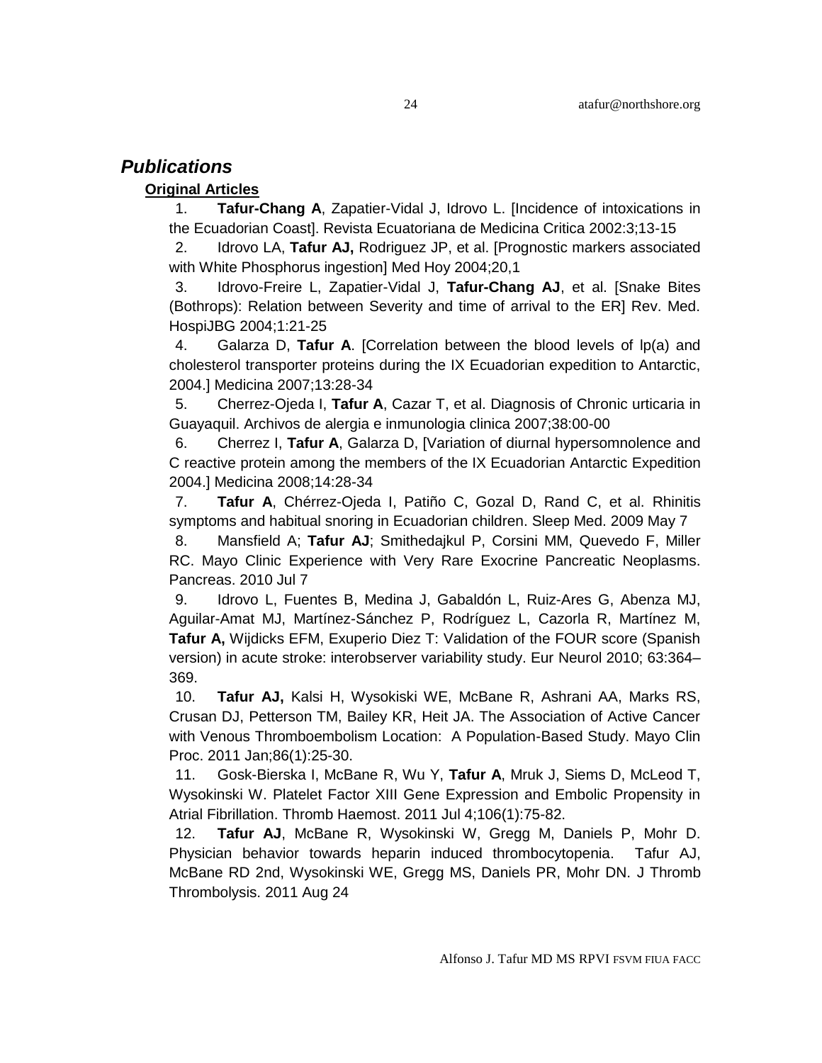## *Publications*

**Original Articles**

1. **Tafur-Chang A**, Zapatier-Vidal J, Idrovo L. [Incidence of intoxications in the Ecuadorian Coast]. Revista Ecuatoriana de Medicina Critica 2002:3;13-15
2. Idrovo LA, **Tafur AJ,** Rodriguez JP, et al. [Prognostic markers associated with White Phosphorus ingestion] Med Hoy 2004;20,1
3. Idrovo-Freire L, Zapatier-Vidal J, **Tafur-Chang AJ**, et al. [Snake Bites (Bothrops): Relation between Severity and time of arrival to the ER] Rev. Med. HospiJBG 2004;1:21-25
4. Galarza D, **Tafur A**. [Correlation between the blood levels of lp(a) and cholesterol transporter proteins during the IX Ecuadorian expedition to Antarctic, 2004.] Medicina 2007;13:28-34
5. Cherrez-Ojeda I, **Tafur A**, Cazar T, et al. Diagnosis of Chronic urticaria in Guayaquil. Archivos de alergia e inmunologia clinica 2007;38:00-00
6. Cherrez I, **Tafur A**, Galarza D, [Variation of diurnal hypersomnolence and C reactive protein among the members of the IX Ecuadorian Antarctic Expedition 2004.] Medicina 2008;14:28-34
7. **Tafur A**, Chérrez-Ojeda I, Patiño C, Gozal D, Rand C, et al. Rhinitis symptoms and habitual snoring in Ecuadorian children. Sleep Med. 2009 May 7
8. Mansfield A; **Tafur AJ**; Smithedajkul P, Corsini MM, Quevedo F, Miller RC. Mayo Clinic Experience with Very Rare Exocrine Pancreatic Neoplasms. Pancreas. 2010 Jul 7
9. Idrovo L, Fuentes B, Medina J, Gabaldón L, Ruiz-Ares G, Abenza MJ, Aguilar-Amat MJ, Martínez-Sánchez P, Rodríguez L, Cazorla R, Martínez M, **Tafur A,** Wijdicks EFM, Exuperio Diez T: Validation of the FOUR score (Spanish version) in acute stroke: interobserver variability study. Eur Neurol 2010; 63:364–369.
10. **Tafur AJ,** Kalsi H, Wysokiski WE, McBane R, Ashrani AA, Marks RS, Crusan DJ, Petterson TM, Bailey KR, Heit JA. The Association of Active Cancer with Venous Thromboembolism Location: A Population-Based Study. Mayo Clin Proc. 2011 Jan;86(1):25-30.
11. Gosk-Bierska I, McBane R, Wu Y, **Tafur A**, Mruk J, Siems D, McLeod T, Wysokinski W. Platelet Factor XIII Gene Expression and Embolic Propensity in Atrial Fibrillation. Thromb Haemost. 2011 Jul 4;106(1):75-82.
12. **Tafur AJ**, McBane R, Wysokinski W, Gregg M, Daniels P, Mohr D. Physician behavior towards heparin induced thrombocytopenia. Tafur AJ, McBane RD 2nd, Wysokinski WE, Gregg MS, Daniels PR, Mohr DN. J Thromb Thrombolysis. 2011 Aug 24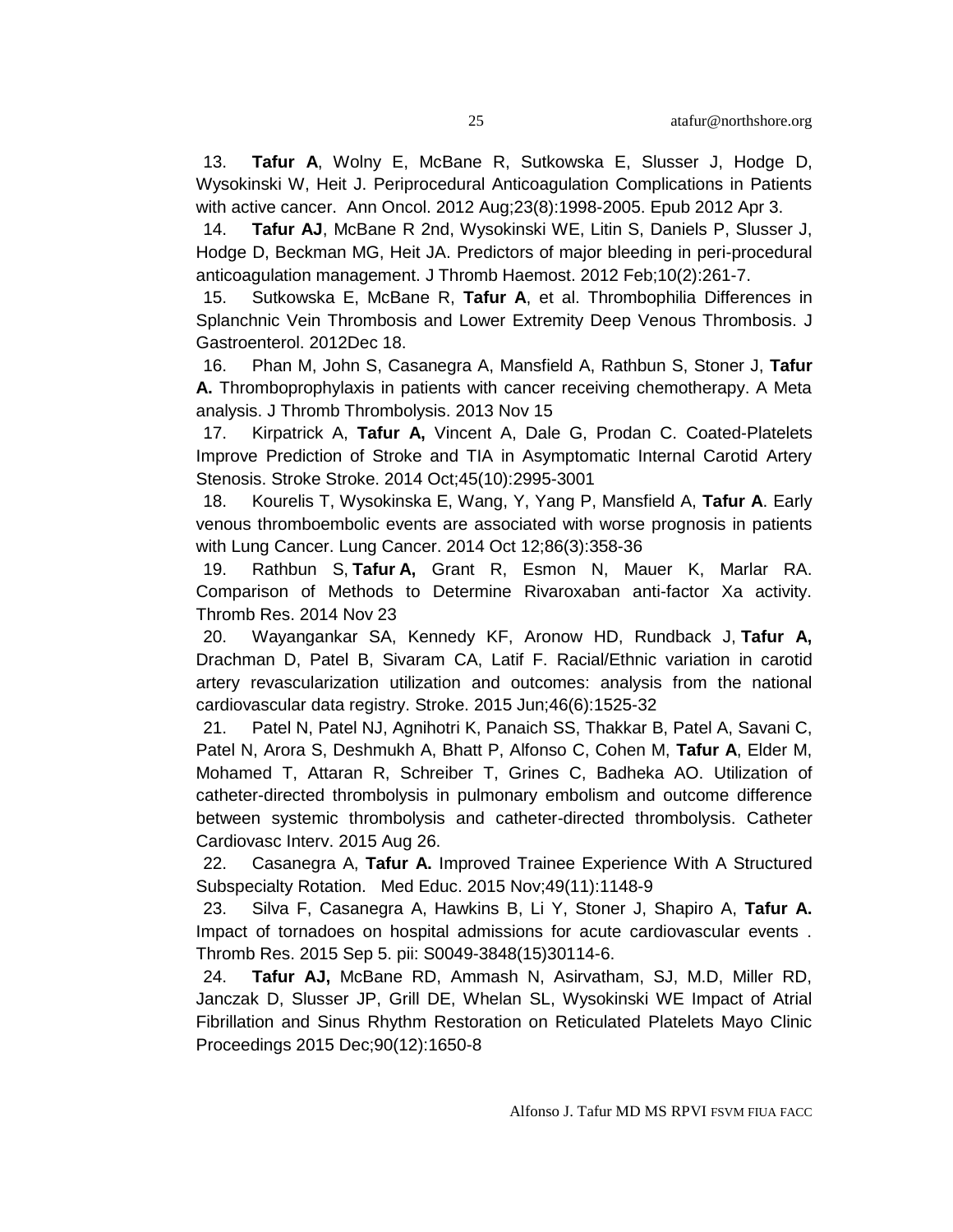13. **Tafur A**, Wolny E, McBane R, Sutkowska E, Slusser J, Hodge D, Wysokinski W, Heit J. Periprocedural Anticoagulation Complications in Patients with active cancer. Ann Oncol. 2012 Aug;23(8):1998-2005. Epub 2012 Apr 3.

14. **Tafur AJ**, McBane R 2nd, Wysokinski WE, Litin S, Daniels P, Slusser J, Hodge D, Beckman MG, Heit JA. Predictors of major bleeding in peri-procedural anticoagulation management. J Thromb Haemost. 2012 Feb;10(2):261-7.

15. Sutkowska E, McBane R, **Tafur A**, et al. Thrombophilia Differences in Splanchnic Vein Thrombosis and Lower Extremity Deep Venous Thrombosis. J Gastroenterol. 2012Dec 18.

16. Phan M, John S, Casanegra A, Mansfield A, Rathbun S, Stoner J, **Tafur A.** Thromboprophylaxis in patients with cancer receiving chemotherapy. A Meta analysis. J Thromb Thrombolysis. 2013 Nov 15

17. Kirpatrick A, **Tafur A,** Vincent A, Dale G, Prodan C. Coated-Platelets Improve Prediction of Stroke and TIA in Asymptomatic Internal Carotid Artery Stenosis. Stroke Stroke. 2014 Oct;45(10):2995-3001

18. Kourelis T, Wysokinska E, Wang, Y, Yang P, Mansfield A, **Tafur A**. Early venous thromboembolic events are associated with worse prognosis in patients with Lung Cancer. Lung Cancer. 2014 Oct 12;86(3):358-36

19. Rathbun S, **Tafur A,** Grant R, Esmon N, Mauer K, Marlar RA. Comparison of Methods to Determine Rivaroxaban anti-factor Xa activity. Thromb Res. 2014 Nov 23

20. Wayangankar SA, Kennedy KF, Aronow HD, Rundback J, **Tafur A,** Drachman D, Patel B, Sivaram CA, Latif F. Racial/Ethnic variation in carotid artery revascularization utilization and outcomes: analysis from the national cardiovascular data registry. Stroke. 2015 Jun;46(6):1525-32

21. Patel N, Patel NJ, Agnihotri K, Panaich SS, Thakkar B, Patel A, Savani C, Patel N, Arora S, Deshmukh A, Bhatt P, Alfonso C, Cohen M, **Tafur A**, Elder M, Mohamed T, Attaran R, Schreiber T, Grines C, Badheka AO. Utilization of catheter-directed thrombolysis in pulmonary embolism and outcome difference between systemic thrombolysis and catheter-directed thrombolysis. Catheter Cardiovasc Interv. 2015 Aug 26.

22. Casanegra A, **Tafur A.** Improved Trainee Experience With A Structured Subspecialty Rotation. Med Educ. 2015 Nov;49(11):1148-9

23. Silva F, Casanegra A, Hawkins B, Li Y, Stoner J, Shapiro A, **Tafur A.** Impact of tornadoes on hospital admissions for acute cardiovascular events . Thromb Res. 2015 Sep 5. pii: S0049-3848(15)30114-6.

24. **Tafur AJ,** McBane RD, Ammash N, Asirvatham, SJ, M.D, Miller RD, Janczak D, Slusser JP, Grill DE, Whelan SL, Wysokinski WE Impact of Atrial Fibrillation and Sinus Rhythm Restoration on Reticulated Platelets Mayo Clinic Proceedings 2015 Dec;90(12):1650-8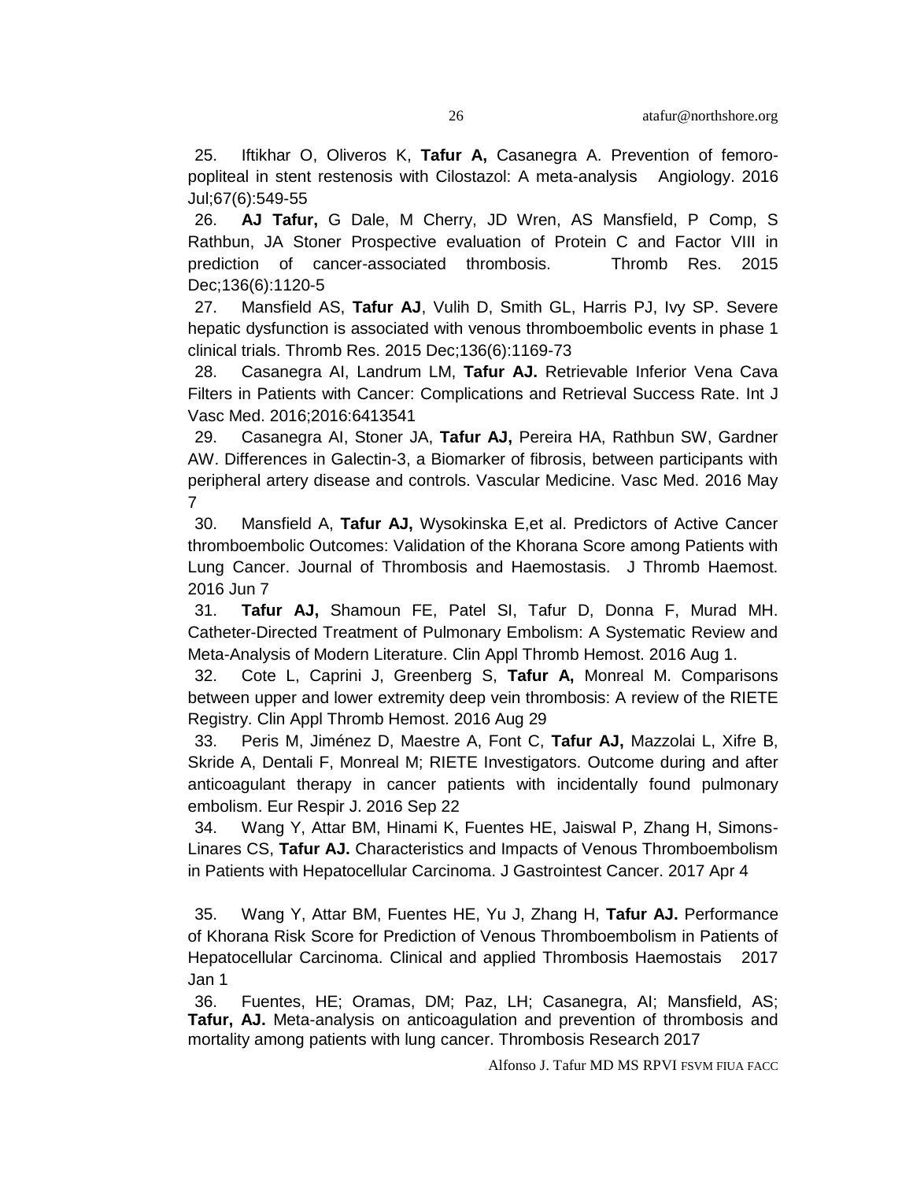25. Iftikhar O, Oliveros K, **Tafur A,** Casanegra A. Prevention of femoro-popliteal in stent restenosis with Cilostazol: A meta-analysis Angiology. 2016 Jul;67(6):549-55

26. **AJ Tafur,** G Dale, M Cherry, JD Wren, AS Mansfield, P Comp, S Rathbun, JA Stoner Prospective evaluation of Protein C and Factor VIII in prediction of cancer-associated thrombosis. Thromb Res. 2015 Dec;136(6):1120-5

27. Mansfield AS, **Tafur AJ**, Vulih D, Smith GL, Harris PJ, Ivy SP. Severe hepatic dysfunction is associated with venous thromboembolic events in phase 1 clinical trials. Thromb Res. 2015 Dec;136(6):1169-73

28. Casanegra AI, Landrum LM, **Tafur AJ.** Retrievable Inferior Vena Cava Filters in Patients with Cancer: Complications and Retrieval Success Rate. Int J Vasc Med. 2016;2016:6413541

29. Casanegra AI, Stoner JA, **Tafur AJ,** Pereira HA, Rathbun SW, Gardner AW. Differences in Galectin-3, a Biomarker of fibrosis, between participants with peripheral artery disease and controls. Vascular Medicine. Vasc Med. 2016 May 7

30. Mansfield A, **Tafur AJ,** Wysokinska E,et al. Predictors of Active Cancer thromboembolic Outcomes: Validation of the Khorana Score among Patients with Lung Cancer. Journal of Thrombosis and Haemostasis. J Thromb Haemost. 2016 Jun 7

31. **Tafur AJ,** Shamoun FE, Patel SI, Tafur D, Donna F, Murad MH. Catheter-Directed Treatment of Pulmonary Embolism: A Systematic Review and Meta-Analysis of Modern Literature. Clin Appl Thromb Hemost. 2016 Aug 1.

32. Cote L, Caprini J, Greenberg S, **Tafur A,** Monreal M. Comparisons between upper and lower extremity deep vein thrombosis: A review of the RIETE Registry. Clin Appl Thromb Hemost. 2016 Aug 29

33. Peris M, Jiménez D, Maestre A, Font C, **Tafur AJ,** Mazzolai L, Xifre B, Skride A, Dentali F, Monreal M; RIETE Investigators. Outcome during and after anticoagulant therapy in cancer patients with incidentally found pulmonary embolism. Eur Respir J. 2016 Sep 22

34. Wang Y, Attar BM, Hinami K, Fuentes HE, Jaiswal P, Zhang H, Simons-Linares CS, **Tafur AJ.** Characteristics and Impacts of Venous Thromboembolism in Patients with Hepatocellular Carcinoma. J Gastrointest Cancer. 2017 Apr 4

35. Wang Y, Attar BM, Fuentes HE, Yu J, Zhang H, **Tafur AJ.** Performance of Khorana Risk Score for Prediction of Venous Thromboembolism in Patients of Hepatocellular Carcinoma. Clinical and applied Thrombosis Haemostais 2017 Jan 1

36. Fuentes, HE; Oramas, DM; Paz, LH; Casanegra, AI; Mansfield, AS; **Tafur, AJ.** Meta-analysis on anticoagulation and prevention of thrombosis and mortality among patients with lung cancer. Thrombosis Research 2017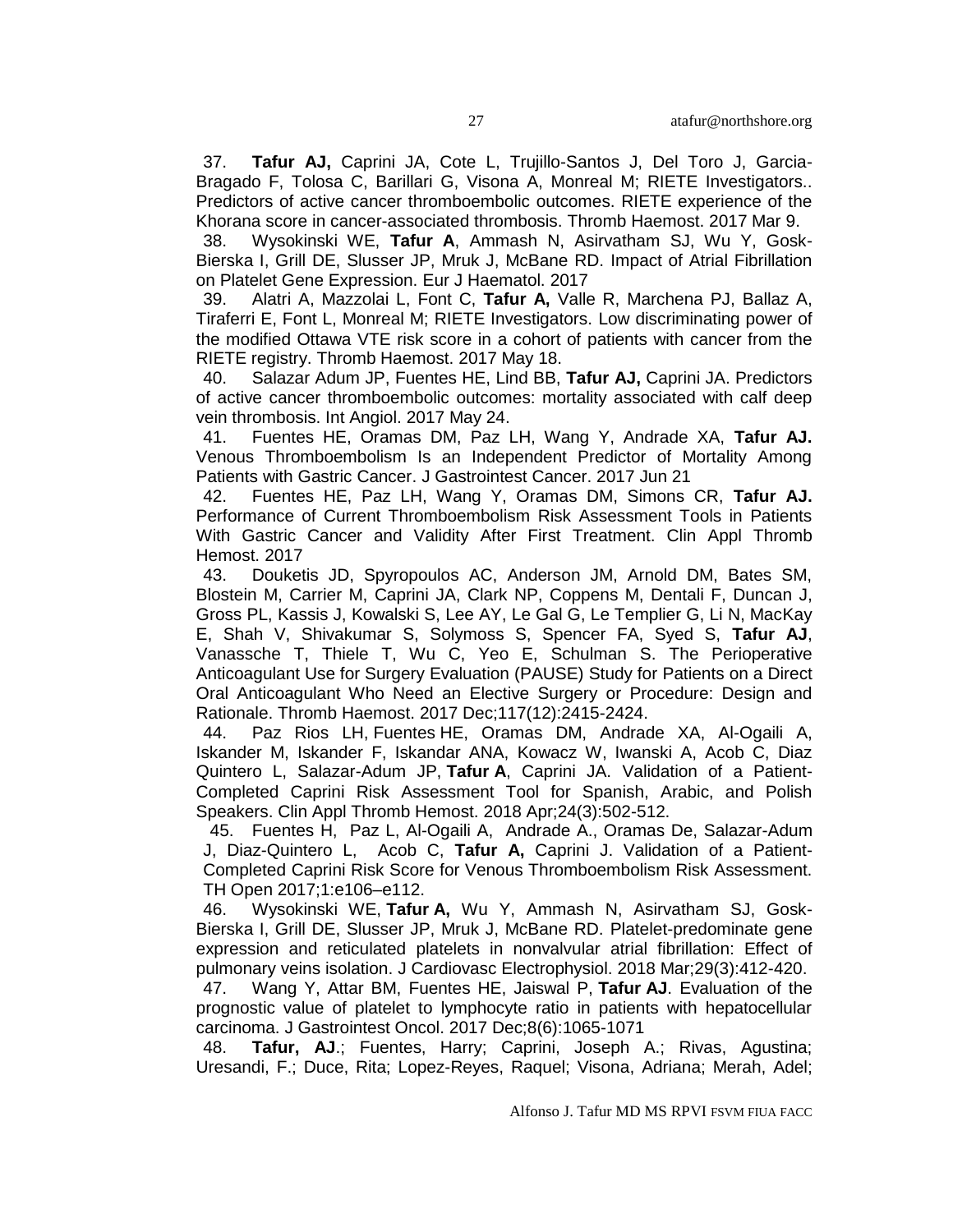37. **Tafur AJ,** Caprini JA, Cote L, Trujillo-Santos J, Del Toro J, Garcia-Bragado F, Tolosa C, Barillari G, Visona A, Monreal M; RIETE Investigators.. Predictors of active cancer thromboembolic outcomes. RIETE experience of the Khorana score in cancer-associated thrombosis. Thromb Haemost. 2017 Mar 9.

38. Wysokinski WE, **Tafur A**, Ammash N, Asirvatham SJ, Wu Y, Gosk-Bierska I, Grill DE, Slusser JP, Mruk J, McBane RD. Impact of Atrial Fibrillation on Platelet Gene Expression. Eur J Haematol. 2017

39. Alatri A, Mazzolai L, Font C, **Tafur A,** Valle R, Marchena PJ, Ballaz A, Tiraferri E, Font L, Monreal M; RIETE Investigators. Low discriminating power of the modified Ottawa VTE risk score in a cohort of patients with cancer from the RIETE registry. Thromb Haemost. 2017 May 18.

40. Salazar Adum JP, Fuentes HE, Lind BB, **Tafur AJ,** Caprini JA. Predictors of active cancer thromboembolic outcomes: mortality associated with calf deep vein thrombosis. Int Angiol. 2017 May 24.

41. Fuentes HE, Oramas DM, Paz LH, Wang Y, Andrade XA, **Tafur AJ.** Venous Thromboembolism Is an Independent Predictor of Mortality Among Patients with Gastric Cancer. J Gastrointest Cancer. 2017 Jun 21

42. Fuentes HE, Paz LH, Wang Y, Oramas DM, Simons CR, **Tafur AJ.** Performance of Current Thromboembolism Risk Assessment Tools in Patients With Gastric Cancer and Validity After First Treatment. Clin Appl Thromb Hemost. 2017

43. Douketis JD, Spyropoulos AC, Anderson JM, Arnold DM, Bates SM, Blostein M, Carrier M, Caprini JA, Clark NP, Coppens M, Dentali F, Duncan J, Gross PL, Kassis J, Kowalski S, Lee AY, Le Gal G, Le Templier G, Li N, MacKay E, Shah V, Shivakumar S, Solymoss S, Spencer FA, Syed S, **Tafur AJ**, Vanassche T, Thiele T, Wu C, Yeo E, Schulman S. The Perioperative Anticoagulant Use for Surgery Evaluation (PAUSE) Study for Patients on a Direct Oral Anticoagulant Who Need an Elective Surgery or Procedure: Design and Rationale. Thromb Haemost. 2017 Dec;117(12):2415-2424.

44. Paz Rios LH, Fuentes HE, Oramas DM, Andrade XA, Al-Ogaili A, Iskander M, Iskander F, Iskandar ANA, Kowacz W, Iwanski A, Acob C, Diaz Quintero L, Salazar-Adum JP, **Tafur A**, Caprini JA. Validation of a Patient-Completed Caprini Risk Assessment Tool for Spanish, Arabic, and Polish Speakers. Clin Appl Thromb Hemost. 2018 Apr;24(3):502-512.

45. Fuentes H, Paz L, Al-Ogaili A, Andrade A., Oramas De, Salazar-Adum J, Diaz-Quintero L, Acob C, **Tafur A,** Caprini J. Validation of a Patient-Completed Caprini Risk Score for Venous Thromboembolism Risk Assessment. TH Open 2017;1:e106–e112.

46. Wysokinski WE, **Tafur A,** Wu Y, Ammash N, Asirvatham SJ, Gosk-Bierska I, Grill DE, Slusser JP, Mruk J, McBane RD. Platelet-predominate gene expression and reticulated platelets in nonvalvular atrial fibrillation: Effect of pulmonary veins isolation. J Cardiovasc Electrophysiol. 2018 Mar;29(3):412-420.

47. Wang Y, Attar BM, Fuentes HE, Jaiswal P, **Tafur AJ**. Evaluation of the prognostic value of platelet to lymphocyte ratio in patients with hepatocellular carcinoma. J Gastrointest Oncol. 2017 Dec;8(6):1065-1071

48. **Tafur, AJ**.; Fuentes, Harry; Caprini, Joseph A.; Rivas, Agustina; Uresandi, F.; Duce, Rita; Lopez-Reyes, Raquel; Visona, Adriana; Merah, Adel;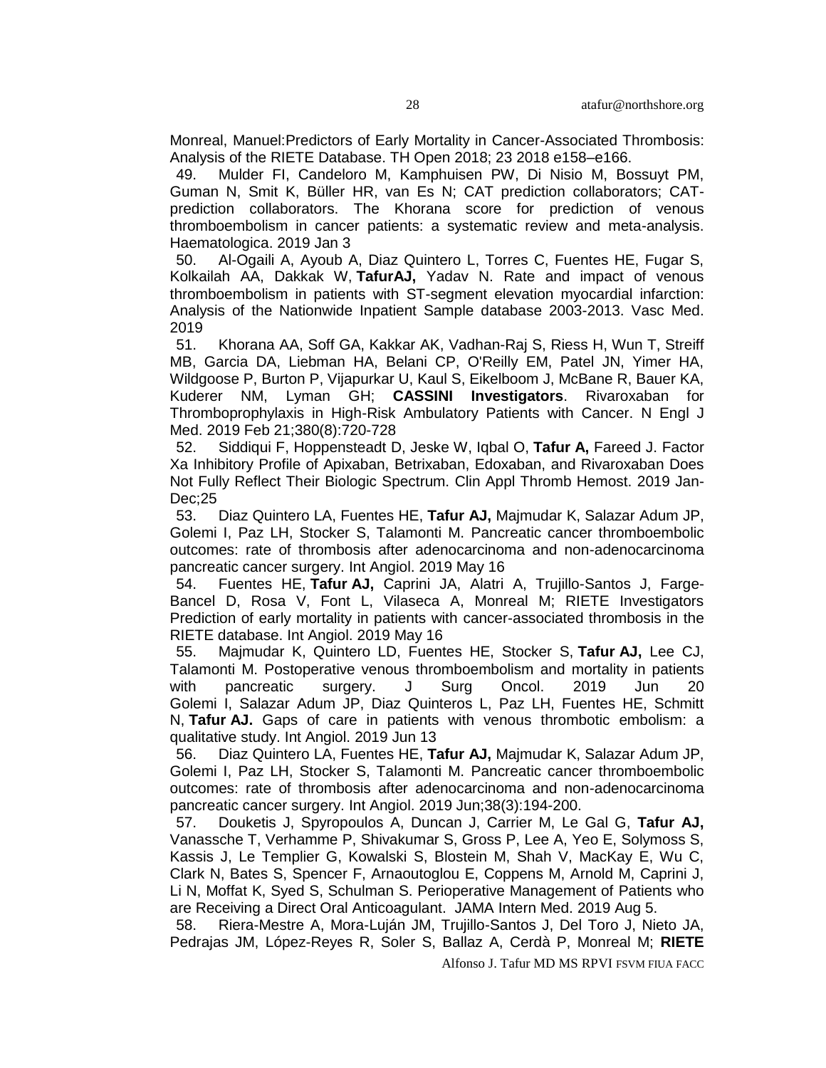Monreal, Manuel:Predictors of Early Mortality in Cancer-Associated Thrombosis: Analysis of the RIETE Database. TH Open 2018; 23 2018 e158–e166.

49. Mulder FI, Candeloro M, Kamphuisen PW, Di Nisio M, Bossuyt PM, Guman N, Smit K, Büller HR, van Es N; CAT prediction collaborators; CAT-prediction collaborators. The Khorana score for prediction of venous thromboembolism in cancer patients: a systematic review and meta-analysis. Haematologica. 2019 Jan 3

50. Al-Ogaili A, Ayoub A, Diaz Quintero L, Torres C, Fuentes HE, Fugar S, Kolkailah AA, Dakkak W, **TafurAJ,** Yadav N. Rate and impact of venous thromboembolism in patients with ST-segment elevation myocardial infarction: Analysis of the Nationwide Inpatient Sample database 2003-2013. Vasc Med. 2019

51. Khorana AA, Soff GA, Kakkar AK, Vadhan-Raj S, Riess H, Wun T, Streiff MB, Garcia DA, Liebman HA, Belani CP, O'Reilly EM, Patel JN, Yimer HA, Wildgoose P, Burton P, Vijapurkar U, Kaul S, Eikelboom J, McBane R, Bauer KA, Kuderer NM, Lyman GH; **CASSINI Investigators**. Rivaroxaban for Thromboprophylaxis in High-Risk Ambulatory Patients with Cancer. N Engl J Med. 2019 Feb 21;380(8):720-728

52. Siddiqui F, Hoppensteadt D, Jeske W, Iqbal O, **Tafur A,** Fareed J. Factor Xa Inhibitory Profile of Apixaban, Betrixaban, Edoxaban, and Rivaroxaban Does Not Fully Reflect Their Biologic Spectrum. Clin Appl Thromb Hemost. 2019 Jan-Dec;25

53. Diaz Quintero LA, Fuentes HE, **Tafur AJ,** Majmudar K, Salazar Adum JP, Golemi I, Paz LH, Stocker S, Talamonti M. Pancreatic cancer thromboembolic outcomes: rate of thrombosis after adenocarcinoma and non-adenocarcinoma pancreatic cancer surgery. Int Angiol. 2019 May 16

54. Fuentes HE, **Tafur AJ,** Caprini JA, Alatri A, Trujillo-Santos J, Farge-Bancel D, Rosa V, Font L, Vilaseca A, Monreal M; RIETE Investigators Prediction of early mortality in patients with cancer-associated thrombosis in the RIETE database. Int Angiol. 2019 May 16

55. Majmudar K, Quintero LD, Fuentes HE, Stocker S, **Tafur AJ,** Lee CJ, Talamonti M. Postoperative venous thromboembolism and mortality in patients with pancreatic surgery. J Surg Oncol. 2019 Jun 20
Golemi I, Salazar Adum JP, Diaz Quinteros L, Paz LH, Fuentes HE, Schmitt N, **Tafur AJ.** Gaps of care in patients with venous thrombotic embolism: a qualitative study. Int Angiol. 2019 Jun 13

56. Diaz Quintero LA, Fuentes HE, **Tafur AJ,** Majmudar K, Salazar Adum JP, Golemi I, Paz LH, Stocker S, Talamonti M. Pancreatic cancer thromboembolic outcomes: rate of thrombosis after adenocarcinoma and non-adenocarcinoma pancreatic cancer surgery. Int Angiol. 2019 Jun;38(3):194-200.

57. Douketis J, Spyropoulos A, Duncan J, Carrier M, Le Gal G, **Tafur AJ,** Vanassche T, Verhamme P, Shivakumar S, Gross P, Lee A, Yeo E, Solymoss S, Kassis J, Le Templier G, Kowalski S, Blostein M, Shah V, MacKay E, Wu C, Clark N, Bates S, Spencer F, Arnaoutoglou E, Coppens M, Arnold M, Caprini J, Li N, Moffat K, Syed S, Schulman S. Perioperative Management of Patients who are Receiving a Direct Oral Anticoagulant. JAMA Intern Med. 2019 Aug 5.

58. Riera-Mestre A, Mora-Luján JM, Trujillo-Santos J, Del Toro J, Nieto JA, Pedrajas JM, López-Reyes R, Soler S, Ballaz A, Cerdà P, Monreal M; **RIETE**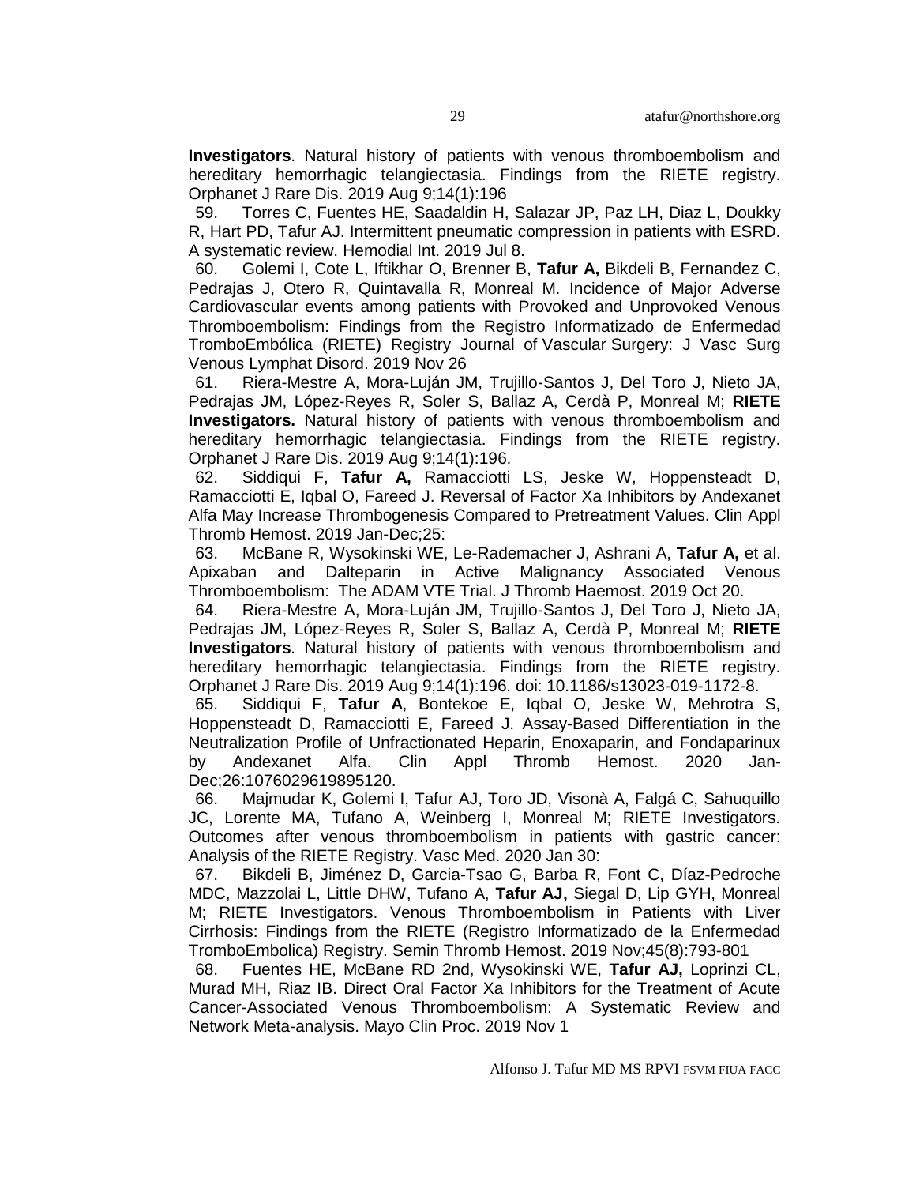**Investigators**. Natural history of patients with venous thromboembolism and hereditary hemorrhagic telangiectasia. Findings from the RIETE registry. Orphanet J Rare Dis. 2019 Aug 9;14(1):196

59. Torres C, Fuentes HE, Saadaldin H, Salazar JP, Paz LH, Diaz L, Doukky R, Hart PD, Tafur AJ. Intermittent pneumatic compression in patients with ESRD. A systematic review. Hemodial Int. 2019 Jul 8.

60. Golemi I, Cote L, Iftikhar O, Brenner B, **Tafur A,** Bikdeli B, Fernandez C, Pedrajas J, Otero R, Quintavalla R, Monreal M. Incidence of Major Adverse Cardiovascular events among patients with Provoked and Unprovoked Venous Thromboembolism: Findings from the Registro Informatizado de Enfermedad TromboEmbólica (RIETE) Registry Journal of Vascular Surgery: J Vasc Surg Venous Lymphat Disord. 2019 Nov 26

61. Riera-Mestre A, Mora-Luján JM, Trujillo-Santos J, Del Toro J, Nieto JA, Pedrajas JM, López-Reyes R, Soler S, Ballaz A, Cerdà P, Monreal M; **RIETE Investigators.** Natural history of patients with venous thromboembolism and hereditary hemorrhagic telangiectasia. Findings from the RIETE registry. Orphanet J Rare Dis. 2019 Aug 9;14(1):196.

62. Siddiqui F, **Tafur A,** Ramacciotti LS, Jeske W, Hoppensteadt D, Ramacciotti E, Iqbal O, Fareed J. Reversal of Factor Xa Inhibitors by Andexanet Alfa May Increase Thrombogenesis Compared to Pretreatment Values. Clin Appl Thromb Hemost. 2019 Jan-Dec;25:

63. McBane R, Wysokinski WE, Le-Rademacher J, Ashrani A, **Tafur A,** et al. Apixaban and Dalteparin in Active Malignancy Associated Venous Thromboembolism: The ADAM VTE Trial. J Thromb Haemost. 2019 Oct 20.

64. Riera-Mestre A, Mora-Luján JM, Trujillo-Santos J, Del Toro J, Nieto JA, Pedrajas JM, López-Reyes R, Soler S, Ballaz A, Cerdà P, Monreal M; **RIETE Investigators**. Natural history of patients with venous thromboembolism and hereditary hemorrhagic telangiectasia. Findings from the RIETE registry. Orphanet J Rare Dis. 2019 Aug 9;14(1):196. doi: 10.1186/s13023-019-1172-8.

65. Siddiqui F, **Tafur A**, Bontekoe E, Iqbal O, Jeske W, Mehrotra S, Hoppensteadt D, Ramacciotti E, Fareed J. Assay-Based Differentiation in the Neutralization Profile of Unfractionated Heparin, Enoxaparin, and Fondaparinux by Andexanet Alfa. Clin Appl Thromb Hemost. 2020 Jan-Dec;26:1076029619895120.

66. Majmudar K, Golemi I, Tafur AJ, Toro JD, Visonà A, Falgá C, Sahuquillo JC, Lorente MA, Tufano A, Weinberg I, Monreal M; RIETE Investigators. Outcomes after venous thromboembolism in patients with gastric cancer: Analysis of the RIETE Registry. Vasc Med. 2020 Jan 30:

67. Bikdeli B, Jiménez D, Garcia-Tsao G, Barba R, Font C, Díaz-Pedroche MDC, Mazzolai L, Little DHW, Tufano A, **Tafur AJ,** Siegal D, Lip GYH, Monreal M; RIETE Investigators. Venous Thromboembolism in Patients with Liver Cirrhosis: Findings from the RIETE (Registro Informatizado de la Enfermedad TromboEmbolica) Registry. Semin Thromb Hemost. 2019 Nov;45(8):793-801

68. Fuentes HE, McBane RD 2nd, Wysokinski WE, **Tafur AJ,** Loprinzi CL, Murad MH, Riaz IB. Direct Oral Factor Xa Inhibitors for the Treatment of Acute Cancer-Associated Venous Thromboembolism: A Systematic Review and Network Meta-analysis. Mayo Clin Proc. 2019 Nov 1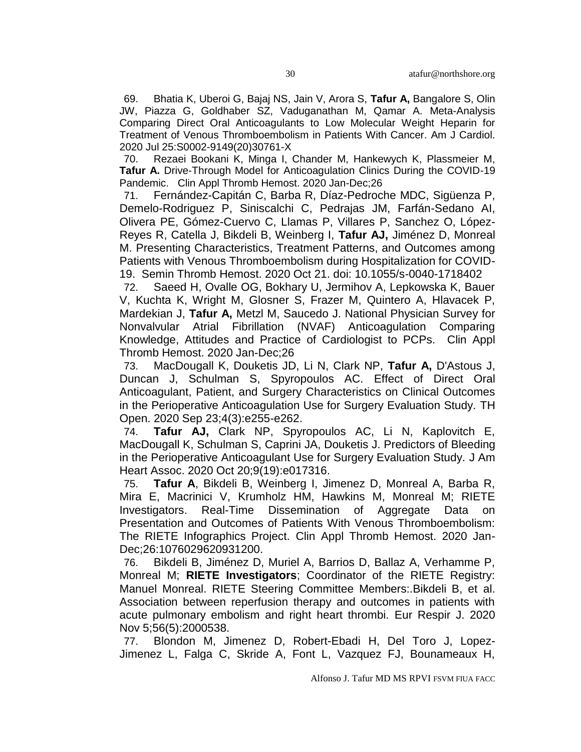69. Bhatia K, Uberoi G, Bajaj NS, Jain V, Arora S, **Tafur A,** Bangalore S, Olin JW, Piazza G, Goldhaber SZ, Vaduganathan M, Qamar A. Meta-Analysis Comparing Direct Oral Anticoagulants to Low Molecular Weight Heparin for Treatment of Venous Thromboembolism in Patients With Cancer. Am J Cardiol. 2020 Jul 25:S0002-9149(20)30761-X

70. Rezaei Bookani K, Minga I, Chander M, Hankewych K, Plassmeier M, **Tafur A.** Drive-Through Model for Anticoagulation Clinics During the COVID-19 Pandemic. Clin Appl Thromb Hemost. 2020 Jan-Dec;26

71. Fernández-Capitán C, Barba R, Díaz-Pedroche MDC, Sigüenza P, Demelo-Rodriguez P, Siniscalchi C, Pedrajas JM, Farfán-Sedano AI, Olivera PE, Gómez-Cuervo C, Llamas P, Villares P, Sanchez O, López-Reyes R, Catella J, Bikdeli B, Weinberg I, **Tafur AJ,** Jiménez D, Monreal M. Presenting Characteristics, Treatment Patterns, and Outcomes among Patients with Venous Thromboembolism during Hospitalization for COVID-19. Semin Thromb Hemost. 2020 Oct 21. doi: 10.1055/s-0040-1718402

72. Saeed H, Ovalle OG, Bokhary U, Jermihov A, Lepkowska K, Bauer V, Kuchta K, Wright M, Glosner S, Frazer M, Quintero A, Hlavacek P, Mardekian J, **Tafur A,** Metzl M, Saucedo J. National Physician Survey for Nonvalvular Atrial Fibrillation (NVAF) Anticoagulation Comparing Knowledge, Attitudes and Practice of Cardiologist to PCPs. Clin Appl Thromb Hemost. 2020 Jan-Dec;26

73. MacDougall K, Douketis JD, Li N, Clark NP, **Tafur A,** D'Astous J, Duncan J, Schulman S, Spyropoulos AC. Effect of Direct Oral Anticoagulant, Patient, and Surgery Characteristics on Clinical Outcomes in the Perioperative Anticoagulation Use for Surgery Evaluation Study. TH Open. 2020 Sep 23;4(3):e255-e262.

74. **Tafur AJ,** Clark NP, Spyropoulos AC, Li N, Kaplovitch E, MacDougall K, Schulman S, Caprini JA, Douketis J. Predictors of Bleeding in the Perioperative Anticoagulant Use for Surgery Evaluation Study. J Am Heart Assoc. 2020 Oct 20;9(19):e017316.

75. **Tafur A**, Bikdeli B, Weinberg I, Jimenez D, Monreal A, Barba R, Mira E, Macrinici V, Krumholz HM, Hawkins M, Monreal M; RIETE Investigators. Real-Time Dissemination of Aggregate Data on Presentation and Outcomes of Patients With Venous Thromboembolism: The RIETE Infographics Project. Clin Appl Thromb Hemost. 2020 Jan-Dec;26:1076029620931200.

76. Bikdeli B, Jiménez D, Muriel A, Barrios D, Ballaz A, Verhamme P, Monreal M; **RIETE Investigators**; Coordinator of the RIETE Registry: Manuel Monreal. RIETE Steering Committee Members:.Bikdeli B, et al. Association between reperfusion therapy and outcomes in patients with acute pulmonary embolism and right heart thrombi. Eur Respir J. 2020 Nov 5;56(5):2000538.

77. Blondon M, Jimenez D, Robert-Ebadi H, Del Toro J, Lopez-Jimenez L, Falga C, Skride A, Font L, Vazquez FJ, Bounameaux H,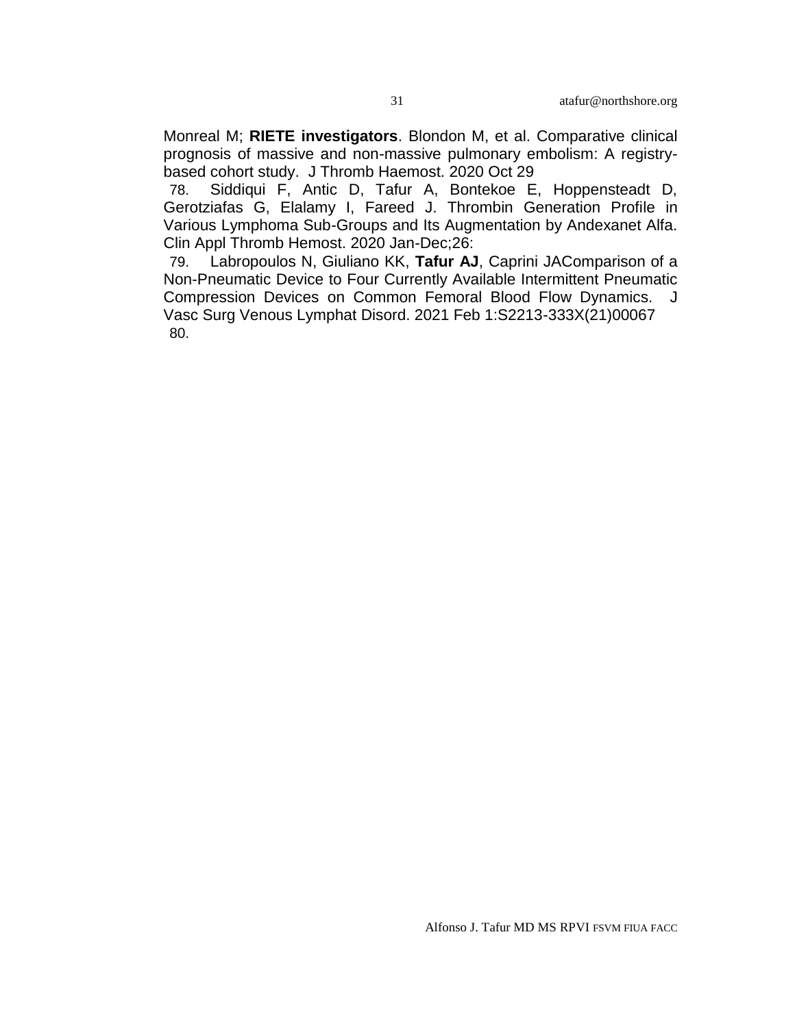Monreal M; **RIETE investigators**. Blondon M, et al. Comparative clinical prognosis of massive and non-massive pulmonary embolism: A registry-based cohort study. J Thromb Haemost. 2020 Oct 29

78. Siddiqui F, Antic D, Tafur A, Bontekoe E, Hoppensteadt D, Gerotziafas G, Elalamy I, Fareed J. Thrombin Generation Profile in Various Lymphoma Sub-Groups and Its Augmentation by Andexanet Alfa. Clin Appl Thromb Hemost. 2020 Jan-Dec;26:

79. Labropoulos N, Giuliano KK, **Tafur AJ**, Caprini JAComparison of a Non-Pneumatic Device to Four Currently Available Intermittent Pneumatic Compression Devices on Common Femoral Blood Flow Dynamics. J Vasc Surg Venous Lymphat Disord. 2021 Feb 1:S2213-333X(21)00067

80.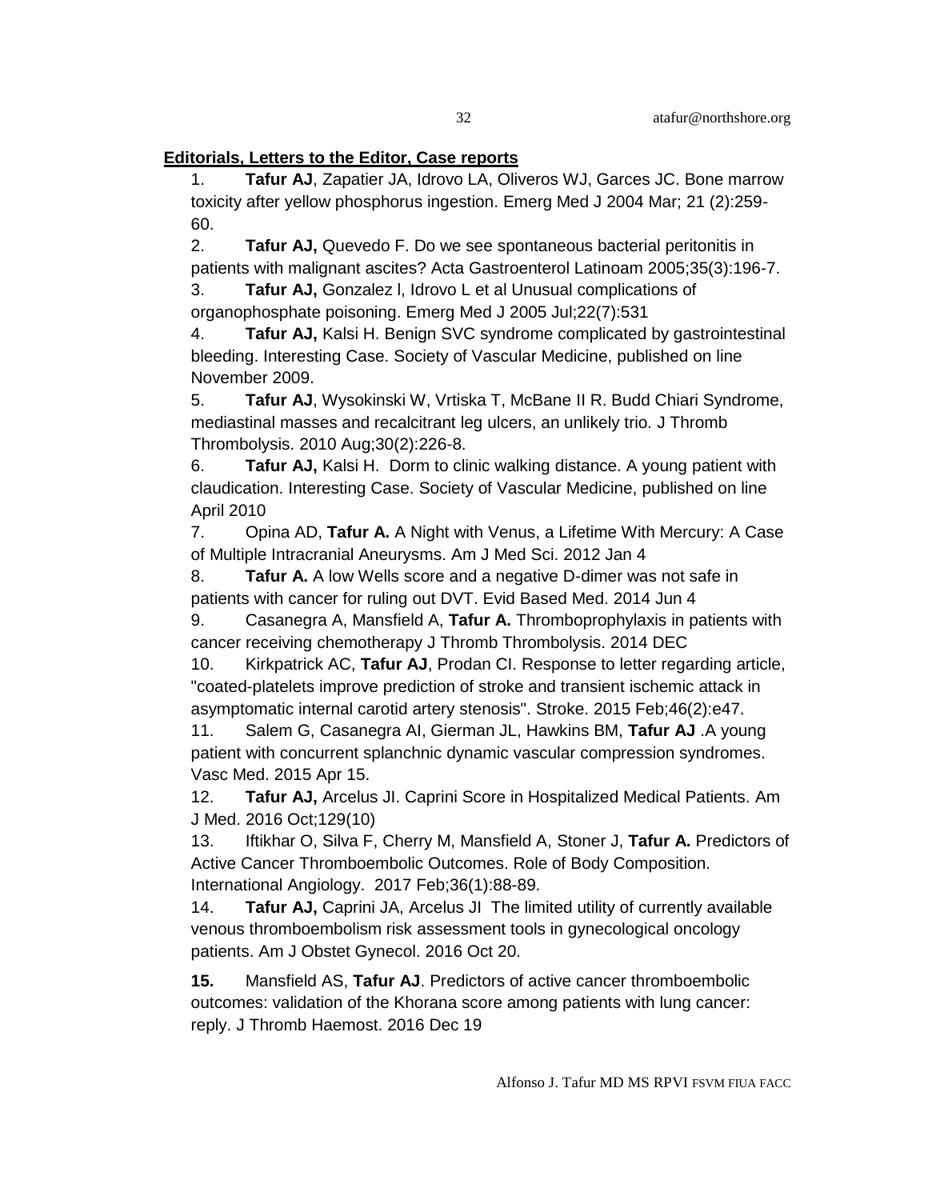**Editorials, Letters to the Editor, Case reports**

1. **Tafur AJ**, Zapatier JA, Idrovo LA, Oliveros WJ, Garces JC. Bone marrow toxicity after yellow phosphorus ingestion. Emerg Med J 2004 Mar; 21 (2):259-60.
2. **Tafur AJ,** Quevedo F. Do we see spontaneous bacterial peritonitis in patients with malignant ascites? Acta Gastroenterol Latinoam 2005;35(3):196-7.
3. **Tafur AJ,** Gonzalez l, Idrovo L et al Unusual complications of organophosphate poisoning. Emerg Med J 2005 Jul;22(7):531
4. **Tafur AJ,** Kalsi H. Benign SVC syndrome complicated by gastrointestinal bleeding. Interesting Case. Society of Vascular Medicine, published on line November 2009.
5. **Tafur AJ**, Wysokinski W, Vrtiska T, McBane II R. Budd Chiari Syndrome, mediastinal masses and recalcitrant leg ulcers, an unlikely trio. J Thromb Thrombolysis. 2010 Aug;30(2):226-8.
6. **Tafur AJ,** Kalsi H. Dorm to clinic walking distance. A young patient with claudication. Interesting Case. Society of Vascular Medicine, published on line April 2010
7. Opina AD, **Tafur A.** A Night with Venus, a Lifetime With Mercury: A Case of Multiple Intracranial Aneurysms. Am J Med Sci. 2012 Jan 4
8. **Tafur A.** A low Wells score and a negative D-dimer was not safe in patients with cancer for ruling out DVT. Evid Based Med. 2014 Jun 4
9. Casanegra A, Mansfield A, **Tafur A.** Thromboprophylaxis in patients with cancer receiving chemotherapy J Thromb Thrombolysis. 2014 DEC
10. Kirkpatrick AC, **Tafur AJ**, Prodan CI. Response to letter regarding article, "coated-platelets improve prediction of stroke and transient ischemic attack in asymptomatic internal carotid artery stenosis". Stroke. 2015 Feb;46(2):e47.
11. Salem G, Casanegra AI, Gierman JL, Hawkins BM, **Tafur AJ** .A young patient with concurrent splanchnic dynamic vascular compression syndromes. Vasc Med. 2015 Apr 15.
12. **Tafur AJ,** Arcelus JI. Caprini Score in Hospitalized Medical Patients. Am J Med. 2016 Oct;129(10)
13. Iftikhar O, Silva F, Cherry M, Mansfield A, Stoner J, **Tafur A.** Predictors of Active Cancer Thromboembolic Outcomes. Role of Body Composition. International Angiology. 2017 Feb;36(1):88-89.
14. **Tafur AJ,** Caprini JA, Arcelus JI The limited utility of currently available venous thromboembolism risk assessment tools in gynecological oncology patients. Am J Obstet Gynecol. 2016 Oct 20.
15. Mansfield AS, **Tafur AJ**. Predictors of active cancer thromboembolic outcomes: validation of the Khorana score among patients with lung cancer: reply. J Thromb Haemost. 2016 Dec 19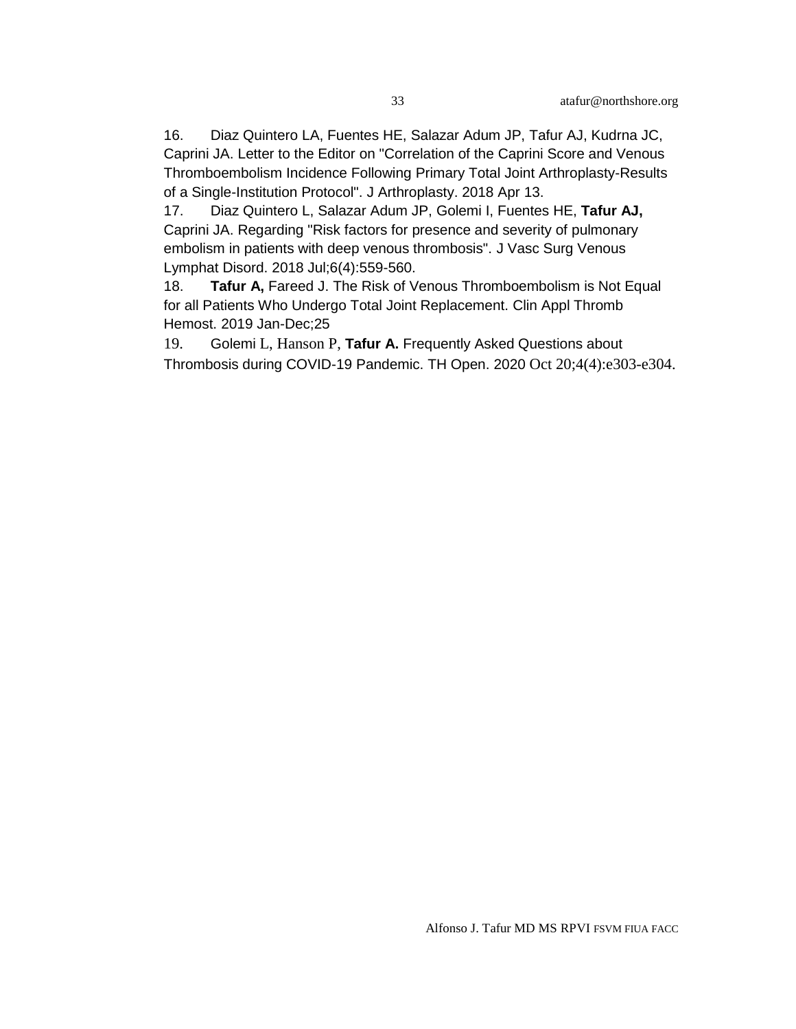16. Diaz Quintero LA, Fuentes HE, Salazar Adum JP, Tafur AJ, Kudrna JC, Caprini JA. Letter to the Editor on "Correlation of the Caprini Score and Venous Thromboembolism Incidence Following Primary Total Joint Arthroplasty-Results of a Single-Institution Protocol". J Arthroplasty. 2018 Apr 13.
17. Diaz Quintero L, Salazar Adum JP, Golemi I, Fuentes HE, **Tafur AJ,** Caprini JA. Regarding "Risk factors for presence and severity of pulmonary embolism in patients with deep venous thrombosis". J Vasc Surg Venous Lymphat Disord. 2018 Jul;6(4):559-560.
18. **Tafur A,** Fareed J. The Risk of Venous Thromboembolism is Not Equal for all Patients Who Undergo Total Joint Replacement. Clin Appl Thromb Hemost. 2019 Jan-Dec;25
19. Golemi L, Hanson P, **Tafur A.** Frequently Asked Questions about Thrombosis during COVID-19 Pandemic. TH Open. 2020 Oct 20;4(4):e303-e304.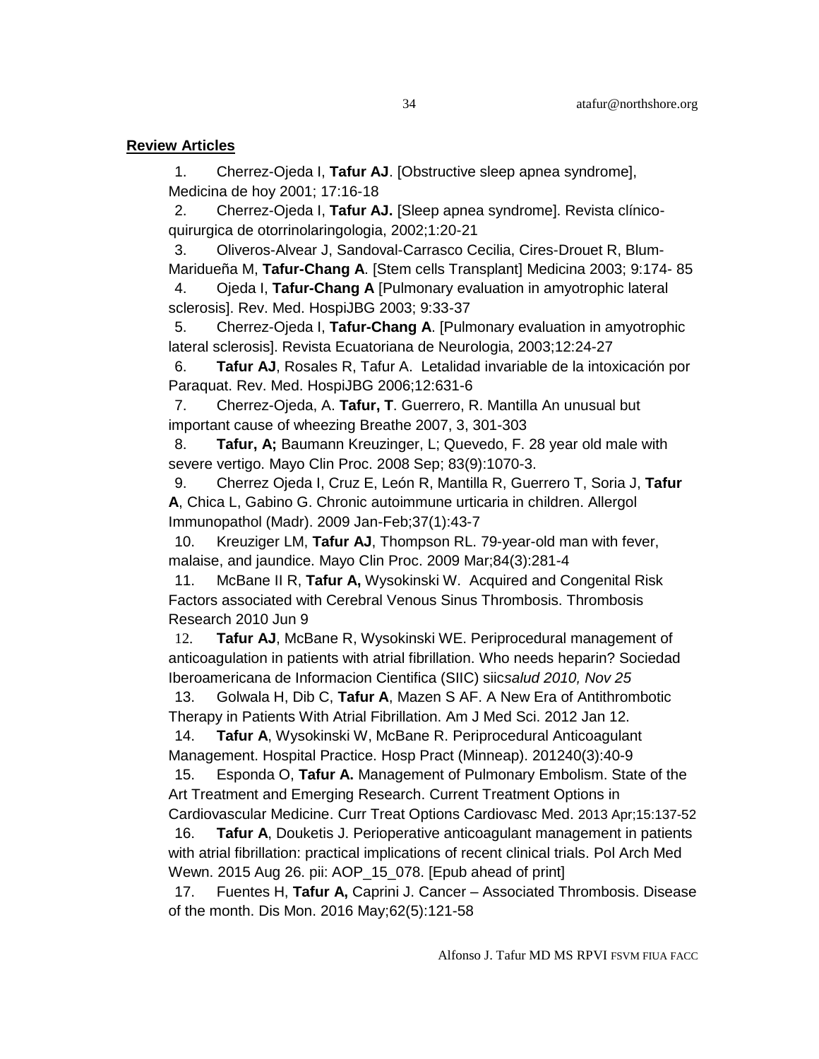## **Review Articles**

1. Cherrez-Ojeda I, **Tafur AJ**. [Obstructive sleep apnea syndrome], Medicina de hoy 2001; 17:16-18
2. Cherrez-Ojeda I, **Tafur AJ.** [Sleep apnea syndrome]. Revista clínico-quirurgica de otorrinolaringologia, 2002;1:20-21
3. Oliveros-Alvear J, Sandoval-Carrasco Cecilia, Cires-Drouet R, Blum-Maridueña M, **Tafur-Chang A**. [Stem cells Transplant] Medicina 2003; 9:174- 85
4. Ojeda I, **Tafur-Chang A** [Pulmonary evaluation in amyotrophic lateral sclerosis]. Rev. Med. HospiJBG 2003; 9:33-37
5. Cherrez-Ojeda I, **Tafur-Chang A**. [Pulmonary evaluation in amyotrophic lateral sclerosis]. Revista Ecuatoriana de Neurologia, 2003;12:24-27
6. **Tafur AJ**, Rosales R, Tafur A. Letalidad invariable de la intoxicación por Paraquat. Rev. Med. HospiJBG 2006;12:631-6
7. Cherrez-Ojeda, A. **Tafur, T**. Guerrero, R. Mantilla An unusual but important cause of wheezing Breathe 2007, 3, 301-303
8. **Tafur, A;** Baumann Kreuzinger, L; Quevedo, F. 28 year old male with severe vertigo. Mayo Clin Proc. 2008 Sep; 83(9):1070-3.
9. Cherrez Ojeda I, Cruz E, León R, Mantilla R, Guerrero T, Soria J, **Tafur A**, Chica L, Gabino G. Chronic autoimmune urticaria in children. Allergol Immunopathol (Madr). 2009 Jan-Feb;37(1):43-7
10. Kreuziger LM, **Tafur AJ**, Thompson RL. 79-year-old man with fever, malaise, and jaundice. Mayo Clin Proc. 2009 Mar;84(3):281-4
11. McBane II R, **Tafur A,** Wysokinski W. Acquired and Congenital Risk Factors associated with Cerebral Venous Sinus Thrombosis. Thrombosis Research 2010 Jun 9
12. **Tafur AJ**, McBane R, Wysokinski WE. Periprocedural management of anticoagulation in patients with atrial fibrillation. Who needs heparin? Sociedad Iberoamericana de Informacion Cientifica (SIIC) siic*salud 2010, Nov 25*
13. Golwala H, Dib C, **Tafur A**, Mazen S AF. A New Era of Antithrombotic Therapy in Patients With Atrial Fibrillation. Am J Med Sci. 2012 Jan 12.
14. **Tafur A**, Wysokinski W, McBane R. Periprocedural Anticoagulant Management. Hospital Practice. Hosp Pract (Minneap). 201240(3):40-9
15. Esponda O, **Tafur A.** Management of Pulmonary Embolism. State of the Art Treatment and Emerging Research. Current Treatment Options in Cardiovascular Medicine. Curr Treat Options Cardiovasc Med. 2013 Apr;15:137-52
16. **Tafur A**, Douketis J. Perioperative anticoagulant management in patients with atrial fibrillation: practical implications of recent clinical trials. Pol Arch Med Wewn. 2015 Aug 26. pii: AOP_15_078. [Epub ahead of print]
17. Fuentes H, **Tafur A,** Caprini J. Cancer – Associated Thrombosis. Disease of the month. Dis Mon. 2016 May;62(5):121-58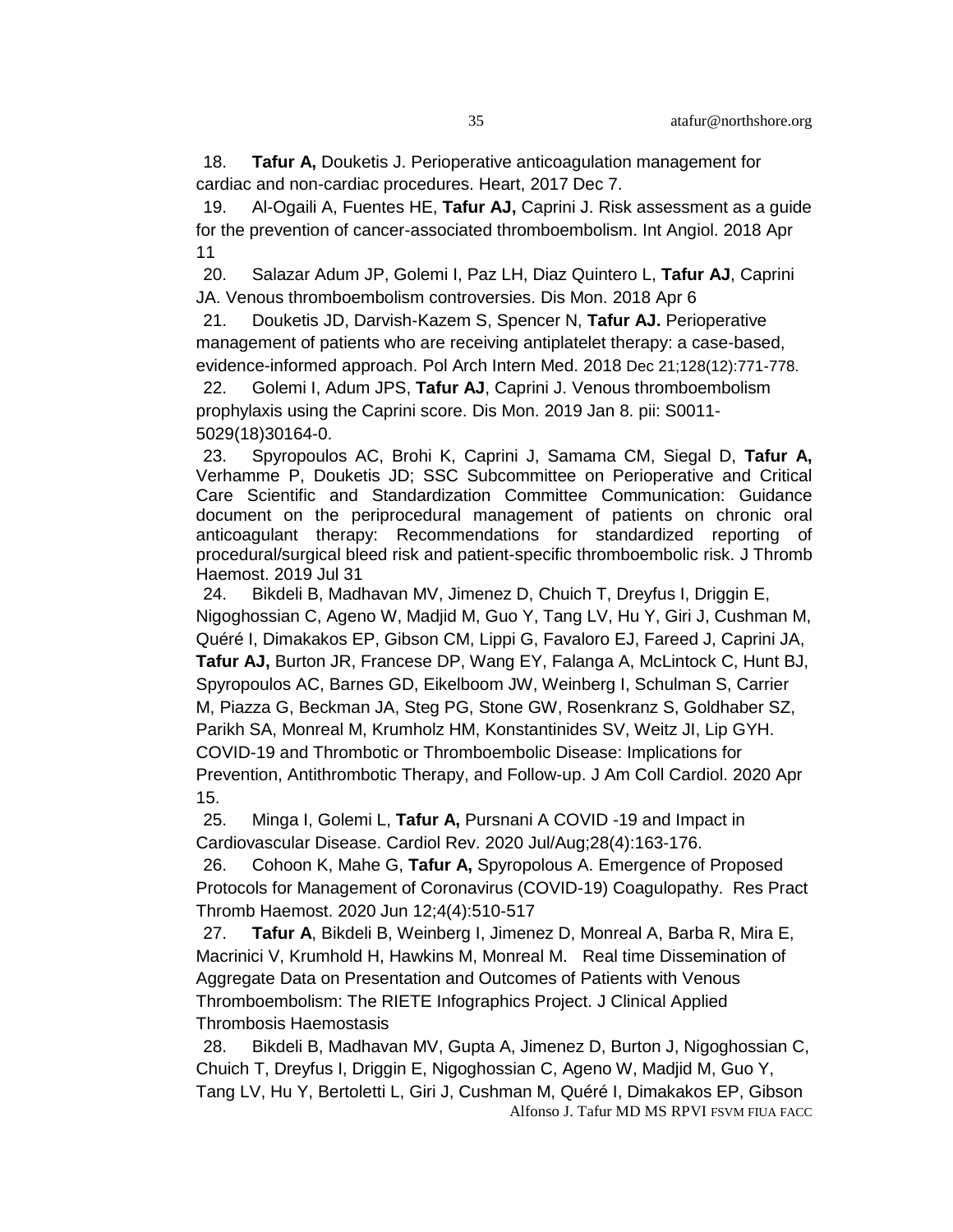18. **Tafur A,** Douketis J. Perioperative anticoagulation management for cardiac and non-cardiac procedures. Heart, 2017 Dec 7.

19. Al-Ogaili A, Fuentes HE, **Tafur AJ,** Caprini J. Risk assessment as a guide for the prevention of cancer-associated thromboembolism. Int Angiol. 2018 Apr 11

20. Salazar Adum JP, Golemi I, Paz LH, Diaz Quintero L, **Tafur AJ**, Caprini JA. Venous thromboembolism controversies. Dis Mon. 2018 Apr 6

21. Douketis JD, Darvish-Kazem S, Spencer N, **Tafur AJ.** Perioperative management of patients who are receiving antiplatelet therapy: a case-based, evidence-informed approach. Pol Arch Intern Med. 2018 Dec 21;128(12):771-778.

22. Golemi I, Adum JPS, **Tafur AJ**, Caprini J. Venous thromboembolism prophylaxis using the Caprini score. Dis Mon. 2019 Jan 8. pii: S0011-5029(18)30164-0.

23. Spyropoulos AC, Brohi K, Caprini J, Samama CM, Siegal D, **Tafur A,** Verhamme P, Douketis JD; SSC Subcommittee on Perioperative and Critical Care Scientific and Standardization Committee Communication: Guidance document on the periprocedural management of patients on chronic oral anticoagulant therapy: Recommendations for standardized reporting of procedural/surgical bleed risk and patient-specific thromboembolic risk. J Thromb Haemost. 2019 Jul 31

24. Bikdeli B, Madhavan MV, Jimenez D, Chuich T, Dreyfus I, Driggin E, Nigoghossian C, Ageno W, Madjid M, Guo Y, Tang LV, Hu Y, Giri J, Cushman M, Quéré I, Dimakakos EP, Gibson CM, Lippi G, Favaloro EJ, Fareed J, Caprini JA, **Tafur AJ,** Burton JR, Francese DP, Wang EY, Falanga A, McLintock C, Hunt BJ, Spyropoulos AC, Barnes GD, Eikelboom JW, Weinberg I, Schulman S, Carrier M, Piazza G, Beckman JA, Steg PG, Stone GW, Rosenkranz S, Goldhaber SZ, Parikh SA, Monreal M, Krumholz HM, Konstantinides SV, Weitz JI, Lip GYH. COVID-19 and Thrombotic or Thromboembolic Disease: Implications for Prevention, Antithrombotic Therapy, and Follow-up. J Am Coll Cardiol. 2020 Apr 15.

25. Minga I, Golemi L, **Tafur A,** Pursnani A COVID -19 and Impact in Cardiovascular Disease. Cardiol Rev. 2020 Jul/Aug;28(4):163-176.

26. Cohoon K, Mahe G, **Tafur A,** Spyropolous A. Emergence of Proposed Protocols for Management of Coronavirus (COVID-19) Coagulopathy. Res Pract Thromb Haemost. 2020 Jun 12;4(4):510-517

27. **Tafur A**, Bikdeli B, Weinberg I, Jimenez D, Monreal A, Barba R, Mira E, Macrinici V, Krumhold H, Hawkins M, Monreal M. Real time Dissemination of Aggregate Data on Presentation and Outcomes of Patients with Venous Thromboembolism: The RIETE Infographics Project. J Clinical Applied Thrombosis Haemostasis

28. Bikdeli B, Madhavan MV, Gupta A, Jimenez D, Burton J, Nigoghossian C, Chuich T, Dreyfus I, Driggin E, Nigoghossian C, Ageno W, Madjid M, Guo Y, Tang LV, Hu Y, Bertoletti L, Giri J, Cushman M, Quéré I, Dimakakos EP, Gibson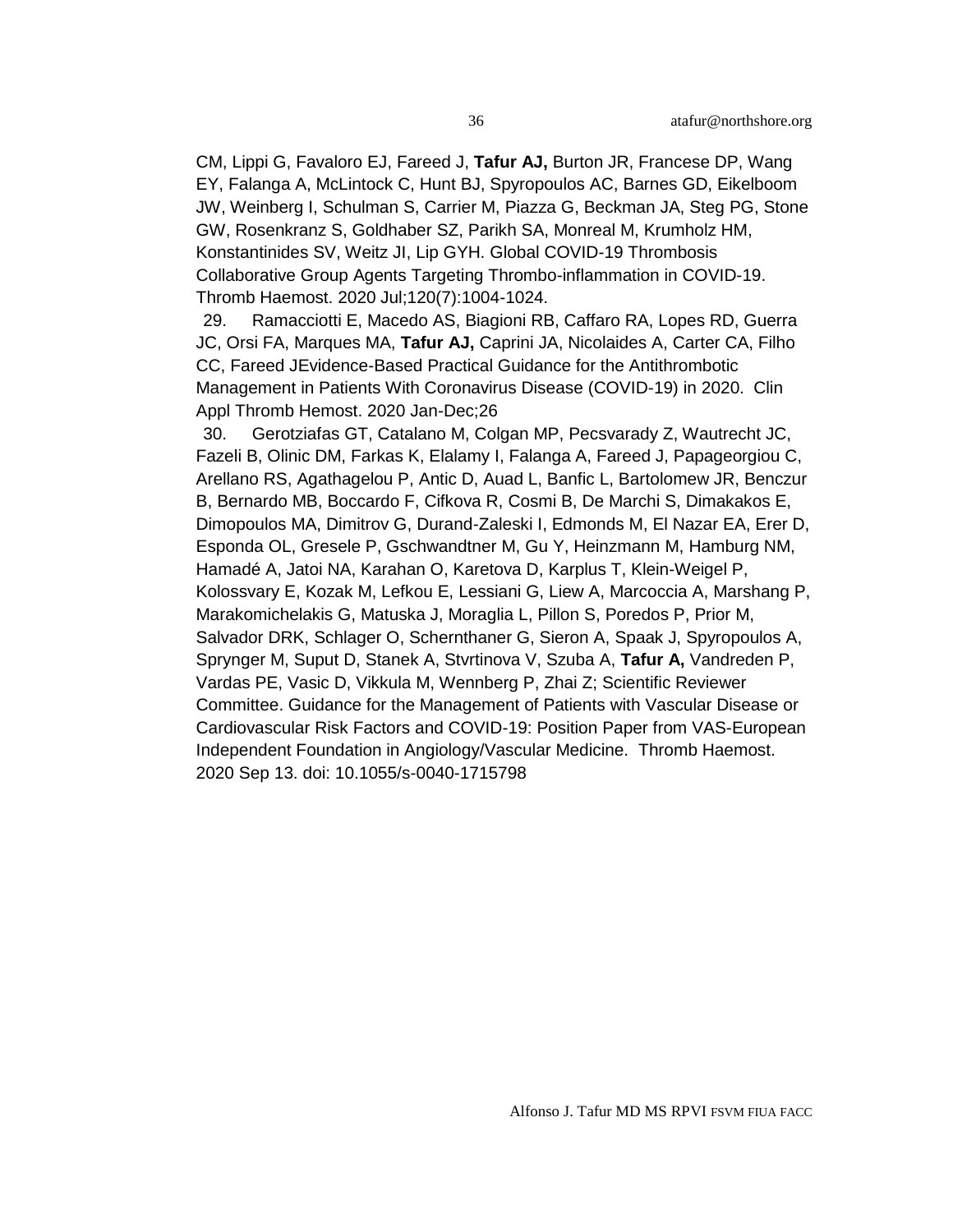CM, Lippi G, Favaloro EJ, Fareed J, **Tafur AJ,** Burton JR, Francese DP, Wang EY, Falanga A, McLintock C, Hunt BJ, Spyropoulos AC, Barnes GD, Eikelboom JW, Weinberg I, Schulman S, Carrier M, Piazza G, Beckman JA, Steg PG, Stone GW, Rosenkranz S, Goldhaber SZ, Parikh SA, Monreal M, Krumholz HM, Konstantinides SV, Weitz JI, Lip GYH. Global COVID-19 Thrombosis Collaborative Group Agents Targeting Thrombo-inflammation in COVID-19. Thromb Haemost. 2020 Jul;120(7):1004-1024.

29. Ramacciotti E, Macedo AS, Biagioni RB, Caffaro RA, Lopes RD, Guerra JC, Orsi FA, Marques MA, **Tafur AJ,** Caprini JA, Nicolaides A, Carter CA, Filho CC, Fareed JEvidence-Based Practical Guidance for the Antithrombotic Management in Patients With Coronavirus Disease (COVID-19) in 2020. Clin Appl Thromb Hemost. 2020 Jan-Dec;26

30. Gerotziafas GT, Catalano M, Colgan MP, Pecsvarady Z, Wautrecht JC, Fazeli B, Olinic DM, Farkas K, Elalamy I, Falanga A, Fareed J, Papageorgiou C, Arellano RS, Agathagelou P, Antic D, Auad L, Banfic L, Bartolomew JR, Benczur B, Bernardo MB, Boccardo F, Cifkova R, Cosmi B, De Marchi S, Dimakakos E, Dimopoulos MA, Dimitrov G, Durand-Zaleski I, Edmonds M, El Nazar EA, Erer D, Esponda OL, Gresele P, Gschwandtner M, Gu Y, Heinzmann M, Hamburg NM, Hamadé A, Jatoi NA, Karahan O, Karetova D, Karplus T, Klein-Weigel P, Kolossvary E, Kozak M, Lefkou E, Lessiani G, Liew A, Marcoccia A, Marshang P, Marakomichelakis G, Matuska J, Moraglia L, Pillon S, Poredos P, Prior M, Salvador DRK, Schlager O, Schernthaner G, Sieron A, Spaak J, Spyropoulos A, Sprynger M, Suput D, Stanek A, Stvrtinova V, Szuba A, **Tafur A,** Vandreden P, Vardas PE, Vasic D, Vikkula M, Wennberg P, Zhai Z; Scientific Reviewer Committee. Guidance for the Management of Patients with Vascular Disease or Cardiovascular Risk Factors and COVID-19: Position Paper from VAS-European Independent Foundation in Angiology/Vascular Medicine. Thromb Haemost. 2020 Sep 13. doi: 10.1055/s-0040-1715798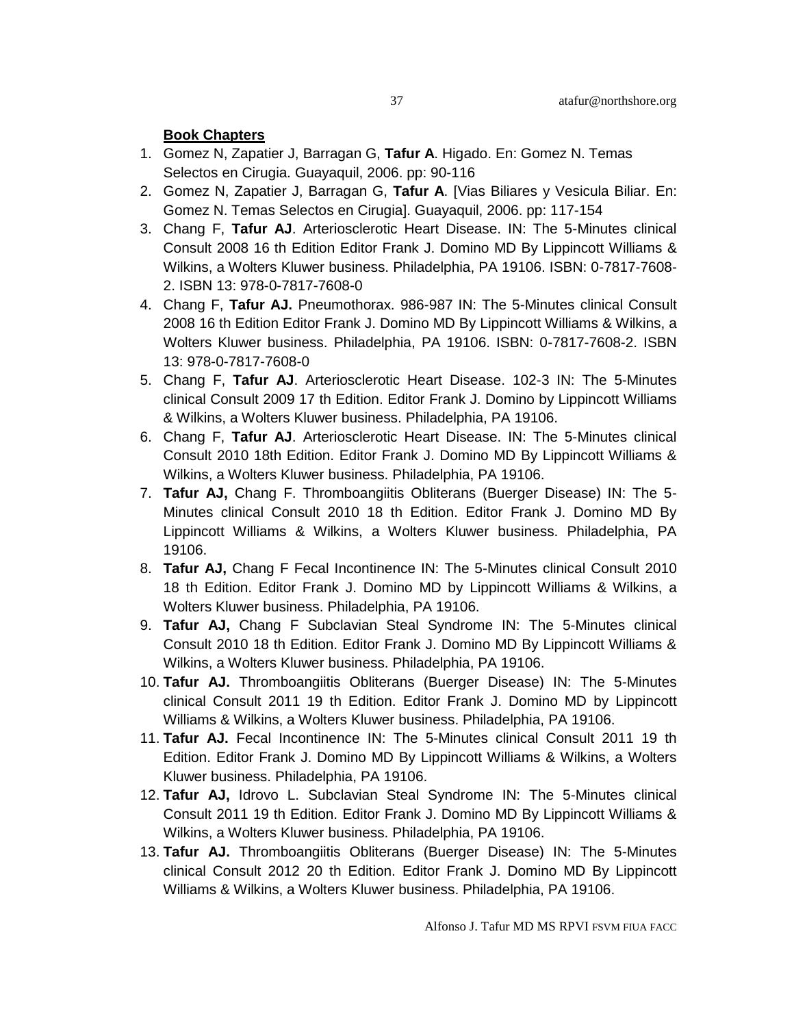**Book Chapters**

1. Gomez N, Zapatier J, Barragan G, **Tafur A**. Higado. En: Gomez N. Temas Selectos en Cirugia. Guayaquil, 2006. pp: 90-116
2. Gomez N, Zapatier J, Barragan G, **Tafur A**. [Vias Biliares y Vesicula Biliar. En: Gomez N. Temas Selectos en Cirugia]. Guayaquil, 2006. pp: 117-154
3. Chang F, **Tafur AJ**. Arteriosclerotic Heart Disease. IN: The 5-Minutes clinical Consult 2008 16 th Edition Editor Frank J. Domino MD By Lippincott Williams & Wilkins, a Wolters Kluwer business. Philadelphia, PA 19106. ISBN: 0-7817-7608-2. ISBN 13: 978-0-7817-7608-0
4. Chang F, **Tafur AJ.** Pneumothorax. 986-987 IN: The 5-Minutes clinical Consult 2008 16 th Edition Editor Frank J. Domino MD By Lippincott Williams & Wilkins, a Wolters Kluwer business. Philadelphia, PA 19106. ISBN: 0-7817-7608-2. ISBN 13: 978-0-7817-7608-0
5. Chang F, **Tafur AJ**. Arteriosclerotic Heart Disease. 102-3 IN: The 5-Minutes clinical Consult 2009 17 th Edition. Editor Frank J. Domino by Lippincott Williams & Wilkins, a Wolters Kluwer business. Philadelphia, PA 19106.
6. Chang F, **Tafur AJ**. Arteriosclerotic Heart Disease. IN: The 5-Minutes clinical Consult 2010 18th Edition. Editor Frank J. Domino MD By Lippincott Williams & Wilkins, a Wolters Kluwer business. Philadelphia, PA 19106.
7. **Tafur AJ,** Chang F. Thromboangiitis Obliterans (Buerger Disease) IN: The 5-Minutes clinical Consult 2010 18 th Edition. Editor Frank J. Domino MD By Lippincott Williams & Wilkins, a Wolters Kluwer business. Philadelphia, PA 19106.
8. **Tafur AJ,** Chang F Fecal Incontinence IN: The 5-Minutes clinical Consult 2010 18 th Edition. Editor Frank J. Domino MD by Lippincott Williams & Wilkins, a Wolters Kluwer business. Philadelphia, PA 19106.
9. **Tafur AJ,** Chang F Subclavian Steal Syndrome IN: The 5-Minutes clinical Consult 2010 18 th Edition. Editor Frank J. Domino MD By Lippincott Williams & Wilkins, a Wolters Kluwer business. Philadelphia, PA 19106.
10. **Tafur AJ.** Thromboangiitis Obliterans (Buerger Disease) IN: The 5-Minutes clinical Consult 2011 19 th Edition. Editor Frank J. Domino MD by Lippincott Williams & Wilkins, a Wolters Kluwer business. Philadelphia, PA 19106.
11. **Tafur AJ.** Fecal Incontinence IN: The 5-Minutes clinical Consult 2011 19 th Edition. Editor Frank J. Domino MD By Lippincott Williams & Wilkins, a Wolters Kluwer business. Philadelphia, PA 19106.
12. **Tafur AJ,** Idrovo L. Subclavian Steal Syndrome IN: The 5-Minutes clinical Consult 2011 19 th Edition. Editor Frank J. Domino MD By Lippincott Williams & Wilkins, a Wolters Kluwer business. Philadelphia, PA 19106.
13. **Tafur AJ.** Thromboangiitis Obliterans (Buerger Disease) IN: The 5-Minutes clinical Consult 2012 20 th Edition. Editor Frank J. Domino MD By Lippincott Williams & Wilkins, a Wolters Kluwer business. Philadelphia, PA 19106.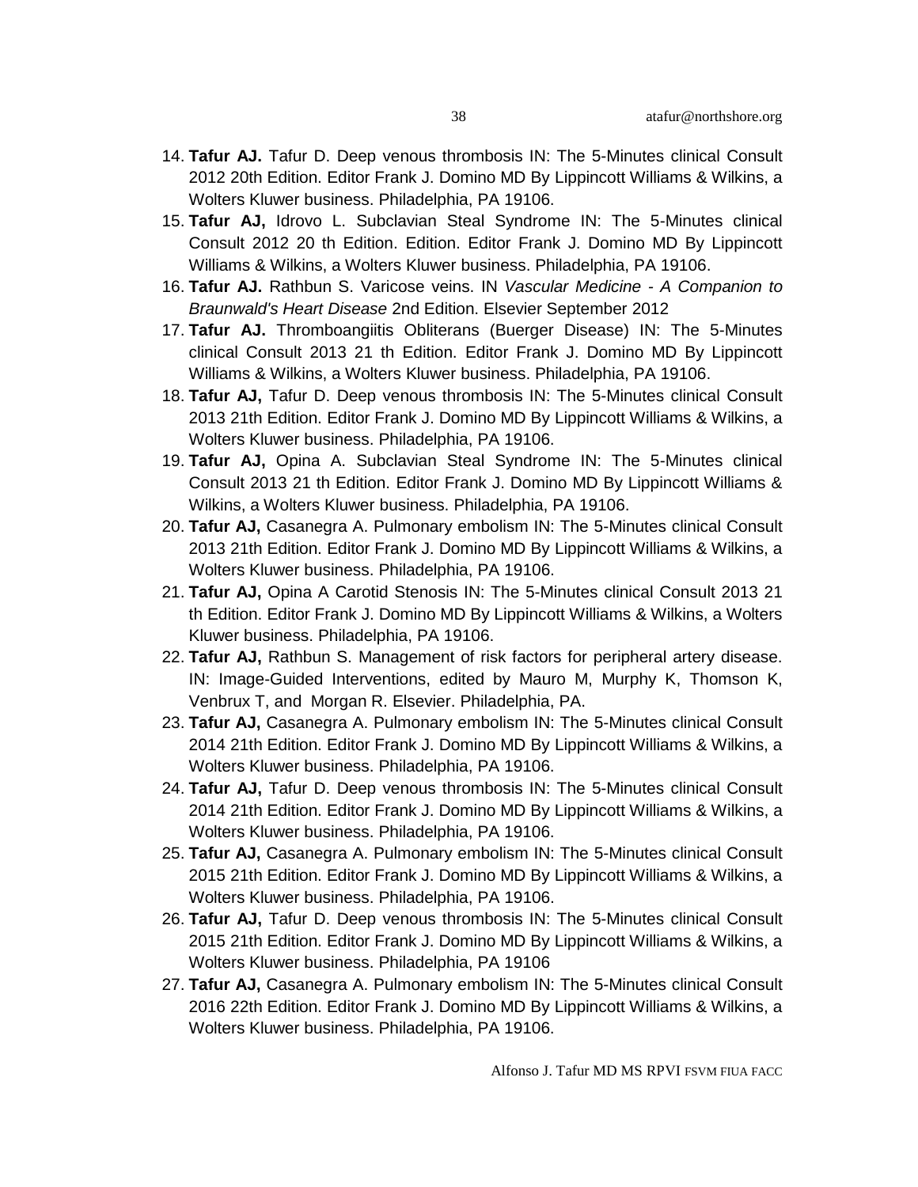14. **Tafur AJ.** Tafur D. Deep venous thrombosis IN: The 5-Minutes clinical Consult 2012 20th Edition. Editor Frank J. Domino MD By Lippincott Williams & Wilkins, a Wolters Kluwer business. Philadelphia, PA 19106.
15. **Tafur AJ,** Idrovo L. Subclavian Steal Syndrome IN: The 5-Minutes clinical Consult 2012 20 th Edition. Edition. Editor Frank J. Domino MD By Lippincott Williams & Wilkins, a Wolters Kluwer business. Philadelphia, PA 19106.
16. **Tafur AJ.** Rathbun S. Varicose veins. IN *Vascular Medicine - A Companion to Braunwald's Heart Disease* 2nd Edition. Elsevier September 2012
17. **Tafur AJ.** Thromboangiitis Obliterans (Buerger Disease) IN: The 5-Minutes clinical Consult 2013 21 th Edition. Editor Frank J. Domino MD By Lippincott Williams & Wilkins, a Wolters Kluwer business. Philadelphia, PA 19106.
18. **Tafur AJ,** Tafur D. Deep venous thrombosis IN: The 5-Minutes clinical Consult 2013 21th Edition. Editor Frank J. Domino MD By Lippincott Williams & Wilkins, a Wolters Kluwer business. Philadelphia, PA 19106.
19. **Tafur AJ,** Opina A. Subclavian Steal Syndrome IN: The 5-Minutes clinical Consult 2013 21 th Edition. Editor Frank J. Domino MD By Lippincott Williams & Wilkins, a Wolters Kluwer business. Philadelphia, PA 19106.
20. **Tafur AJ,** Casanegra A. Pulmonary embolism IN: The 5-Minutes clinical Consult 2013 21th Edition. Editor Frank J. Domino MD By Lippincott Williams & Wilkins, a Wolters Kluwer business. Philadelphia, PA 19106.
21. **Tafur AJ,** Opina A Carotid Stenosis IN: The 5-Minutes clinical Consult 2013 21 th Edition. Editor Frank J. Domino MD By Lippincott Williams & Wilkins, a Wolters Kluwer business. Philadelphia, PA 19106.
22. **Tafur AJ,** Rathbun S. Management of risk factors for peripheral artery disease. IN: Image-Guided Interventions, edited by Mauro M, Murphy K, Thomson K, Venbrux T, and Morgan R. Elsevier. Philadelphia, PA.
23. **Tafur AJ,** Casanegra A. Pulmonary embolism IN: The 5-Minutes clinical Consult 2014 21th Edition. Editor Frank J. Domino MD By Lippincott Williams & Wilkins, a Wolters Kluwer business. Philadelphia, PA 19106.
24. **Tafur AJ,** Tafur D. Deep venous thrombosis IN: The 5-Minutes clinical Consult 2014 21th Edition. Editor Frank J. Domino MD By Lippincott Williams & Wilkins, a Wolters Kluwer business. Philadelphia, PA 19106.
25. **Tafur AJ,** Casanegra A. Pulmonary embolism IN: The 5-Minutes clinical Consult 2015 21th Edition. Editor Frank J. Domino MD By Lippincott Williams & Wilkins, a Wolters Kluwer business. Philadelphia, PA 19106.
26. **Tafur AJ,** Tafur D. Deep venous thrombosis IN: The 5-Minutes clinical Consult 2015 21th Edition. Editor Frank J. Domino MD By Lippincott Williams & Wilkins, a Wolters Kluwer business. Philadelphia, PA 19106
27. **Tafur AJ,** Casanegra A. Pulmonary embolism IN: The 5-Minutes clinical Consult 2016 22th Edition. Editor Frank J. Domino MD By Lippincott Williams & Wilkins, a Wolters Kluwer business. Philadelphia, PA 19106.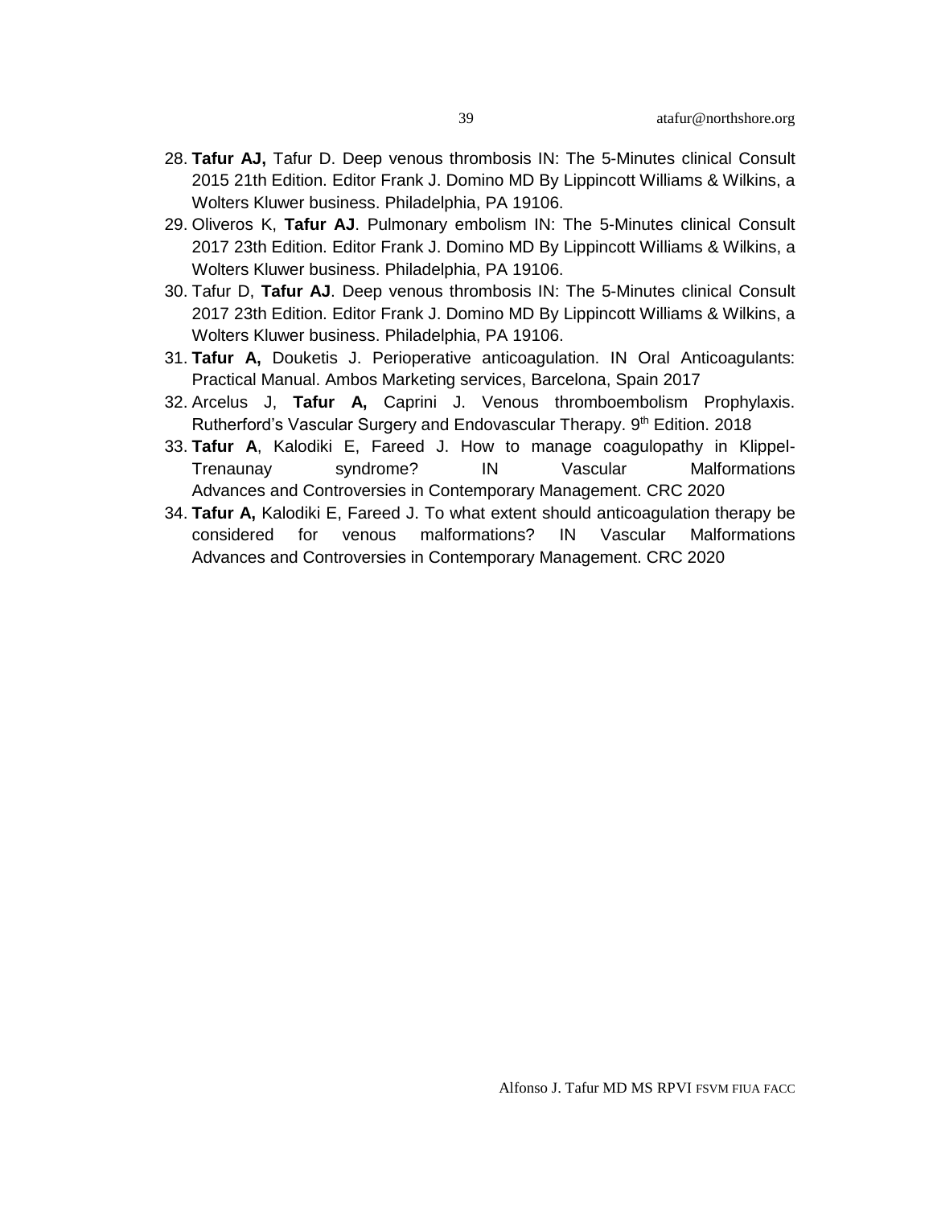28. **Tafur AJ,** Tafur D. Deep venous thrombosis IN: The 5-Minutes clinical Consult 2015 21th Edition. Editor Frank J. Domino MD By Lippincott Williams & Wilkins, a Wolters Kluwer business. Philadelphia, PA 19106.
29. Oliveros K, **Tafur AJ**. Pulmonary embolism IN: The 5-Minutes clinical Consult 2017 23th Edition. Editor Frank J. Domino MD By Lippincott Williams & Wilkins, a Wolters Kluwer business. Philadelphia, PA 19106.
30. Tafur D, **Tafur AJ**. Deep venous thrombosis IN: The 5-Minutes clinical Consult 2017 23th Edition. Editor Frank J. Domino MD By Lippincott Williams & Wilkins, a Wolters Kluwer business. Philadelphia, PA 19106.
31. **Tafur A,** Douketis J. Perioperative anticoagulation. IN Oral Anticoagulants: Practical Manual. Ambos Marketing services, Barcelona, Spain 2017
32. Arcelus J, **Tafur A,** Caprini J. Venous thromboembolism Prophylaxis. Rutherford's Vascular Surgery and Endovascular Therapy. 9th Edition. 2018
33. **Tafur A**, Kalodiki E, Fareed J. How to manage coagulopathy in Klippel-Trenaunay syndrome? IN Vascular Malformations Advances and Controversies in Contemporary Management. CRC 2020
34. **Tafur A,** Kalodiki E, Fareed J. To what extent should anticoagulation therapy be considered for venous malformations? IN Vascular Malformations Advances and Controversies in Contemporary Management. CRC 2020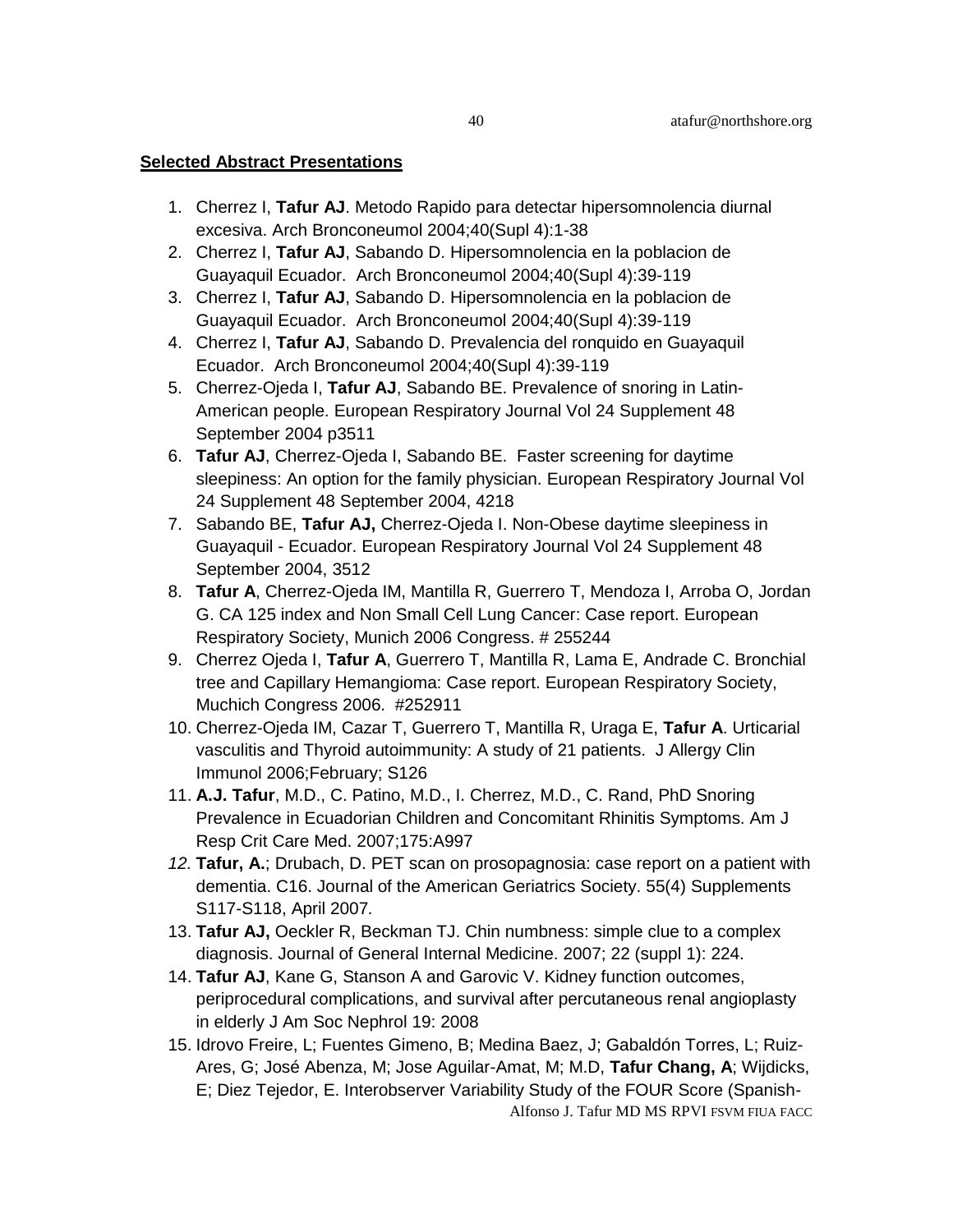**Selected Abstract Presentations**

1. Cherrez I, **Tafur AJ**. Metodo Rapido para detectar hipersomnolencia diurnal excesiva. Arch Bronconeumol 2004;40(Supl 4):1-38
2. Cherrez I, **Tafur AJ**, Sabando D. Hipersomnolencia en la poblacion de Guayaquil Ecuador. Arch Bronconeumol 2004;40(Supl 4):39-119
3. Cherrez I, **Tafur AJ**, Sabando D. Hipersomnolencia en la poblacion de Guayaquil Ecuador. Arch Bronconeumol 2004;40(Supl 4):39-119
4. Cherrez I, **Tafur AJ**, Sabando D. Prevalencia del ronquido en Guayaquil Ecuador. Arch Bronconeumol 2004;40(Supl 4):39-119
5. Cherrez-Ojeda I, **Tafur AJ**, Sabando BE. Prevalence of snoring in Latin-American people. European Respiratory Journal Vol 24 Supplement 48 September 2004 p3511
6. **Tafur AJ**, Cherrez-Ojeda I, Sabando BE. Faster screening for daytime sleepiness: An option for the family physician. European Respiratory Journal Vol 24 Supplement 48 September 2004, 4218
7. Sabando BE, **Tafur AJ,** Cherrez-Ojeda I. Non-Obese daytime sleepiness in Guayaquil - Ecuador. European Respiratory Journal Vol 24 Supplement 48 September 2004, 3512
8. **Tafur A**, Cherrez-Ojeda IM, Mantilla R, Guerrero T, Mendoza I, Arroba O, Jordan G. CA 125 index and Non Small Cell Lung Cancer: Case report. European Respiratory Society, Munich 2006 Congress. # 255244
9. Cherrez Ojeda I, **Tafur A**, Guerrero T, Mantilla R, Lama E, Andrade C. Bronchial tree and Capillary Hemangioma: Case report. European Respiratory Society, Muchich Congress 2006. #252911
10. Cherrez-Ojeda IM, Cazar T, Guerrero T, Mantilla R, Uraga E, **Tafur A**. Urticarial vasculitis and Thyroid autoimmunity: A study of 21 patients. J Allergy Clin Immunol 2006;February; S126
11. **A.J. Tafur**, M.D., C. Patino, M.D., I. Cherrez, M.D., C. Rand, PhD Snoring Prevalence in Ecuadorian Children and Concomitant Rhinitis Symptoms. Am J Resp Crit Care Med. 2007;175:A997
12. **Tafur, A.**; Drubach, D. PET scan on prosopagnosia: case report on a patient with dementia. C16. Journal of the American Geriatrics Society. 55(4) Supplements S117-S118, April 2007.
13. **Tafur AJ,** Oeckler R, Beckman TJ. Chin numbness: simple clue to a complex diagnosis. Journal of General Internal Medicine. 2007; 22 (suppl 1): 224.
14. **Tafur AJ**, Kane G, Stanson A and Garovic V. Kidney function outcomes, periprocedural complications, and survival after percutaneous renal angioplasty in elderly J Am Soc Nephrol 19: 2008
15. Idrovo Freire, L; Fuentes Gimeno, B; Medina Baez, J; Gabaldón Torres, L; Ruiz-Ares, G; José Abenza, M; Jose Aguilar-Amat, M; M.D, **Tafur Chang, A**; Wijdicks, E; Diez Tejedor, E. Interobserver Variability Study of the FOUR Score (Spanish-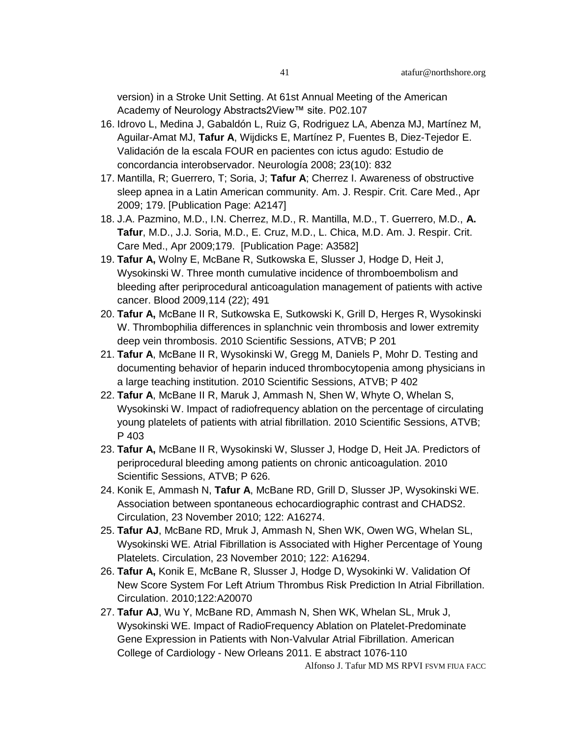version) in a Stroke Unit Setting. At 61st Annual Meeting of the American Academy of Neurology Abstracts2View™ site. P02.107

16. Idrovo L, Medina J, Gabaldón L, Ruiz G, Rodriguez LA, Abenza MJ, Martínez M, Aguilar-Amat MJ, **Tafur A**, Wijdicks E, Martínez P, Fuentes B, Diez-Tejedor E. Validación de la escala FOUR en pacientes con ictus agudo: Estudio de concordancia interobservador. Neurología 2008; 23(10): 832
17. Mantilla, R; Guerrero, T; Soria, J; **Tafur A**; Cherrez I. Awareness of obstructive sleep apnea in a Latin American community. Am. J. Respir. Crit. Care Med., Apr 2009; 179. [Publication Page: A2147]
18. J.A. Pazmino, M.D., I.N. Cherrez, M.D., R. Mantilla, M.D., T. Guerrero, M.D., **A. Tafur**, M.D., J.J. Soria, M.D., E. Cruz, M.D., L. Chica, M.D. Am. J. Respir. Crit. Care Med., Apr 2009;179. [Publication Page: A3582]
19. **Tafur A,** Wolny E, McBane R, Sutkowska E, Slusser J, Hodge D, Heit J, Wysokinski W. Three month cumulative incidence of thromboembolism and bleeding after periprocedural anticoagulation management of patients with active cancer. Blood 2009,114 (22); 491
20. **Tafur A,** McBane II R, Sutkowska E, Sutkowski K, Grill D, Herges R, Wysokinski W. Thrombophilia differences in splanchnic vein thrombosis and lower extremity deep vein thrombosis. 2010 Scientific Sessions, ATVB; P 201
21. **Tafur A**, McBane II R, Wysokinski W, Gregg M, Daniels P, Mohr D. Testing and documenting behavior of heparin induced thrombocytopenia among physicians in a large teaching institution. 2010 Scientific Sessions, ATVB; P 402
22. **Tafur A**, McBane II R, Maruk J, Ammash N, Shen W, Whyte O, Whelan S, Wysokinski W. Impact of radiofrequency ablation on the percentage of circulating young platelets of patients with atrial fibrillation. 2010 Scientific Sessions, ATVB; P 403
23. **Tafur A,** McBane II R, Wysokinski W, Slusser J, Hodge D, Heit JA. Predictors of periprocedural bleeding among patients on chronic anticoagulation. 2010 Scientific Sessions, ATVB; P 626.
24. Konik E, Ammash N, **Tafur A**, McBane RD, Grill D, Slusser JP, Wysokinski WE. Association between spontaneous echocardiographic contrast and CHADS2. Circulation, 23 November 2010; 122: A16274.
25. **Tafur AJ**, McBane RD, Mruk J, Ammash N, Shen WK, Owen WG, Whelan SL, Wysokinski WE. Atrial Fibrillation is Associated with Higher Percentage of Young Platelets. Circulation, 23 November 2010; 122: A16294.
26. **Tafur A,** Konik E, McBane R, Slusser J, Hodge D, Wysokinki W. Validation Of New Score System For Left Atrium Thrombus Risk Prediction In Atrial Fibrillation. Circulation. 2010;122:A20070
27. **Tafur AJ**, Wu Y, McBane RD, Ammash N, Shen WK, Whelan SL, Mruk J, Wysokinski WE. Impact of RadioFrequency Ablation on Platelet-Predominate Gene Expression in Patients with Non-Valvular Atrial Fibrillation. American College of Cardiology - New Orleans 2011. E abstract 1076-110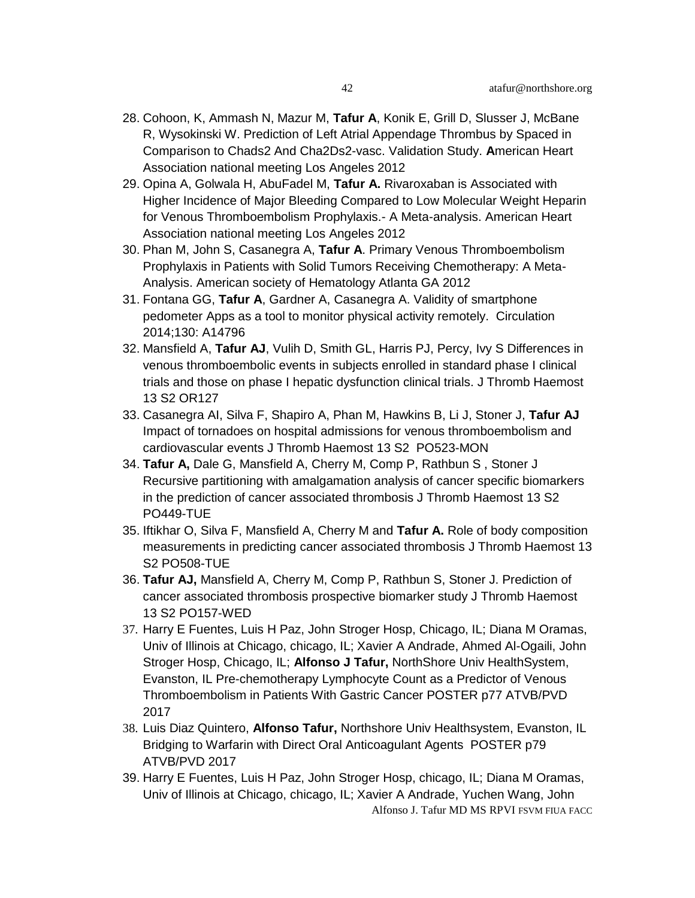28. Cohoon, K, Ammash N, Mazur M, **Tafur A**, Konik E, Grill D, Slusser J, McBane R, Wysokinski W. Prediction of Left Atrial Appendage Thrombus by Spaced in Comparison to Chads2 And Cha2Ds2-vasc. Validation Study. **A**merican Heart Association national meeting Los Angeles 2012
29. Opina A, Golwala H, AbuFadel M, **Tafur A.** Rivaroxaban is Associated with Higher Incidence of Major Bleeding Compared to Low Molecular Weight Heparin for Venous Thromboembolism Prophylaxis.- A Meta-analysis. American Heart Association national meeting Los Angeles 2012
30. Phan M, John S, Casanegra A, **Tafur A**. Primary Venous Thromboembolism Prophylaxis in Patients with Solid Tumors Receiving Chemotherapy: A Meta-Analysis. American society of Hematology Atlanta GA 2012
31. Fontana GG, **Tafur A**, Gardner A, Casanegra A. Validity of smartphone pedometer Apps as a tool to monitor physical activity remotely. Circulation 2014;130: A14796
32. Mansfield A, **Tafur AJ**, Vulih D, Smith GL, Harris PJ, Percy, Ivy S Differences in venous thromboembolic events in subjects enrolled in standard phase I clinical trials and those on phase I hepatic dysfunction clinical trials. J Thromb Haemost 13 S2 OR127
33. Casanegra AI, Silva F, Shapiro A, Phan M, Hawkins B, Li J, Stoner J, **Tafur AJ** Impact of tornadoes on hospital admissions for venous thromboembolism and cardiovascular events J Thromb Haemost 13 S2 PO523-MON
34. **Tafur A,** Dale G, Mansfield A, Cherry M, Comp P, Rathbun S , Stoner J Recursive partitioning with amalgamation analysis of cancer specific biomarkers in the prediction of cancer associated thrombosis J Thromb Haemost 13 S2 PO449-TUE
35. Iftikhar O, Silva F, Mansfield A, Cherry M and **Tafur A.** Role of body composition measurements in predicting cancer associated thrombosis J Thromb Haemost 13 S2 PO508-TUE
36. **Tafur AJ,** Mansfield A, Cherry M, Comp P, Rathbun S, Stoner J. Prediction of cancer associated thrombosis prospective biomarker study J Thromb Haemost 13 S2 PO157-WED
37. Harry E Fuentes, Luis H Paz, John Stroger Hosp, Chicago, IL; Diana M Oramas, Univ of Illinois at Chicago, chicago, IL; Xavier A Andrade, Ahmed Al-Ogaili, John Stroger Hosp, Chicago, IL; **Alfonso J Tafur,** NorthShore Univ HealthSystem, Evanston, IL Pre-chemotherapy Lymphocyte Count as a Predictor of Venous Thromboembolism in Patients With Gastric Cancer POSTER p77 ATVB/PVD 2017
38. Luis Diaz Quintero, **Alfonso Tafur,** Northshore Univ Healthsystem, Evanston, IL Bridging to Warfarin with Direct Oral Anticoagulant Agents POSTER p79 ATVB/PVD 2017
39. Harry E Fuentes, Luis H Paz, John Stroger Hosp, chicago, IL; Diana M Oramas, Univ of Illinois at Chicago, chicago, IL; Xavier A Andrade, Yuchen Wang, John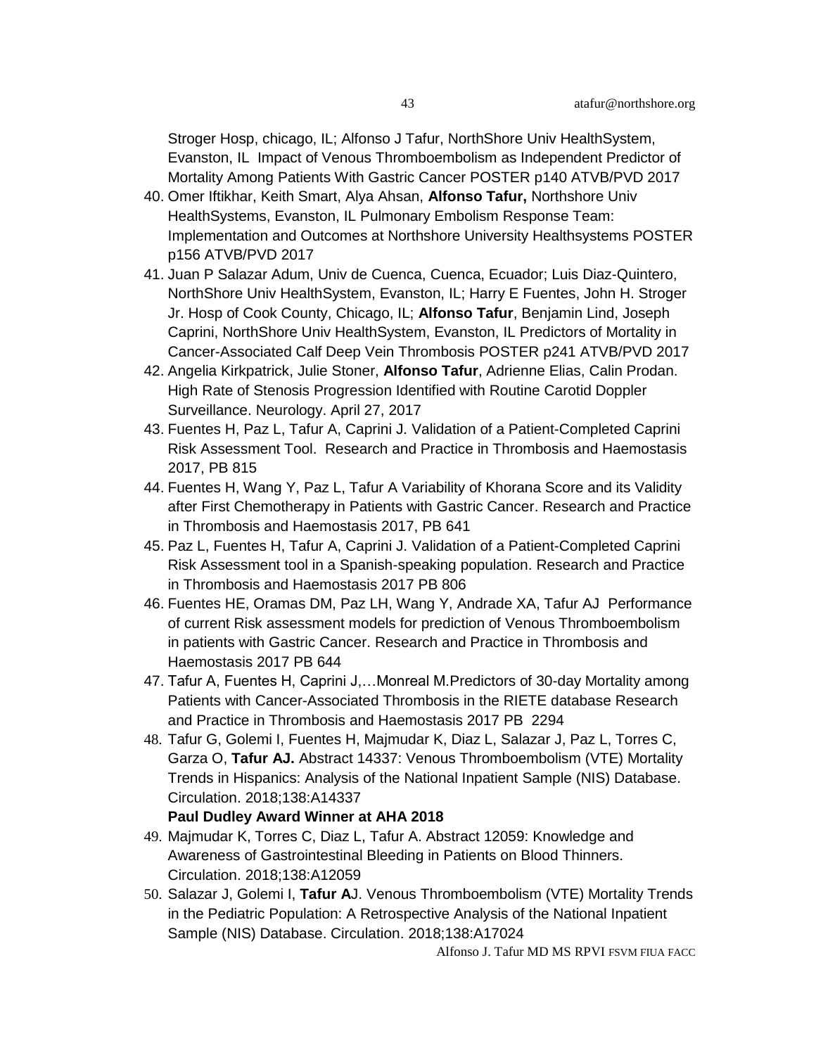Stroger Hosp, chicago, IL; Alfonso J Tafur, NorthShore Univ HealthSystem, Evanston, IL Impact of Venous Thromboembolism as Independent Predictor of Mortality Among Patients With Gastric Cancer POSTER p140 ATVB/PVD 2017

40. Omer Iftikhar, Keith Smart, Alya Ahsan, **Alfonso Tafur,** Northshore Univ HealthSystems, Evanston, IL Pulmonary Embolism Response Team: Implementation and Outcomes at Northshore University Healthsystems POSTER p156 ATVB/PVD 2017
41. Juan P Salazar Adum, Univ de Cuenca, Cuenca, Ecuador; Luis Diaz-Quintero, NorthShore Univ HealthSystem, Evanston, IL; Harry E Fuentes, John H. Stroger Jr. Hosp of Cook County, Chicago, IL; **Alfonso Tafur**, Benjamin Lind, Joseph Caprini, NorthShore Univ HealthSystem, Evanston, IL Predictors of Mortality in Cancer-Associated Calf Deep Vein Thrombosis POSTER p241 ATVB/PVD 2017
42. Angelia Kirkpatrick, Julie Stoner, **Alfonso Tafur**, Adrienne Elias, Calin Prodan. High Rate of Stenosis Progression Identified with Routine Carotid Doppler Surveillance. Neurology. April 27, 2017
43. Fuentes H, Paz L, Tafur A, Caprini J. Validation of a Patient-Completed Caprini Risk Assessment Tool. Research and Practice in Thrombosis and Haemostasis 2017, PB 815
44. Fuentes H, Wang Y, Paz L, Tafur A Variability of Khorana Score and its Validity after First Chemotherapy in Patients with Gastric Cancer. Research and Practice in Thrombosis and Haemostasis 2017, PB 641
45. Paz L, Fuentes H, Tafur A, Caprini J. Validation of a Patient-Completed Caprini Risk Assessment tool in a Spanish-speaking population. Research and Practice in Thrombosis and Haemostasis 2017 PB 806
46. Fuentes HE, Oramas DM, Paz LH, Wang Y, Andrade XA, Tafur AJ Performance of current Risk assessment models for prediction of Venous Thromboembolism in patients with Gastric Cancer. Research and Practice in Thrombosis and Haemostasis 2017 PB 644
47. Tafur A, Fuentes H, Caprini J,…Monreal M.Predictors of 30-day Mortality among Patients with Cancer-Associated Thrombosis in the RIETE database Research and Practice in Thrombosis and Haemostasis 2017 PB 2294
48. Tafur G, Golemi I, Fuentes H, Majmudar K, Diaz L, Salazar J, Paz L, Torres C, Garza O, **Tafur AJ.** Abstract 14337: Venous Thromboembolism (VTE) Mortality Trends in Hispanics: Analysis of the National Inpatient Sample (NIS) Database. Circulation. 2018;138:A14337
    **Paul Dudley Award Winner at AHA 2018**
49. Majmudar K, Torres C, Diaz L, Tafur A. Abstract 12059: Knowledge and Awareness of Gastrointestinal Bleeding in Patients on Blood Thinners. Circulation. 2018;138:A12059
50. Salazar J, Golemi I, **Tafur A**J. Venous Thromboembolism (VTE) Mortality Trends in the Pediatric Population: A Retrospective Analysis of the National Inpatient Sample (NIS) Database. Circulation. 2018;138:A17024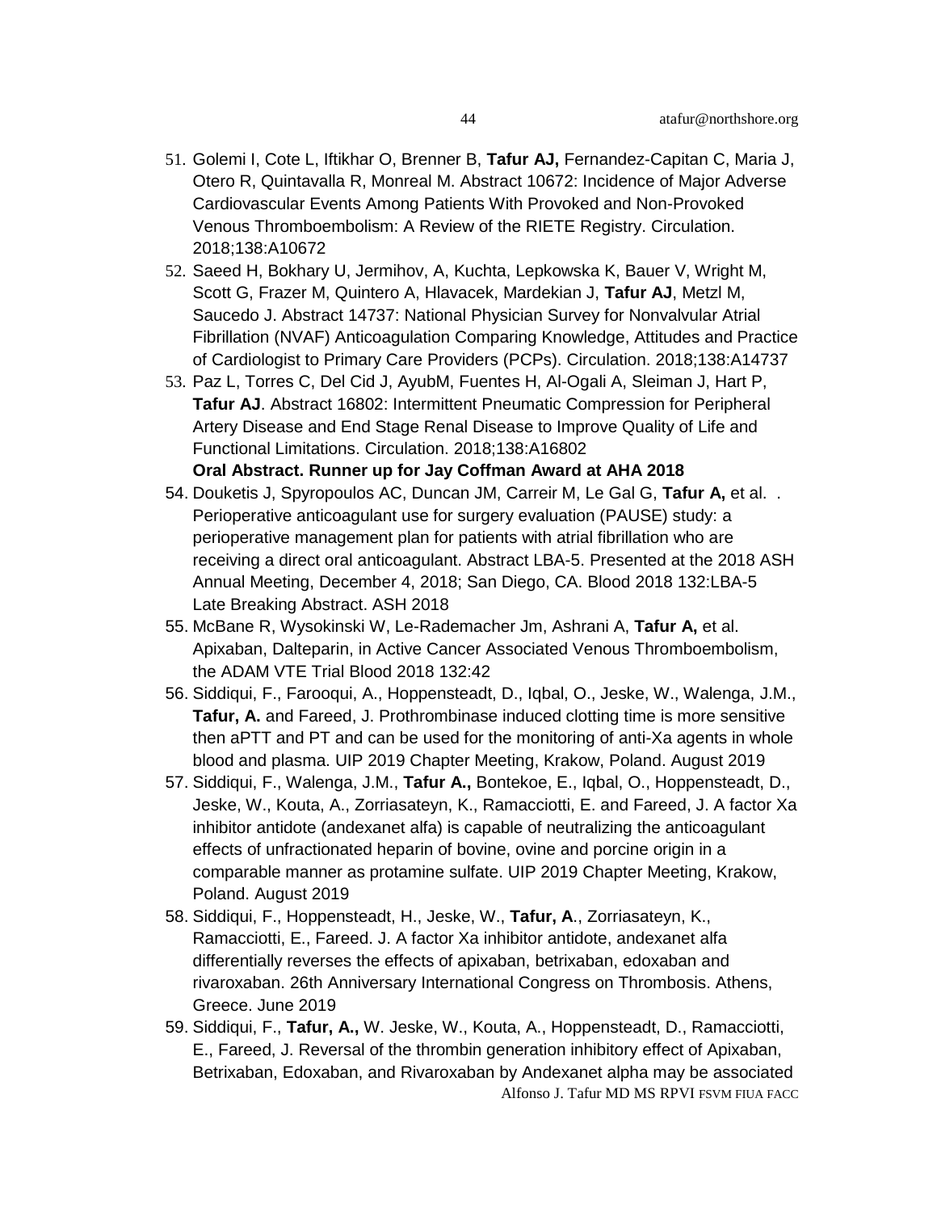51. Golemi I, Cote L, Iftikhar O, Brenner B, **Tafur AJ,** Fernandez-Capitan C, Maria J, Otero R, Quintavalla R, Monreal M. Abstract 10672: Incidence of Major Adverse Cardiovascular Events Among Patients With Provoked and Non-Provoked Venous Thromboembolism: A Review of the RIETE Registry. Circulation. 2018;138:A10672
52. Saeed H, Bokhary U, Jermihov, A, Kuchta, Lepkowska K, Bauer V, Wright M, Scott G, Frazer M, Quintero A, Hlavacek, Mardekian J, **Tafur AJ**, Metzl M, Saucedo J. Abstract 14737: National Physician Survey for Nonvalvular Atrial Fibrillation (NVAF) Anticoagulation Comparing Knowledge, Attitudes and Practice of Cardiologist to Primary Care Providers (PCPs). Circulation. 2018;138:A14737
53. Paz L, Torres C, Del Cid J, AyubM, Fuentes H, Al-Ogali A, Sleiman J, Hart P, **Tafur AJ**. Abstract 16802: Intermittent Pneumatic Compression for Peripheral Artery Disease and End Stage Renal Disease to Improve Quality of Life and Functional Limitations. Circulation. 2018;138:A16802
    **Oral Abstract. Runner up for Jay Coffman Award at AHA 2018**
54. Douketis J, Spyropoulos AC, Duncan JM, Carreir M, Le Gal G, **Tafur A,** et al. . Perioperative anticoagulant use for surgery evaluation (PAUSE) study: a perioperative management plan for patients with atrial fibrillation who are receiving a direct oral anticoagulant. Abstract LBA-5. Presented at the 2018 ASH Annual Meeting, December 4, 2018; San Diego, CA. Blood 2018 132:LBA-5 Late Breaking Abstract. ASH 2018
55. McBane R, Wysokinski W, Le-Rademacher Jm, Ashrani A, **Tafur A,** et al. Apixaban, Dalteparin, in Active Cancer Associated Venous Thromboembolism, the ADAM VTE Trial Blood 2018 132:42
56. Siddiqui, F., Farooqui, A., Hoppensteadt, D., Iqbal, O., Jeske, W., Walenga, J.M., **Tafur, A.** and Fareed, J. Prothrombinase induced clotting time is more sensitive then aPTT and PT and can be used for the monitoring of anti-Xa agents in whole blood and plasma. UIP 2019 Chapter Meeting, Krakow, Poland. August 2019
57. Siddiqui, F., Walenga, J.M., **Tafur A.,** Bontekoe, E., Iqbal, O., Hoppensteadt, D., Jeske, W., Kouta, A., Zorriasateyn, K., Ramacciotti, E. and Fareed, J. A factor Xa inhibitor antidote (andexanet alfa) is capable of neutralizing the anticoagulant effects of unfractionated heparin of bovine, ovine and porcine origin in a comparable manner as protamine sulfate. UIP 2019 Chapter Meeting, Krakow, Poland. August 2019
58. Siddiqui, F., Hoppensteadt, H., Jeske, W., **Tafur, A**., Zorriasateyn, K., Ramacciotti, E., Fareed. J. A factor Xa inhibitor antidote, andexanet alfa differentially reverses the effects of apixaban, betrixaban, edoxaban and rivaroxaban. 26th Anniversary International Congress on Thrombosis. Athens, Greece. June 2019
59. Siddiqui, F., **Tafur, A.,** W. Jeske, W., Kouta, A., Hoppensteadt, D., Ramacciotti, E., Fareed, J. Reversal of the thrombin generation inhibitory effect of Apixaban, Betrixaban, Edoxaban, and Rivaroxaban by Andexanet alpha may be associated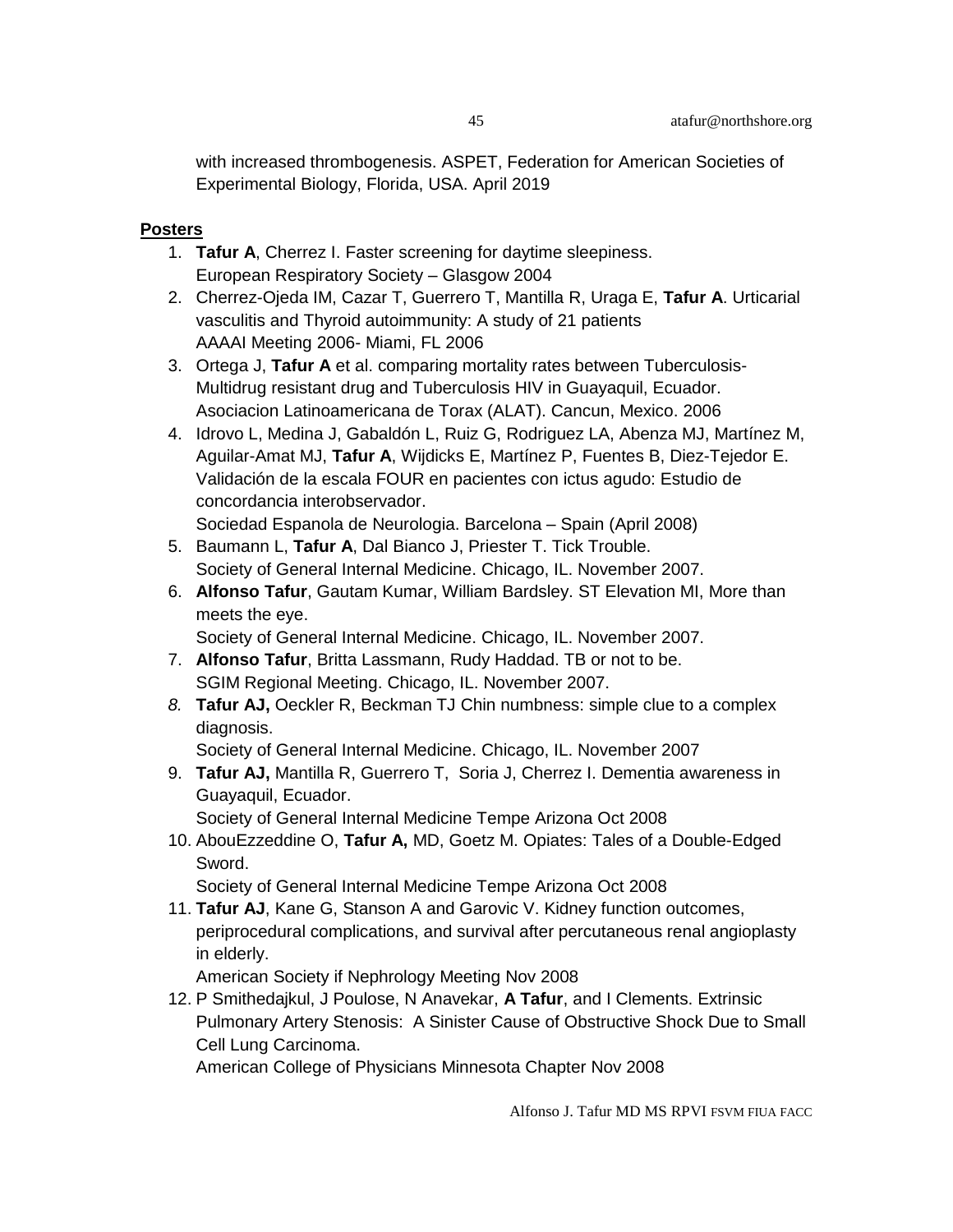with increased thrombogenesis. ASPET, Federation for American Societies of Experimental Biology, Florida, USA. April 2019

**Posters**

1. **Tafur A**, Cherrez I. Faster screening for daytime sleepiness.
   European Respiratory Society – Glasgow 2004
2. Cherrez-Ojeda IM, Cazar T, Guerrero T, Mantilla R, Uraga E, **Tafur A**. Urticarial vasculitis and Thyroid autoimmunity: A study of 21 patients
   AAAAI Meeting 2006- Miami, FL 2006
3. Ortega J, **Tafur A** et al. comparing mortality rates between Tuberculosis-Multidrug resistant drug and Tuberculosis HIV in Guayaquil, Ecuador.
   Asociacion Latinoamericana de Torax (ALAT). Cancun, Mexico. 2006
4. Idrovo L, Medina J, Gabaldón L, Ruiz G, Rodriguez LA, Abenza MJ, Martínez M, Aguilar-Amat MJ, **Tafur A**, Wijdicks E, Martínez P, Fuentes B, Diez-Tejedor E. Validación de la escala FOUR en pacientes con ictus agudo: Estudio de concordancia interobservador.
   Sociedad Espanola de Neurologia. Barcelona – Spain (April 2008)
5. Baumann L, **Tafur A**, Dal Bianco J, Priester T. Tick Trouble.
   Society of General Internal Medicine. Chicago, IL. November 2007.
6. **Alfonso Tafur**, Gautam Kumar, William Bardsley. ST Elevation MI, More than meets the eye.
   Society of General Internal Medicine. Chicago, IL. November 2007.
7. **Alfonso Tafur**, Britta Lassmann, Rudy Haddad. TB or not to be.
   SGIM Regional Meeting. Chicago, IL. November 2007.
8. **Tafur AJ,** Oeckler R, Beckman TJ Chin numbness: simple clue to a complex diagnosis.
   Society of General Internal Medicine. Chicago, IL. November 2007
9. **Tafur AJ,** Mantilla R, Guerrero T, Soria J, Cherrez I. Dementia awareness in Guayaquil, Ecuador.
   Society of General Internal Medicine Tempe Arizona Oct 2008
10. AbouEzzeddine O, **Tafur A,** MD, Goetz M. Opiates: Tales of a Double-Edged Sword.
    Society of General Internal Medicine Tempe Arizona Oct 2008
11. **Tafur AJ**, Kane G, Stanson A and Garovic V. Kidney function outcomes, periprocedural complications, and survival after percutaneous renal angioplasty in elderly.
    American Society if Nephrology Meeting Nov 2008
12. P Smithedajkul, J Poulose, N Anavekar, **A Tafur**, and I Clements. Extrinsic Pulmonary Artery Stenosis: A Sinister Cause of Obstructive Shock Due to Small Cell Lung Carcinoma.
    American College of Physicians Minnesota Chapter Nov 2008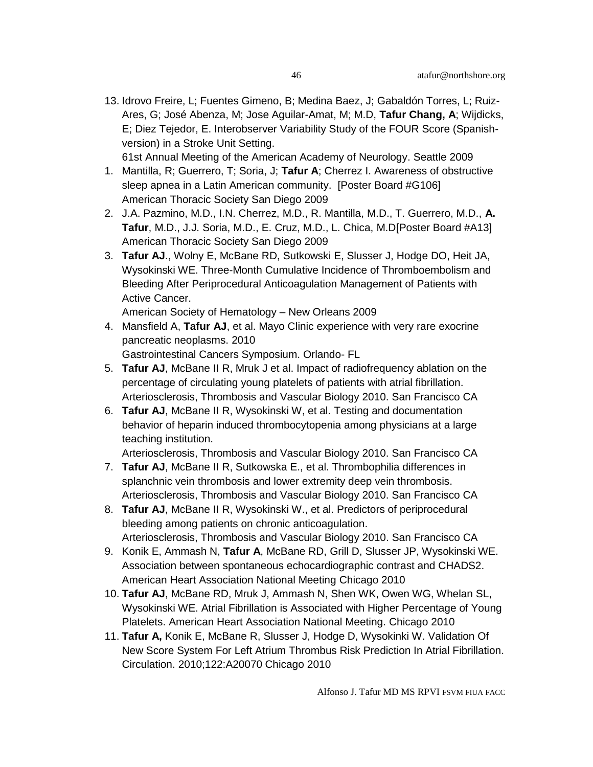13. Idrovo Freire, L; Fuentes Gimeno, B; Medina Baez, J; Gabaldón Torres, L; Ruiz-Ares, G; José Abenza, M; Jose Aguilar-Amat, M; M.D, **Tafur Chang, A**; Wijdicks, E; Diez Tejedor, E. Interobserver Variability Study of the FOUR Score (Spanish-version) in a Stroke Unit Setting.
    61st Annual Meeting of the American Academy of Neurology. Seattle 2009

1. Mantilla, R; Guerrero, T; Soria, J; **Tafur A**; Cherrez I. Awareness of obstructive sleep apnea in a Latin American community. [Poster Board #G106]
   American Thoracic Society San Diego 2009
2. J.A. Pazmino, M.D., I.N. Cherrez, M.D., R. Mantilla, M.D., T. Guerrero, M.D., **A. Tafur**, M.D., J.J. Soria, M.D., E. Cruz, M.D., L. Chica, M.D[Poster Board #A13]
   American Thoracic Society San Diego 2009
3. **Tafur AJ**., Wolny E, McBane RD, Sutkowski E, Slusser J, Hodge DO, Heit JA, Wysokinski WE. Three-Month Cumulative Incidence of Thromboembolism and Bleeding After Periprocedural Anticoagulation Management of Patients with Active Cancer.
   American Society of Hematology – New Orleans 2009
4. Mansfield A, **Tafur AJ**, et al. Mayo Clinic experience with very rare exocrine pancreatic neoplasms. 2010
   Gastrointestinal Cancers Symposium. Orlando- FL
5. **Tafur AJ**, McBane II R, Mruk J et al. Impact of radiofrequency ablation on the percentage of circulating young platelets of patients with atrial fibrillation.
   Arteriosclerosis, Thrombosis and Vascular Biology 2010. San Francisco CA
6. **Tafur AJ**, McBane II R, Wysokinski W, et al. Testing and documentation behavior of heparin induced thrombocytopenia among physicians at a large teaching institution.
   Arteriosclerosis, Thrombosis and Vascular Biology 2010. San Francisco CA
7. **Tafur AJ**, McBane II R, Sutkowska E., et al. Thrombophilia differences in splanchnic vein thrombosis and lower extremity deep vein thrombosis.
   Arteriosclerosis, Thrombosis and Vascular Biology 2010. San Francisco CA
8. **Tafur AJ**, McBane II R, Wysokinski W., et al. Predictors of periprocedural bleeding among patients on chronic anticoagulation.
   Arteriosclerosis, Thrombosis and Vascular Biology 2010. San Francisco CA
9. Konik E, Ammash N, **Tafur A**, McBane RD, Grill D, Slusser JP, Wysokinski WE. Association between spontaneous echocardiographic contrast and CHADS2.
   American Heart Association National Meeting Chicago 2010
10. **Tafur AJ**, McBane RD, Mruk J, Ammash N, Shen WK, Owen WG, Whelan SL, Wysokinski WE. Atrial Fibrillation is Associated with Higher Percentage of Young Platelets. American Heart Association National Meeting. Chicago 2010
11. **Tafur A,** Konik E, McBane R, Slusser J, Hodge D, Wysokinki W. Validation Of New Score System For Left Atrium Thrombus Risk Prediction In Atrial Fibrillation. Circulation. 2010;122:A20070 Chicago 2010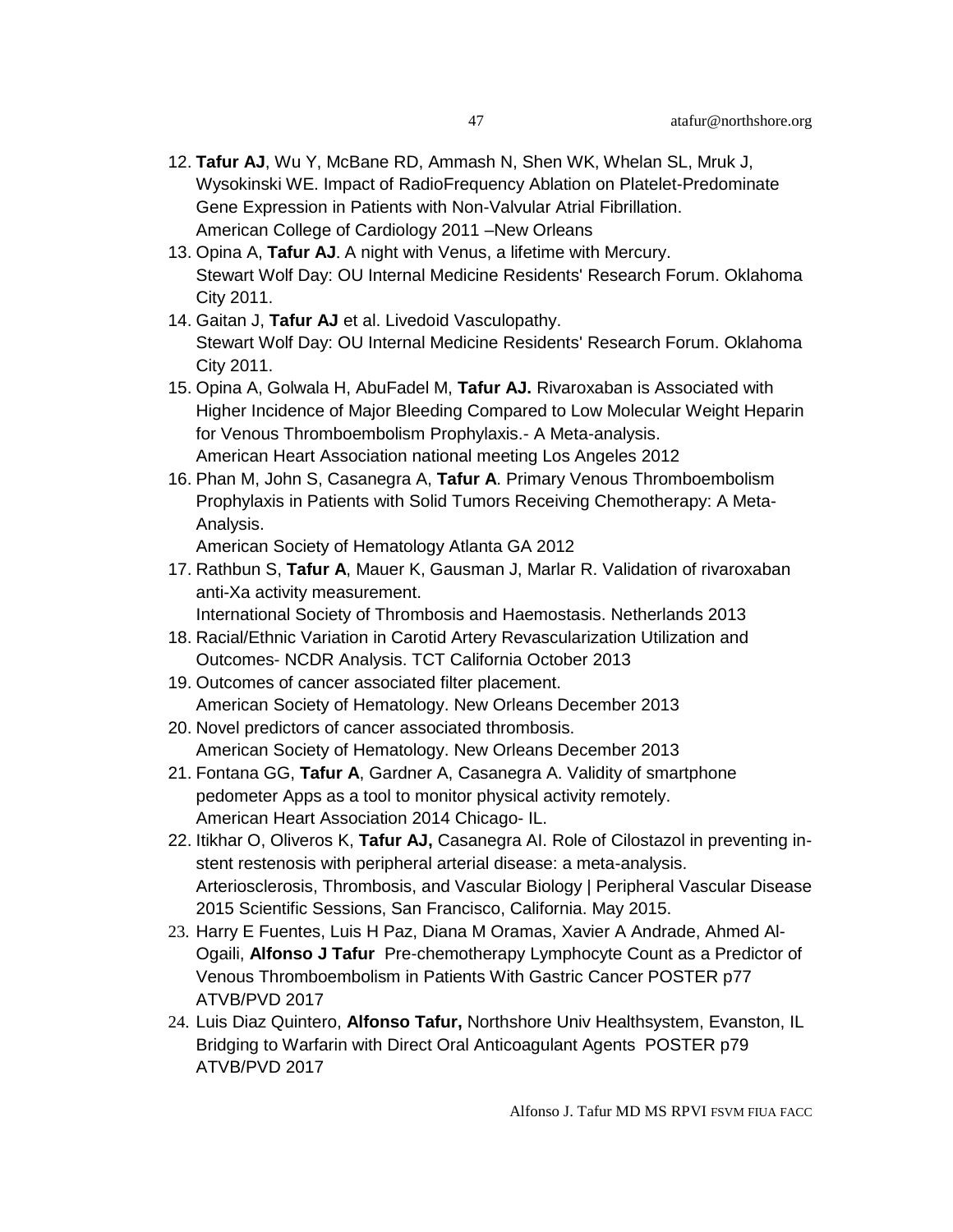12. **Tafur AJ**, Wu Y, McBane RD, Ammash N, Shen WK, Whelan SL, Mruk J, Wysokinski WE. Impact of RadioFrequency Ablation on Platelet-Predominate Gene Expression in Patients with Non-Valvular Atrial Fibrillation.
    American College of Cardiology 2011 –New Orleans
13. Opina A, **Tafur AJ**. A night with Venus, a lifetime with Mercury.
    Stewart Wolf Day: OU Internal Medicine Residents' Research Forum. Oklahoma City 2011.
14. Gaitan J, **Tafur AJ** et al. Livedoid Vasculopathy.
    Stewart Wolf Day: OU Internal Medicine Residents' Research Forum. Oklahoma City 2011.
15. Opina A, Golwala H, AbuFadel M, **Tafur AJ.** Rivaroxaban is Associated with Higher Incidence of Major Bleeding Compared to Low Molecular Weight Heparin for Venous Thromboembolism Prophylaxis.- A Meta-analysis.
    American Heart Association national meeting Los Angeles 2012
16. Phan M, John S, Casanegra A, **Tafur A**. Primary Venous Thromboembolism Prophylaxis in Patients with Solid Tumors Receiving Chemotherapy: A Meta-Analysis.
    American Society of Hematology Atlanta GA 2012
17. Rathbun S, **Tafur A**, Mauer K, Gausman J, Marlar R. Validation of rivaroxaban anti-Xa activity measurement.
    International Society of Thrombosis and Haemostasis. Netherlands 2013
18. Racial/Ethnic Variation in Carotid Artery Revascularization Utilization and Outcomes- NCDR Analysis. TCT California October 2013
19. Outcomes of cancer associated filter placement.
    American Society of Hematology. New Orleans December 2013
20. Novel predictors of cancer associated thrombosis.
    American Society of Hematology. New Orleans December 2013
21. Fontana GG, **Tafur A**, Gardner A, Casanegra A. Validity of smartphone pedometer Apps as a tool to monitor physical activity remotely.
    American Heart Association 2014 Chicago- IL.
22. Itikhar O, Oliveros K, **Tafur AJ,** Casanegra AI. Role of Cilostazol in preventing in-stent restenosis with peripheral arterial disease: a meta-analysis.
    Arteriosclerosis, Thrombosis, and Vascular Biology | Peripheral Vascular Disease 2015 Scientific Sessions, San Francisco, California. May 2015.
23. Harry E Fuentes, Luis H Paz, Diana M Oramas, Xavier A Andrade, Ahmed Al-Ogaili, **Alfonso J Tafur** Pre-chemotherapy Lymphocyte Count as a Predictor of Venous Thromboembolism in Patients With Gastric Cancer POSTER p77 ATVB/PVD 2017
24. Luis Diaz Quintero, **Alfonso Tafur,** Northshore Univ Healthsystem, Evanston, IL Bridging to Warfarin with Direct Oral Anticoagulant Agents POSTER p79 ATVB/PVD 2017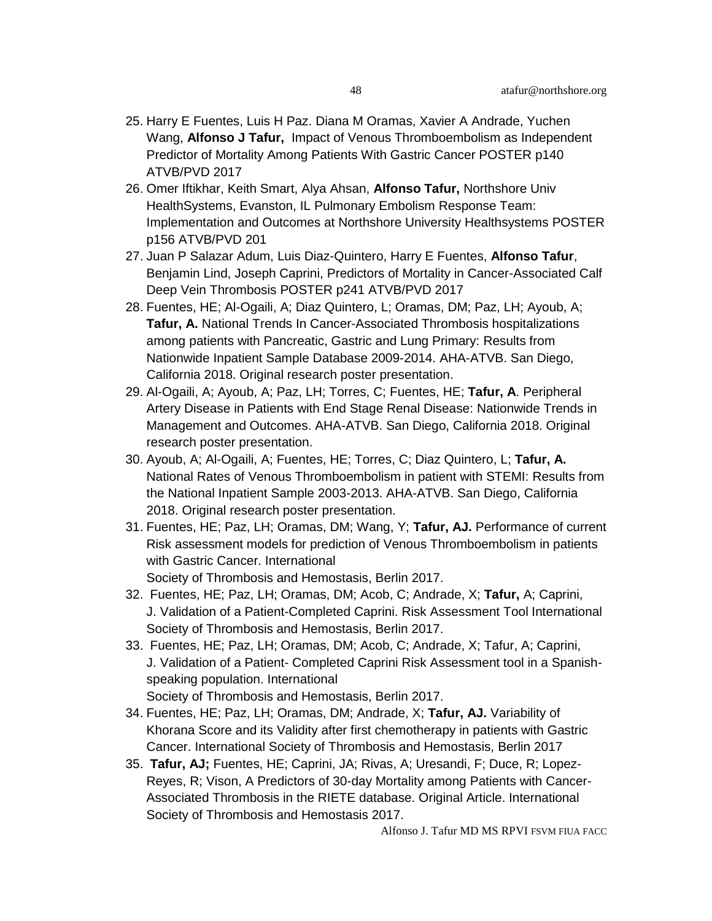25. Harry E Fuentes, Luis H Paz. Diana M Oramas, Xavier A Andrade, Yuchen Wang, **Alfonso J Tafur,** Impact of Venous Thromboembolism as Independent Predictor of Mortality Among Patients With Gastric Cancer POSTER p140 ATVB/PVD 2017
26. Omer Iftikhar, Keith Smart, Alya Ahsan, **Alfonso Tafur,** Northshore Univ HealthSystems, Evanston, IL Pulmonary Embolism Response Team: Implementation and Outcomes at Northshore University Healthsystems POSTER p156 ATVB/PVD 201
27. Juan P Salazar Adum, Luis Diaz-Quintero, Harry E Fuentes, **Alfonso Tafur**, Benjamin Lind, Joseph Caprini, Predictors of Mortality in Cancer-Associated Calf Deep Vein Thrombosis POSTER p241 ATVB/PVD 2017
28. Fuentes, HE; Al-Ogaili, A; Diaz Quintero, L; Oramas, DM; Paz, LH; Ayoub, A; **Tafur, A.** National Trends In Cancer-Associated Thrombosis hospitalizations among patients with Pancreatic, Gastric and Lung Primary: Results from Nationwide Inpatient Sample Database 2009-2014. AHA-ATVB. San Diego, California 2018. Original research poster presentation.
29. Al-Ogaili, A; Ayoub, A; Paz, LH; Torres, C; Fuentes, HE; **Tafur, A**. Peripheral Artery Disease in Patients with End Stage Renal Disease: Nationwide Trends in Management and Outcomes. AHA-ATVB. San Diego, California 2018. Original research poster presentation.
30. Ayoub, A; Al-Ogaili, A; Fuentes, HE; Torres, C; Diaz Quintero, L; **Tafur, A.** National Rates of Venous Thromboembolism in patient with STEMI: Results from the National Inpatient Sample 2003-2013. AHA-ATVB. San Diego, California 2018. Original research poster presentation.
31. Fuentes, HE; Paz, LH; Oramas, DM; Wang, Y; **Tafur, AJ.** Performance of current Risk assessment models for prediction of Venous Thromboembolism in patients with Gastric Cancer. International Society of Thrombosis and Hemostasis, Berlin 2017.
32. Fuentes, HE; Paz, LH; Oramas, DM; Acob, C; Andrade, X; **Tafur,** A; Caprini, J. Validation of a Patient-Completed Caprini. Risk Assessment Tool International Society of Thrombosis and Hemostasis, Berlin 2017.
33. Fuentes, HE; Paz, LH; Oramas, DM; Acob, C; Andrade, X; Tafur, A; Caprini, J. Validation of a Patient- Completed Caprini Risk Assessment tool in a Spanish-speaking population. International Society of Thrombosis and Hemostasis, Berlin 2017.
34. Fuentes, HE; Paz, LH; Oramas, DM; Andrade, X; **Tafur, AJ.** Variability of Khorana Score and its Validity after first chemotherapy in patients with Gastric Cancer. International Society of Thrombosis and Hemostasis, Berlin 2017
35. **Tafur, AJ;** Fuentes, HE; Caprini, JA; Rivas, A; Uresandi, F; Duce, R; Lopez-Reyes, R; Vison, A Predictors of 30-day Mortality among Patients with Cancer-Associated Thrombosis in the RIETE database. Original Article. International Society of Thrombosis and Hemostasis 2017.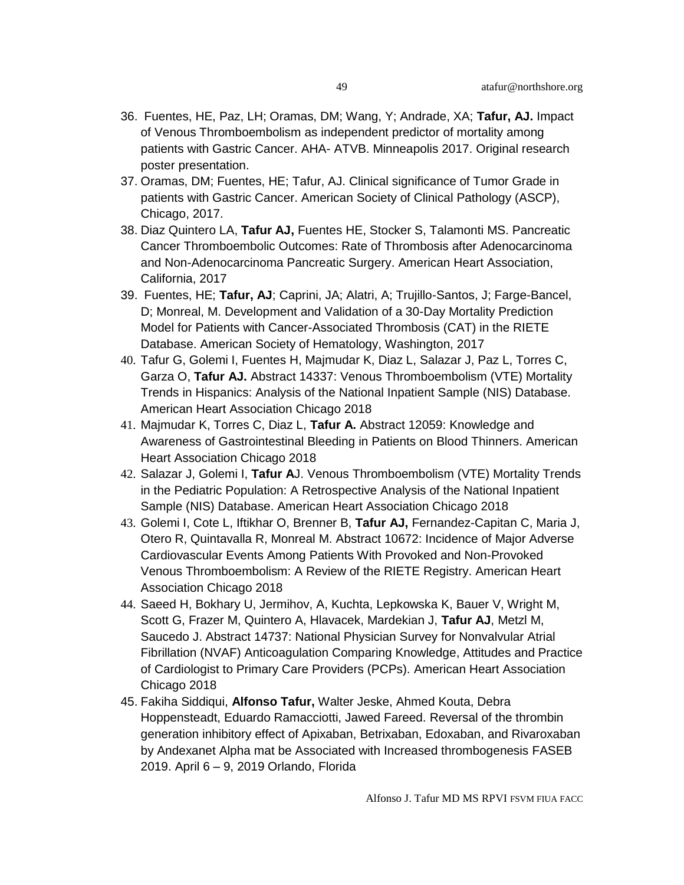36. Fuentes, HE, Paz, LH; Oramas, DM; Wang, Y; Andrade, XA; **Tafur, AJ.** Impact of Venous Thromboembolism as independent predictor of mortality among patients with Gastric Cancer. AHA- ATVB. Minneapolis 2017. Original research poster presentation.
37. Oramas, DM; Fuentes, HE; Tafur, AJ. Clinical significance of Tumor Grade in patients with Gastric Cancer. American Society of Clinical Pathology (ASCP), Chicago, 2017.
38. Diaz Quintero LA, **Tafur AJ,** Fuentes HE, Stocker S, Talamonti MS. Pancreatic Cancer Thromboembolic Outcomes: Rate of Thrombosis after Adenocarcinoma and Non-Adenocarcinoma Pancreatic Surgery. American Heart Association, California, 2017
39. Fuentes, HE; **Tafur, AJ**; Caprini, JA; Alatri, A; Trujillo-Santos, J; Farge-Bancel, D; Monreal, M. Development and Validation of a 30-Day Mortality Prediction Model for Patients with Cancer-Associated Thrombosis (CAT) in the RIETE Database. American Society of Hematology, Washington, 2017
40. Tafur G, Golemi I, Fuentes H, Majmudar K, Diaz L, Salazar J, Paz L, Torres C, Garza O, **Tafur AJ.** Abstract 14337: Venous Thromboembolism (VTE) Mortality Trends in Hispanics: Analysis of the National Inpatient Sample (NIS) Database. American Heart Association Chicago 2018
41. Majmudar K, Torres C, Diaz L, **Tafur A.** Abstract 12059: Knowledge and Awareness of Gastrointestinal Bleeding in Patients on Blood Thinners. American Heart Association Chicago 2018
42. Salazar J, Golemi I, **Tafur A**J. Venous Thromboembolism (VTE) Mortality Trends in the Pediatric Population: A Retrospective Analysis of the National Inpatient Sample (NIS) Database. American Heart Association Chicago 2018
43. Golemi I, Cote L, Iftikhar O, Brenner B, **Tafur AJ,** Fernandez-Capitan C, Maria J, Otero R, Quintavalla R, Monreal M. Abstract 10672: Incidence of Major Adverse Cardiovascular Events Among Patients With Provoked and Non-Provoked Venous Thromboembolism: A Review of the RIETE Registry. American Heart Association Chicago 2018
44. Saeed H, Bokhary U, Jermihov, A, Kuchta, Lepkowska K, Bauer V, Wright M, Scott G, Frazer M, Quintero A, Hlavacek, Mardekian J, **Tafur AJ**, Metzl M, Saucedo J. Abstract 14737: National Physician Survey for Nonvalvular Atrial Fibrillation (NVAF) Anticoagulation Comparing Knowledge, Attitudes and Practice of Cardiologist to Primary Care Providers (PCPs). American Heart Association Chicago 2018
45. Fakiha Siddiqui, **Alfonso Tafur,** Walter Jeske, Ahmed Kouta, Debra Hoppensteadt, Eduardo Ramacciotti, Jawed Fareed. Reversal of the thrombin generation inhibitory effect of Apixaban, Betrixaban, Edoxaban, and Rivaroxaban by Andexanet Alpha mat be Associated with Increased thrombogenesis FASEB 2019. April 6 – 9, 2019 Orlando, Florida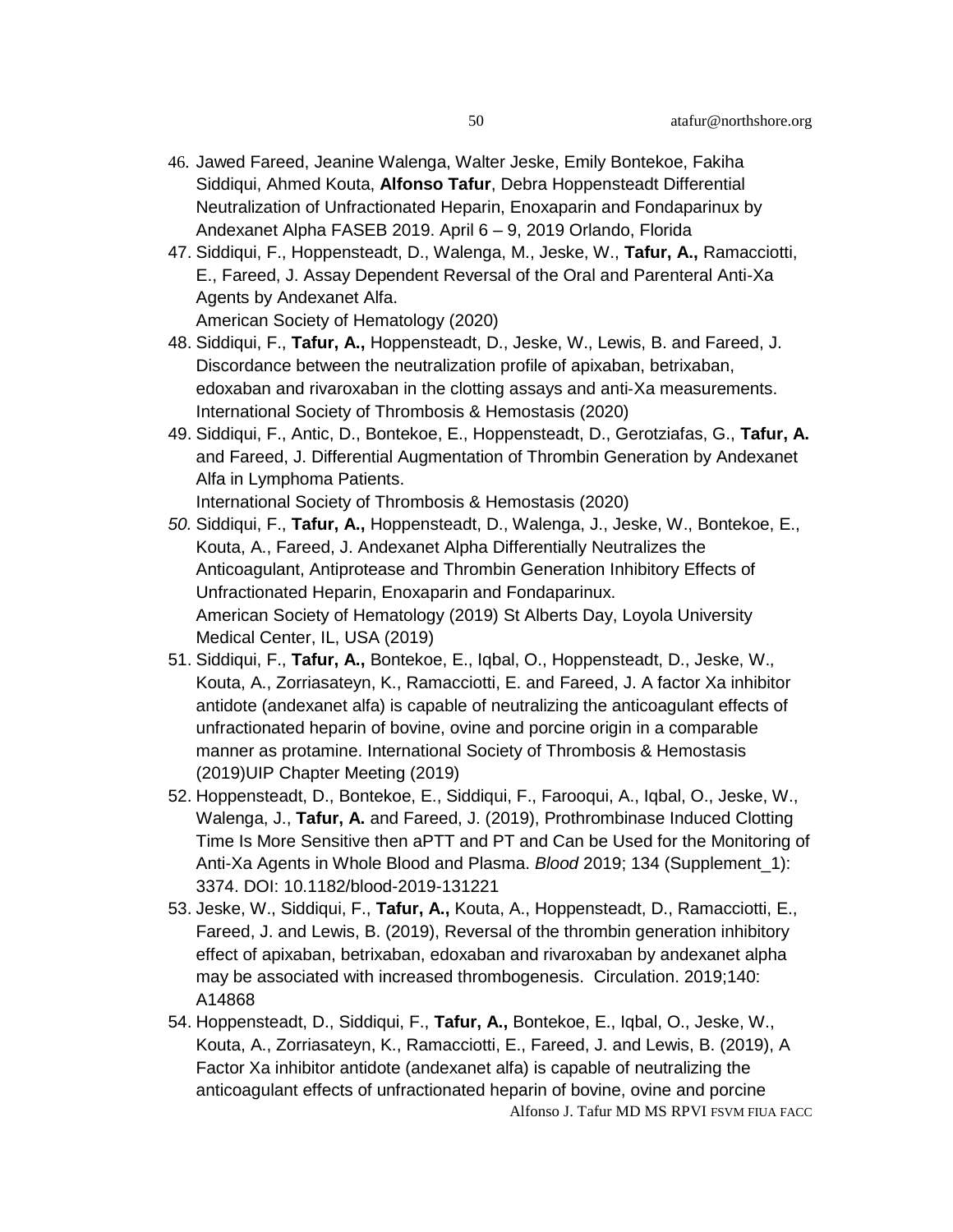46. Jawed Fareed, Jeanine Walenga, Walter Jeske, Emily Bontekoe, Fakiha Siddiqui, Ahmed Kouta, **Alfonso Tafur**, Debra Hoppensteadt Differential Neutralization of Unfractionated Heparin, Enoxaparin and Fondaparinux by Andexanet Alpha FASEB 2019. April 6 – 9, 2019 Orlando, Florida
47. Siddiqui, F., Hoppensteadt, D., Walenga, M., Jeske, W., **Tafur, A.,** Ramacciotti, E., Fareed, J. Assay Dependent Reversal of the Oral and Parenteral Anti-Xa Agents by Andexanet Alfa.
    American Society of Hematology (2020)
48. Siddiqui, F., **Tafur, A.,** Hoppensteadt, D., Jeske, W., Lewis, B. and Fareed, J. Discordance between the neutralization profile of apixaban, betrixaban, edoxaban and rivaroxaban in the clotting assays and anti-Xa measurements. International Society of Thrombosis & Hemostasis (2020)
49. Siddiqui, F., Antic, D., Bontekoe, E., Hoppensteadt, D., Gerotziafas, G., **Tafur, A.** and Fareed, J. Differential Augmentation of Thrombin Generation by Andexanet Alfa in Lymphoma Patients.
    International Society of Thrombosis & Hemostasis (2020)
50. Siddiqui, F., **Tafur, A.,** Hoppensteadt, D., Walenga, J., Jeske, W., Bontekoe, E., Kouta, A., Fareed, J. Andexanet Alpha Differentially Neutralizes the Anticoagulant, Antiprotease and Thrombin Generation Inhibitory Effects of Unfractionated Heparin, Enoxaparin and Fondaparinux.
    American Society of Hematology (2019) St Alberts Day, Loyola University Medical Center, IL, USA (2019)
51. Siddiqui, F., **Tafur, A.,** Bontekoe, E., Iqbal, O., Hoppensteadt, D., Jeske, W., Kouta, A., Zorriasateyn, K., Ramacciotti, E. and Fareed, J. A factor Xa inhibitor antidote (andexanet alfa) is capable of neutralizing the anticoagulant effects of unfractionated heparin of bovine, ovine and porcine origin in a comparable manner as protamine. International Society of Thrombosis & Hemostasis (2019)UIP Chapter Meeting (2019)
52. Hoppensteadt, D., Bontekoe, E., Siddiqui, F., Farooqui, A., Iqbal, O., Jeske, W., Walenga, J., **Tafur, A.** and Fareed, J. (2019), Prothrombinase Induced Clotting Time Is More Sensitive then aPTT and PT and Can be Used for the Monitoring of Anti-Xa Agents in Whole Blood and Plasma. *Blood* 2019; 134 (Supplement_1): 3374. DOI: 10.1182/blood-2019-131221
53. Jeske, W., Siddiqui, F., **Tafur, A.,** Kouta, A., Hoppensteadt, D., Ramacciotti, E., Fareed, J. and Lewis, B. (2019), Reversal of the thrombin generation inhibitory effect of apixaban, betrixaban, edoxaban and rivaroxaban by andexanet alpha may be associated with increased thrombogenesis. Circulation. 2019;140: A14868
54. Hoppensteadt, D., Siddiqui, F., **Tafur, A.,** Bontekoe, E., Iqbal, O., Jeske, W., Kouta, A., Zorriasateyn, K., Ramacciotti, E., Fareed, J. and Lewis, B. (2019), A Factor Xa inhibitor antidote (andexanet alfa) is capable of neutralizing the anticoagulant effects of unfractionated heparin of bovine, ovine and porcine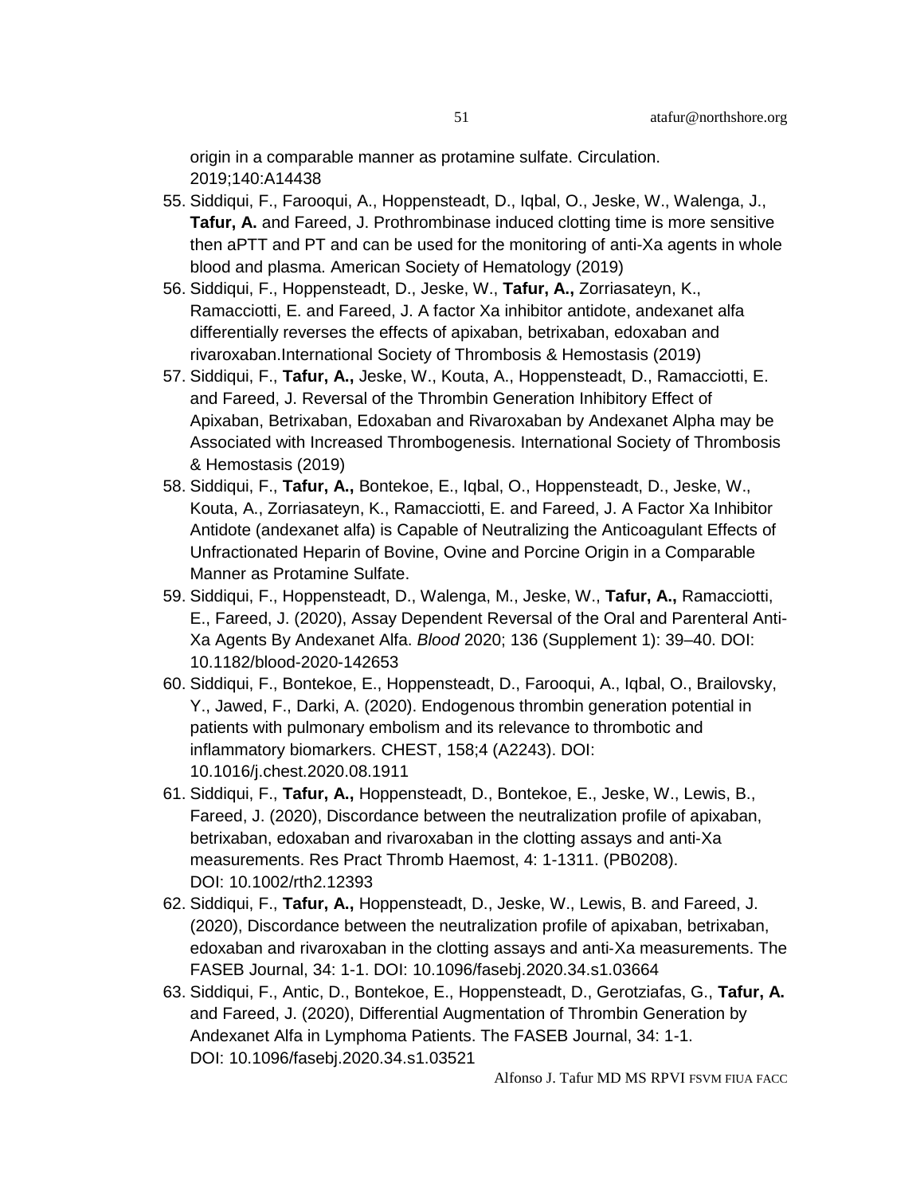origin in a comparable manner as protamine sulfate. Circulation. 2019;140:A14438

55. Siddiqui, F., Farooqui, A., Hoppensteadt, D., Iqbal, O., Jeske, W., Walenga, J., **Tafur, A.** and Fareed, J. Prothrombinase induced clotting time is more sensitive then aPTT and PT and can be used for the monitoring of anti-Xa agents in whole blood and plasma. American Society of Hematology (2019)
56. Siddiqui, F., Hoppensteadt, D., Jeske, W., **Tafur, A.,** Zorriasateyn, K., Ramacciotti, E. and Fareed, J. A factor Xa inhibitor antidote, andexanet alfa differentially reverses the effects of apixaban, betrixaban, edoxaban and rivaroxaban.International Society of Thrombosis & Hemostasis (2019)
57. Siddiqui, F., **Tafur, A.,** Jeske, W., Kouta, A., Hoppensteadt, D., Ramacciotti, E. and Fareed, J. Reversal of the Thrombin Generation Inhibitory Effect of Apixaban, Betrixaban, Edoxaban and Rivaroxaban by Andexanet Alpha may be Associated with Increased Thrombogenesis. International Society of Thrombosis & Hemostasis (2019)
58. Siddiqui, F., **Tafur, A.,** Bontekoe, E., Iqbal, O., Hoppensteadt, D., Jeske, W., Kouta, A., Zorriasateyn, K., Ramacciotti, E. and Fareed, J. A Factor Xa Inhibitor Antidote (andexanet alfa) is Capable of Neutralizing the Anticoagulant Effects of Unfractionated Heparin of Bovine, Ovine and Porcine Origin in a Comparable Manner as Protamine Sulfate.
59. Siddiqui, F., Hoppensteadt, D., Walenga, M., Jeske, W., **Tafur, A.,** Ramacciotti, E., Fareed, J. (2020), Assay Dependent Reversal of the Oral and Parenteral Anti-Xa Agents By Andexanet Alfa. *Blood* 2020; 136 (Supplement 1): 39–40. DOI: 10.1182/blood-2020-142653
60. Siddiqui, F., Bontekoe, E., Hoppensteadt, D., Farooqui, A., Iqbal, O., Brailovsky, Y., Jawed, F., Darki, A. (2020). Endogenous thrombin generation potential in patients with pulmonary embolism and its relevance to thrombotic and inflammatory biomarkers. CHEST, 158;4 (A2243). DOI: 10.1016/j.chest.2020.08.1911
61. Siddiqui, F., **Tafur, A.,** Hoppensteadt, D., Bontekoe, E., Jeske, W., Lewis, B., Fareed, J. (2020), Discordance between the neutralization profile of apixaban, betrixaban, edoxaban and rivaroxaban in the clotting assays and anti-Xa measurements. Res Pract Thromb Haemost, 4: 1-1311. (PB0208). DOI: 10.1002/rth2.12393
62. Siddiqui, F., **Tafur, A.,** Hoppensteadt, D., Jeske, W., Lewis, B. and Fareed, J. (2020), Discordance between the neutralization profile of apixaban, betrixaban, edoxaban and rivaroxaban in the clotting assays and anti-Xa measurements. The FASEB Journal, 34: 1-1. DOI: 10.1096/fasebj.2020.34.s1.03664
63. Siddiqui, F., Antic, D., Bontekoe, E., Hoppensteadt, D., Gerotziafas, G., **Tafur, A.** and Fareed, J. (2020), Differential Augmentation of Thrombin Generation by Andexanet Alfa in Lymphoma Patients. The FASEB Journal, 34: 1-1. DOI: 10.1096/fasebj.2020.34.s1.03521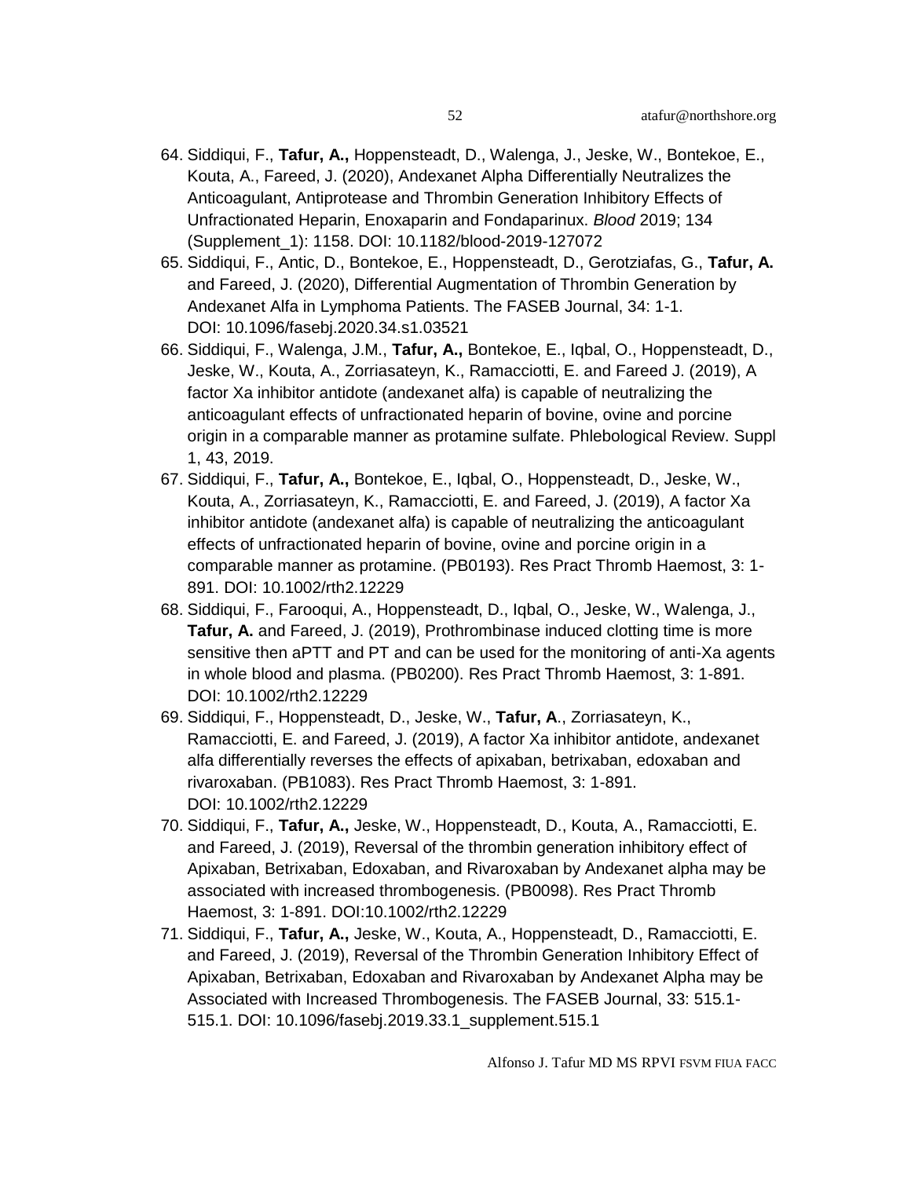64. Siddiqui, F., **Tafur, A.,** Hoppensteadt, D., Walenga, J., Jeske, W., Bontekoe, E., Kouta, A., Fareed, J. (2020), Andexanet Alpha Differentially Neutralizes the Anticoagulant, Antiprotease and Thrombin Generation Inhibitory Effects of Unfractionated Heparin, Enoxaparin and Fondaparinux. *Blood* 2019; 134 (Supplement_1): 1158. DOI: 10.1182/blood-2019-127072
65. Siddiqui, F., Antic, D., Bontekoe, E., Hoppensteadt, D., Gerotziafas, G., **Tafur, A.** and Fareed, J. (2020), Differential Augmentation of Thrombin Generation by Andexanet Alfa in Lymphoma Patients. The FASEB Journal, 34: 1-1. DOI: 10.1096/fasebj.2020.34.s1.03521
66. Siddiqui, F., Walenga, J.M., **Tafur, A.,** Bontekoe, E., Iqbal, O., Hoppensteadt, D., Jeske, W., Kouta, A., Zorriasateyn, K., Ramacciotti, E. and Fareed J. (2019), A factor Xa inhibitor antidote (andexanet alfa) is capable of neutralizing the anticoagulant effects of unfractionated heparin of bovine, ovine and porcine origin in a comparable manner as protamine sulfate. Phlebological Review. Suppl 1, 43, 2019.
67. Siddiqui, F., **Tafur, A.,** Bontekoe, E., Iqbal, O., Hoppensteadt, D., Jeske, W., Kouta, A., Zorriasateyn, K., Ramacciotti, E. and Fareed, J. (2019), A factor Xa inhibitor antidote (andexanet alfa) is capable of neutralizing the anticoagulant effects of unfractionated heparin of bovine, ovine and porcine origin in a comparable manner as protamine. (PB0193). Res Pract Thromb Haemost, 3: 1-891. DOI: 10.1002/rth2.12229
68. Siddiqui, F., Farooqui, A., Hoppensteadt, D., Iqbal, O., Jeske, W., Walenga, J., **Tafur, A.** and Fareed, J. (2019), Prothrombinase induced clotting time is more sensitive then aPTT and PT and can be used for the monitoring of anti-Xa agents in whole blood and plasma. (PB0200). Res Pract Thromb Haemost, 3: 1-891. DOI: 10.1002/rth2.12229
69. Siddiqui, F., Hoppensteadt, D., Jeske, W., **Tafur, A**., Zorriasateyn, K., Ramacciotti, E. and Fareed, J. (2019), A factor Xa inhibitor antidote, andexanet alfa differentially reverses the effects of apixaban, betrixaban, edoxaban and rivaroxaban. (PB1083). Res Pract Thromb Haemost, 3: 1-891. DOI: 10.1002/rth2.12229
70. Siddiqui, F., **Tafur, A.,** Jeske, W., Hoppensteadt, D., Kouta, A., Ramacciotti, E. and Fareed, J. (2019), Reversal of the thrombin generation inhibitory effect of Apixaban, Betrixaban, Edoxaban, and Rivaroxaban by Andexanet alpha may be associated with increased thrombogenesis. (PB0098). Res Pract Thromb Haemost, 3: 1-891. DOI:10.1002/rth2.12229
71. Siddiqui, F., **Tafur, A.,** Jeske, W., Kouta, A., Hoppensteadt, D., Ramacciotti, E. and Fareed, J. (2019), Reversal of the Thrombin Generation Inhibitory Effect of Apixaban, Betrixaban, Edoxaban and Rivaroxaban by Andexanet Alpha may be Associated with Increased Thrombogenesis. The FASEB Journal, 33: 515.1-515.1. DOI: 10.1096/fasebj.2019.33.1_supplement.515.1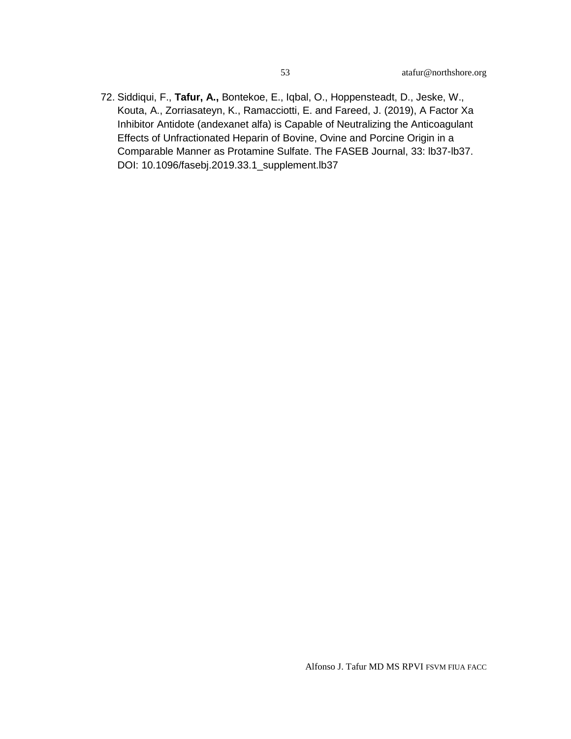72. Siddiqui, F., **Tafur, A.,** Bontekoe, E., Iqbal, O., Hoppensteadt, D., Jeske, W., Kouta, A., Zorriasateyn, K., Ramacciotti, E. and Fareed, J. (2019), A Factor Xa Inhibitor Antidote (andexanet alfa) is Capable of Neutralizing the Anticoagulant Effects of Unfractionated Heparin of Bovine, Ovine and Porcine Origin in a Comparable Manner as Protamine Sulfate. The FASEB Journal, 33: lb37-lb37. DOI: 10.1096/fasebj.2019.33.1_supplement.lb37